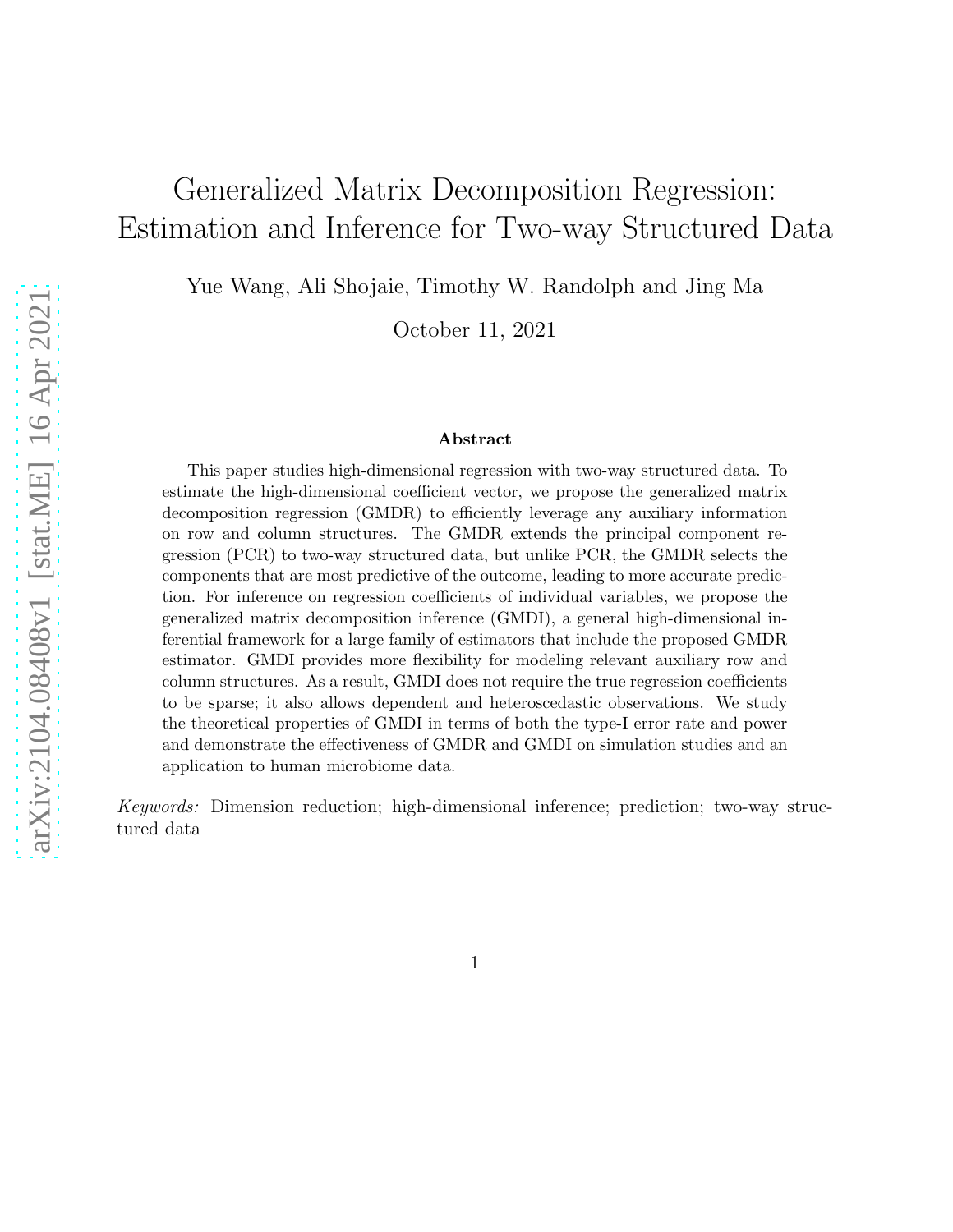# Generalized Matrix Decomposition Regression: Estimation and Inference for Two-way Structured Data

Yue Wang, Ali Shojaie, Timothy W. Randolph and Jing Ma

October 11, 2021

### Abstract

This paper studies high-dimensional regression with two-way structured data. To estimate the high-dimensional coefficient vector, we propose the generalized matrix decomposition regression (GMDR) to efficiently leverage any auxiliary information on row and column structures. The GMDR extends the principal component regression (PCR) to two-way structured data, but unlike PCR, the GMDR selects the components that are most predictive of the outcome, leading to more accurate prediction. For inference on regression coefficients of individual variables, we propose the generalized matrix decomposition inference (GMDI), a general high-dimensional inferential framework for a large family of estimators that include the proposed GMDR estimator. GMDI provides more flexibility for modeling relevant auxiliary row and column structures. As a result, GMDI does not require the true regression coefficients to be sparse; it also allows dependent and heteroscedastic observations. We study the theoretical properties of GMDI in terms of both the type-I error rate and power and demonstrate the effectiveness of GMDR and GMDI on simulation studies and an application to human microbiome data.

*Keywords:* Dimension reduction; high-dimensional inference; prediction; two-way structured data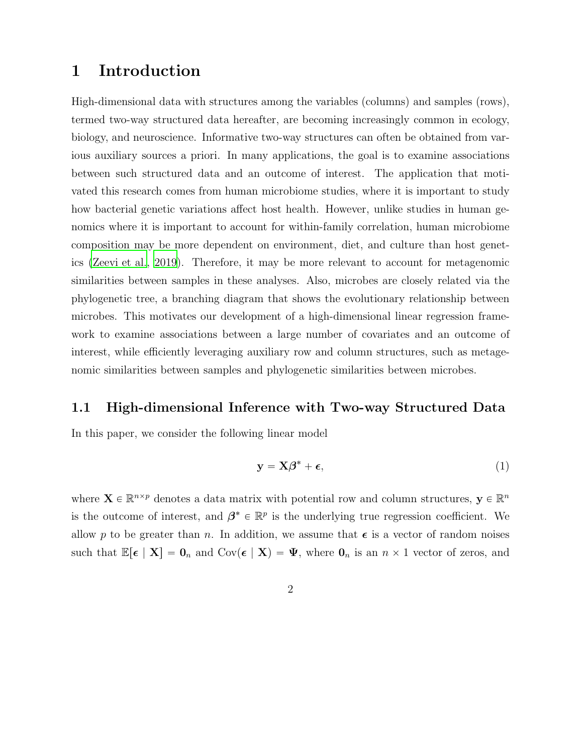# 1 Introduction

High-dimensional data with structures among the variables (columns) and samples (rows), termed two-way structured data hereafter, are becoming increasingly common in ecology, biology, and neuroscience. Informative two-way structures can often be obtained from various auxiliary sources a priori. In many applications, the goal is to examine associations between such structured data and an outcome of interest. The application that motivated this research comes from human microbiome studies, where it is important to study how bacterial genetic variations affect host health. However, unlike studies in human genomics where it is important to account for within-family correlation, human microbiome composition may be more dependent on environment, diet, and culture than host genetics (Zeevi et al., 2019). Therefore, it may be more relevant to account for metagenomic similarities between samples in these analyses. Also, microbes are closely related via the phylogenetic tree, a branching diagram that shows the evolutionary relationship between microbes. This motivates our development of a high-dimensional linear regression framework to examine associations between a large number of covariates and an outcome of interest, while efficiently leveraging auxiliary row and column structures, such as metagenomic similarities between samples and phylogenetic similarities between microbes.

## 1.1 High-dimensional Inference with Two-way Structured Data

In this paper, we consider the following linear model

$$\mathbf{y} = \mathbf{X}\boldsymbol{\beta}^* + \boldsymbol{\epsilon}, \tag{1}$$

where $\mathbf{X} \in \mathbb{R}^{n \times p}$ denotes a data matrix with potential row and column structures, $\mathbf{y} \in \mathbb{R}^n$ is the outcome of interest, and $\boldsymbol{\beta}^* \in \mathbb{R}^p$ is the underlying true regression coefficient. We allow $p$ to be greater than $n$. In addition, we assume that $\boldsymbol{\epsilon}$ is a vector of random noises such that $\mathbb{E}[\boldsymbol{\epsilon} \mid \mathbf{X}] = \mathbf{0}_n$ and $\text{Cov}(\boldsymbol{\epsilon} \mid \mathbf{X}) = \boldsymbol{\Psi}$, where $\mathbf{0}_n$ is an $n \times 1$ vector of zeros, and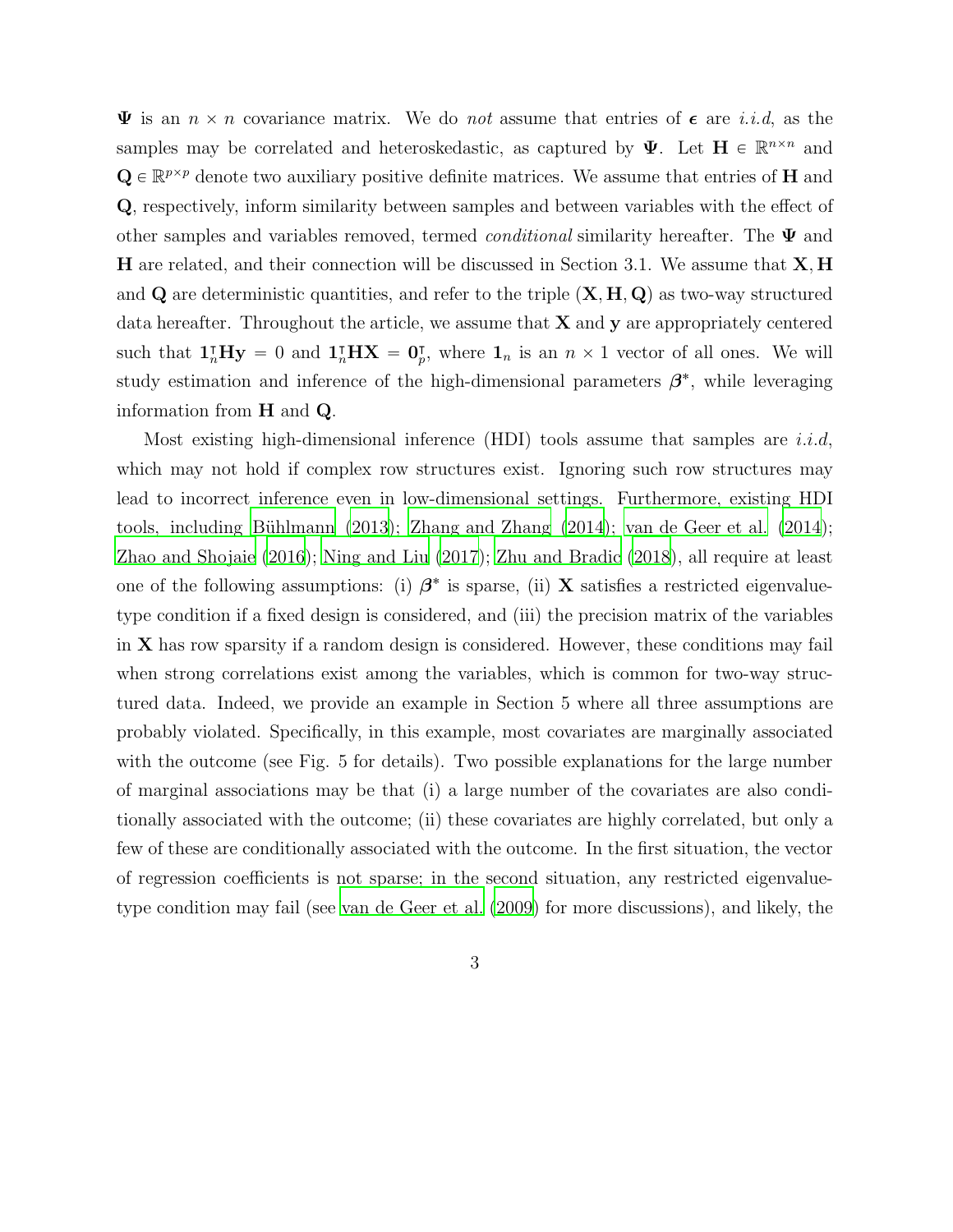$\mathbf{\Psi}$ is an $n \times n$ covariance matrix. We do *not* assume that entries of $\boldsymbol{\epsilon}$ are *i.i.d*, as the samples may be correlated and heteroskedastic, as captured by $\mathbf{\Psi}$. Let $\mathbf{H} \in \mathbb{R}^{n \times n}$ and $\mathbf{Q} \in \mathbb{R}^{p \times p}$ denote two auxiliary positive definite matrices. We assume that entries of $\mathbf{H}$ and $\mathbf{Q}$, respectively, inform similarity between samples and between variables with the effect of other samples and variables removed, termed *conditional* similarity hereafter. The $\mathbf{\Psi}$ and $\mathbf{H}$ are related, and their connection will be discussed in Section 3.1. We assume that $\mathbf{X}, \mathbf{H}$ and $\mathbf{Q}$ are deterministic quantities, and refer to the triple $(\mathbf{X}, \mathbf{H}, \mathbf{Q})$ as two-way structured data hereafter. Throughout the article, we assume that $\mathbf{X}$ and $\mathbf{y}$ are appropriately centered such that $\mathbf{1}_n^\intercal \mathbf{H} \mathbf{y} = 0$ and $\mathbf{1}_n^\intercal \mathbf{H} \mathbf{X} = \mathbf{0}_p^\intercal$, where $\mathbf{1}_n$ is an $n \times 1$ vector of all ones. We will study estimation and inference of the high-dimensional parameters $\boldsymbol{\beta}^*$, while leveraging information from $\mathbf{H}$ and $\mathbf{Q}$.

Most existing high-dimensional inference (HDI) tools assume that samples are *i.i.d*, which may not hold if complex row structures exist. Ignoring such row structures may lead to incorrect inference even in low-dimensional settings. Furthermore, existing HDI tools, including Bühlmann (2013); Zhang and Zhang (2014); van de Geer et al. (2014); Zhao and Shojaie (2016); Ning and Liu (2017); Zhu and Bradic (2018), all require at least one of the following assumptions: (i) $\boldsymbol{\beta}^*$ is sparse, (ii) $\mathbf{X}$ satisfies a restricted eigenvalue-type condition if a fixed design is considered, and (iii) the precision matrix of the variables in $\mathbf{X}$ has row sparsity if a random design is considered. However, these conditions may fail when strong correlations exist among the variables, which is common for two-way structured data. Indeed, we provide an example in Section 5 where all three assumptions are probably violated. Specifically, in this example, most covariates are marginally associated with the outcome (see Fig. 5 for details). Two possible explanations for the large number of marginal associations may be that (i) a large number of the covariates are also conditionally associated with the outcome; (ii) these covariates are highly correlated, but only a few of these are conditionally associated with the outcome. In the first situation, the vector of regression coefficients is not sparse; in the second situation, any restricted eigenvalue-type condition may fail (see van de Geer et al. (2009) for more discussions), and likely, the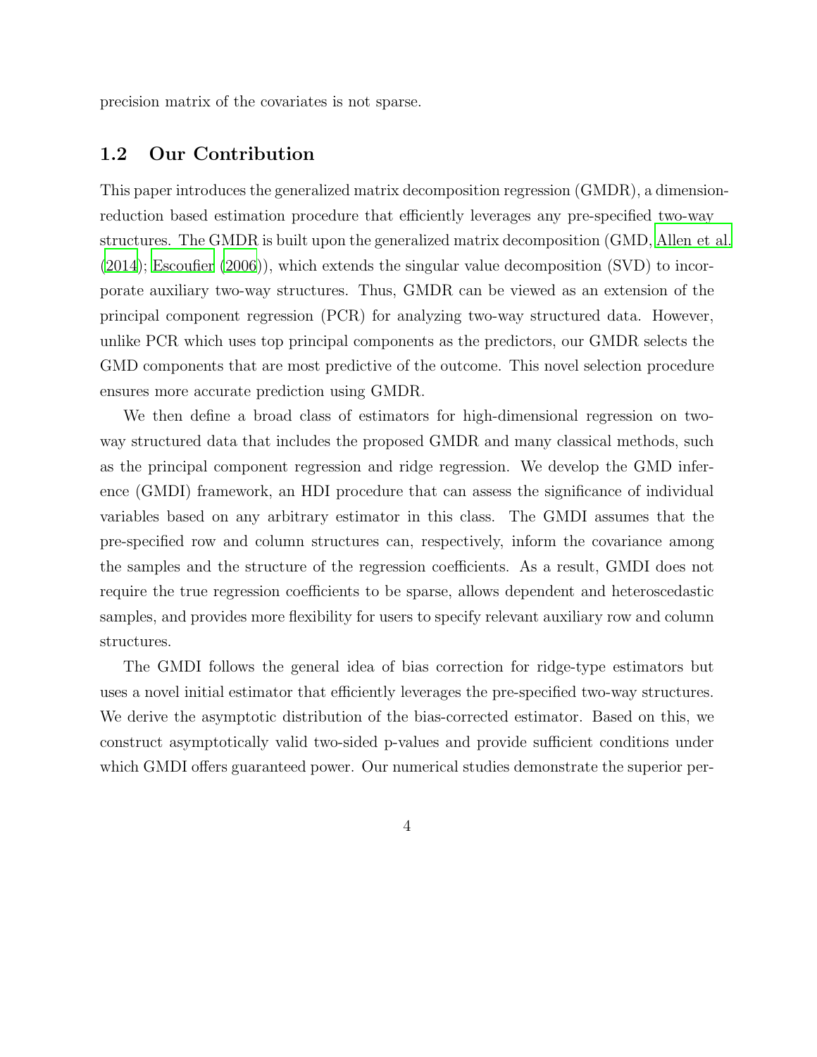precision matrix of the covariates is not sparse.

## 1.2 Our Contribution

This paper introduces the generalized matrix decomposition regression (GMDR), a dimension-reduction based estimation procedure that efficiently leverages any pre-specified two-way structures. The GMDR is built upon the generalized matrix decomposition (GMD, Allen et al. (2014); Escoufier (2006)), which extends the singular value decomposition (SVD) to incorporate auxiliary two-way structures. Thus, GMDR can be viewed as an extension of the principal component regression (PCR) for analyzing two-way structured data. However, unlike PCR which uses top principal components as the predictors, our GMDR selects the GMD components that are most predictive of the outcome. This novel selection procedure ensures more accurate prediction using GMDR.

We then define a broad class of estimators for high-dimensional regression on two-way structured data that includes the proposed GMDR and many classical methods, such as the principal component regression and ridge regression. We develop the GMD inference (GMDI) framework, an HDI procedure that can assess the significance of individual variables based on any arbitrary estimator in this class. The GMDI assumes that the pre-specified row and column structures can, respectively, inform the covariance among the samples and the structure of the regression coefficients. As a result, GMDI does not require the true regression coefficients to be sparse, allows dependent and heteroscedastic samples, and provides more flexibility for users to specify relevant auxiliary row and column structures.

The GMDI follows the general idea of bias correction for ridge-type estimators but uses a novel initial estimator that efficiently leverages the pre-specified two-way structures. We derive the asymptotic distribution of the bias-corrected estimator. Based on this, we construct asymptotically valid two-sided p-values and provide sufficient conditions under which GMDI offers guaranteed power. Our numerical studies demonstrate the superior per-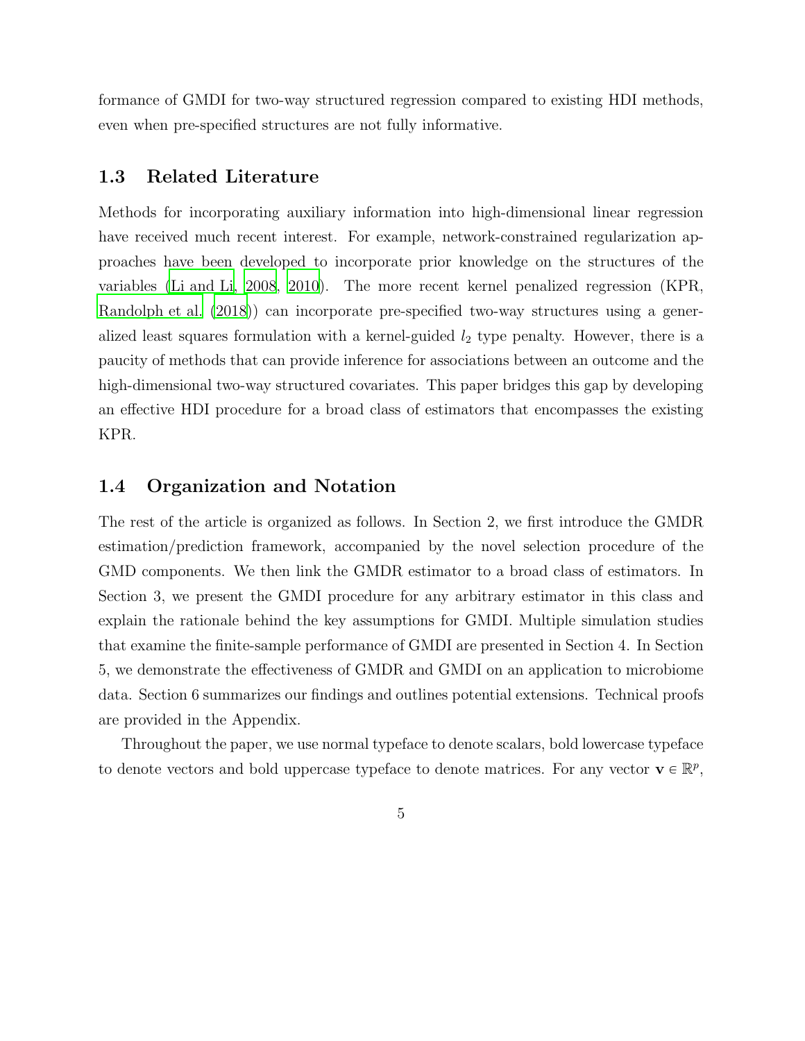formance of GMDI for two-way structured regression compared to existing HDI methods, even when pre-specified structures are not fully informative.

### 1.3 Related Literature

Methods for incorporating auxiliary information into high-dimensional linear regression have received much recent interest. For example, network-constrained regularization approaches have been developed to incorporate prior knowledge on the structures of the variables (Li and Li, 2008, 2010). The more recent kernel penalized regression (KPR, Randolph et al. (2018)) can incorporate pre-specified two-way structures using a generalized least squares formulation with a kernel-guided $l_2$ type penalty. However, there is a paucity of methods that can provide inference for associations between an outcome and the high-dimensional two-way structured covariates. This paper bridges this gap by developing an effective HDI procedure for a broad class of estimators that encompasses the existing KPR.

### 1.4 Organization and Notation

The rest of the article is organized as follows. In Section 2, we first introduce the GMDR estimation/prediction framework, accompanied by the novel selection procedure of the GMD components. We then link the GMDR estimator to a broad class of estimators. In Section 3, we present the GMDI procedure for any arbitrary estimator in this class and explain the rationale behind the key assumptions for GMDI. Multiple simulation studies that examine the finite-sample performance of GMDI are presented in Section 4. In Section 5, we demonstrate the effectiveness of GMDR and GMDI on an application to microbiome data. Section 6 summarizes our findings and outlines potential extensions. Technical proofs are provided in the Appendix.

Throughout the paper, we use normal typeface to denote scalars, bold lowercase typeface to denote vectors and bold uppercase typeface to denote matrices. For any vector $\mathbf{v} \in \mathbb{R}^p$,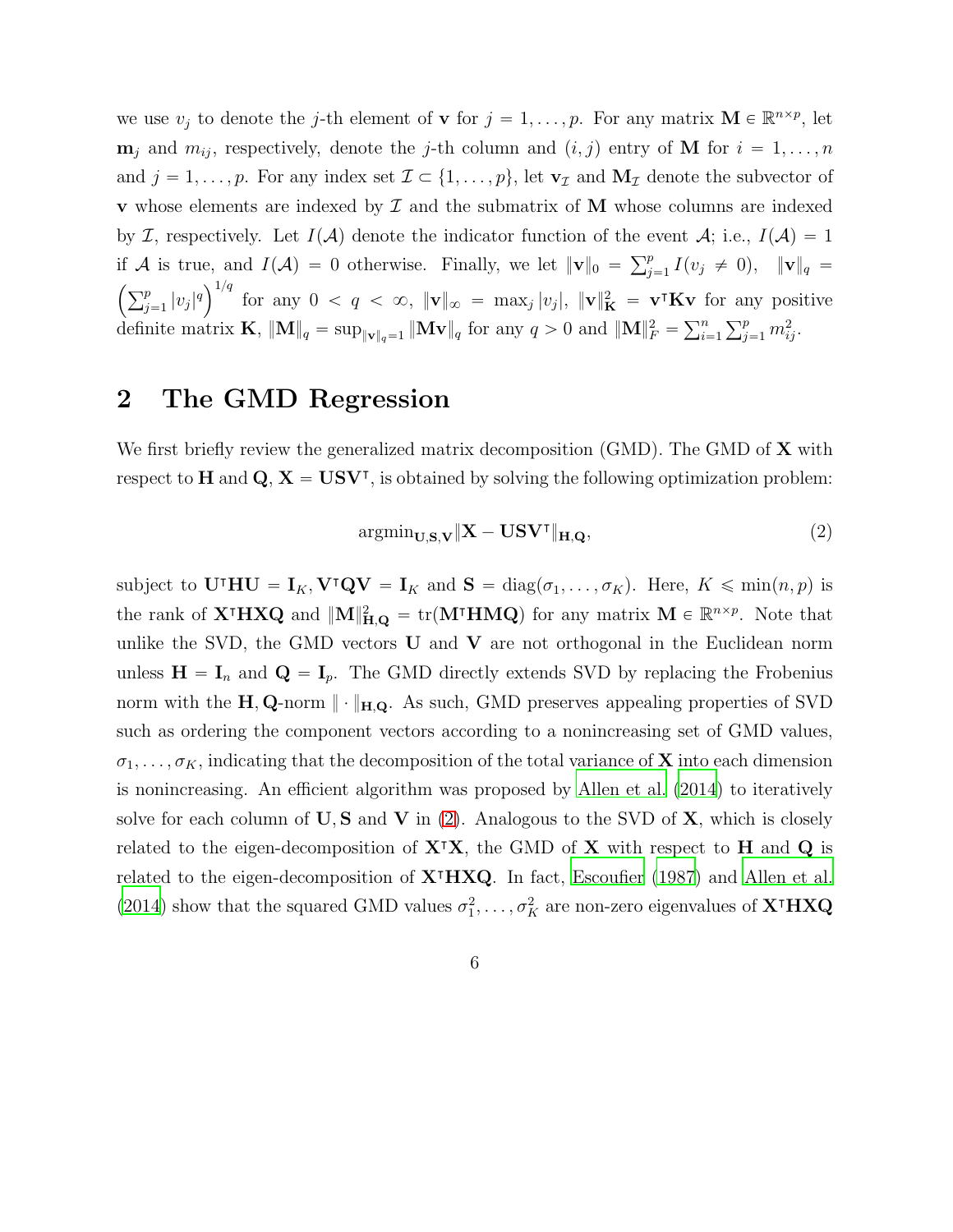we use $v_j$ to denote the $j$-th element of $\mathbf{v}$ for $j = 1, \ldots, p$. For any matrix $\mathbf{M} \in \mathbb{R}^{n \times p}$, let $\mathbf{m}_j$ and $m_{ij}$, respectively, denote the $j$-th column and $(i, j)$ entry of $\mathbf{M}$ for $i = 1, \ldots, n$ and $j = 1, \ldots, p$. For any index set $\mathcal{I} \subset \{1, \ldots, p\}$, let $\mathbf{v}_{\mathcal{I}}$ and $\mathbf{M}_{\mathcal{I}}$ denote the subvector of $\mathbf{v}$ whose elements are indexed by $\mathcal{I}$ and the submatrix of $\mathbf{M}$ whose columns are indexed by $\mathcal{I}$, respectively. Let $I(\mathcal{A})$ denote the indicator function of the event $\mathcal{A}$; i.e., $I(\mathcal{A}) = 1$ if $\mathcal{A}$ is true, and $I(\mathcal{A}) = 0$ otherwise. Finally, we let $\|\mathbf{v}\|_0 = \sum_{j=1}^p I(v_j \neq 0)$, $\|\mathbf{v}\|_q = \left(\sum_{j=1}^p |v_j|^q\right)^{1/q}$ for any $0 < q < \infty$, $\|\mathbf{v}\|_\infty = \max_j |v_j|$, $\|\mathbf{v}\|_{\mathbf{K}}^2 = \mathbf{v}^\intercal \mathbf{K} \mathbf{v}$ for any positive definite matrix $\mathbf{K}$, $\|\mathbf{M}\|_q = \sup_{\|\mathbf{v}\|_q = 1} \|\mathbf{M}\mathbf{v}\|_q$ for any $q > 0$ and $\|\mathbf{M}\|_F^2 = \sum_{i=1}^n \sum_{j=1}^p m_{ij}^2$.

## 2 The GMD Regression

We first briefly review the generalized matrix decomposition (GMD). The GMD of $\mathbf{X}$ with respect to $\mathbf{H}$ and $\mathbf{Q}$, $\mathbf{X} = \mathbf{U}\mathbf{S}\mathbf{V}^\intercal$, is obtained by solving the following optimization problem:

$$\operatorname{argmin}_{\mathbf{U},\mathbf{S},\mathbf{V}} \|\mathbf{X} - \mathbf{U}\mathbf{S}\mathbf{V}^\intercal\|_{\mathbf{H},\mathbf{Q}}, \tag{2}$$

subject to $\mathbf{U}^\intercal \mathbf{H} \mathbf{U} = \mathbf{I}_K$, $\mathbf{V}^\intercal \mathbf{Q} \mathbf{V} = \mathbf{I}_K$ and $\mathbf{S} = \operatorname{diag}(\sigma_1, \ldots, \sigma_K)$. Here, $K \leqslant \min(n, p)$ is the rank of $\mathbf{X}^\intercal \mathbf{H} \mathbf{X} \mathbf{Q}$ and $\|\mathbf{M}\|_{\mathbf{H},\mathbf{Q}}^2 = \operatorname{tr}(\mathbf{M}^\intercal \mathbf{H} \mathbf{M} \mathbf{Q})$ for any matrix $\mathbf{M} \in \mathbb{R}^{n \times p}$. Note that unlike the SVD, the GMD vectors $\mathbf{U}$ and $\mathbf{V}$ are not orthogonal in the Euclidean norm unless $\mathbf{H} = \mathbf{I}_n$ and $\mathbf{Q} = \mathbf{I}_p$. The GMD directly extends SVD by replacing the Frobenius norm with the $\mathbf{H}, \mathbf{Q}$-norm $\|\cdot\|_{\mathbf{H},\mathbf{Q}}$. As such, GMD preserves appealing properties of SVD such as ordering the component vectors according to a nonincreasing set of GMD values, $\sigma_1, \ldots, \sigma_K$, indicating that the decomposition of the total variance of $\mathbf{X}$ into each dimension is nonincreasing. An efficient algorithm was proposed by Allen et al. (2014) to iteratively solve for each column of $\mathbf{U}, \mathbf{S}$ and $\mathbf{V}$ in (2). Analogous to the SVD of $\mathbf{X}$, which is closely related to the eigen-decomposition of $\mathbf{X}^\intercal \mathbf{X}$, the GMD of $\mathbf{X}$ with respect to $\mathbf{H}$ and $\mathbf{Q}$ is related to the eigen-decomposition of $\mathbf{X}^\intercal \mathbf{H} \mathbf{X} \mathbf{Q}$. In fact, Escoufier (1987) and Allen et al. (2014) show that the squared GMD values $\sigma_1^2, \ldots, \sigma_K^2$ are non-zero eigenvalues of $\mathbf{X}^\intercal \mathbf{H} \mathbf{X} \mathbf{Q}$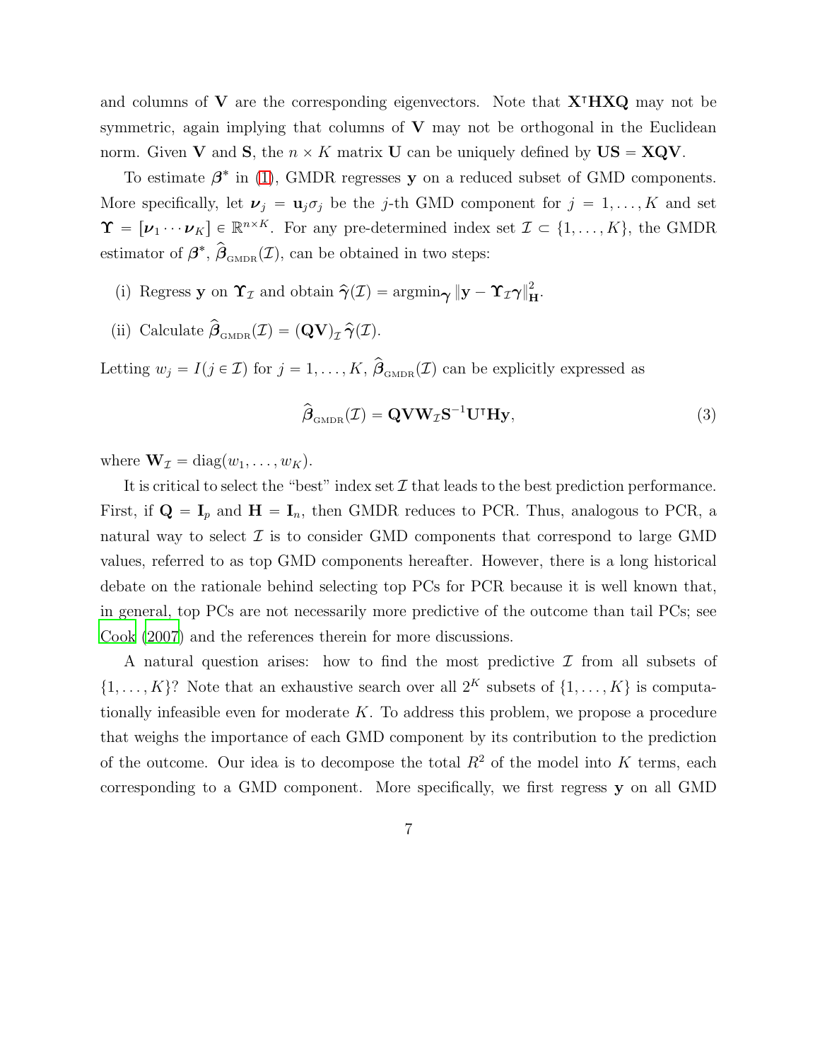and columns of $\mathbf{V}$ are the corresponding eigenvectors. Note that $\mathbf{X}^\intercal\mathbf{H}\mathbf{X}\mathbf{Q}$ may not be symmetric, again implying that columns of $\mathbf{V}$ may not be orthogonal in the Euclidean norm. Given $\mathbf{V}$ and $\mathbf{S}$, the $n \times K$ matrix $\mathbf{U}$ can be uniquely defined by $\mathbf{U}\mathbf{S} = \mathbf{X}\mathbf{Q}\mathbf{V}$.

To estimate $\boldsymbol{\beta}^*$ in (1), GMDR regresses $\mathbf{y}$ on a reduced subset of GMD components. More specifically, let $\boldsymbol{\nu}_j = \mathbf{u}_j\sigma_j$ be the $j$-th GMD component for $j = 1, \ldots, K$ and set $\boldsymbol{\Upsilon} = [\boldsymbol{\nu}_1 \cdots \boldsymbol{\nu}_K] \in \mathbb{R}^{n\times K}$. For any pre-determined index set $\mathcal{I} \subset \{1, \ldots, K\}$, the GMDR estimator of $\boldsymbol{\beta}^*$, $\widehat{\boldsymbol{\beta}}_{\text{GMDR}}(\mathcal{I})$, can be obtained in two steps:

(i) Regress $\mathbf{y}$ on $\boldsymbol{\Upsilon}_\mathcal{I}$ and obtain $\widehat{\boldsymbol{\gamma}}(\mathcal{I}) = \text{argmin}_{\boldsymbol{\gamma}} \|\mathbf{y} - \boldsymbol{\Upsilon}_\mathcal{I}\boldsymbol{\gamma}\|^2_{\mathbf{H}}$.

(ii) Calculate $\widehat{\boldsymbol{\beta}}_{\text{GMDR}}(\mathcal{I}) = (\mathbf{Q}\mathbf{V})_\mathcal{I}\,\widehat{\boldsymbol{\gamma}}(\mathcal{I})$.

Letting $w_j = I(j \in \mathcal{I})$ for $j = 1, \ldots, K$, $\widehat{\boldsymbol{\beta}}_{\text{GMDR}}(\mathcal{I})$ can be explicitly expressed as

$$\widehat{\boldsymbol{\beta}}_{\text{GMDR}}(\mathcal{I}) = \mathbf{Q}\mathbf{V}\mathbf{W}_\mathcal{I}\mathbf{S}^{-1}\mathbf{U}^\intercal\mathbf{H}\mathbf{y}, \tag{3}$$

where $\mathbf{W}_\mathcal{I} = \text{diag}(w_1, \ldots, w_K)$.

It is critical to select the "best" index set $\mathcal{I}$ that leads to the best prediction performance. First, if $\mathbf{Q} = \mathbf{I}_p$ and $\mathbf{H} = \mathbf{I}_n$, then GMDR reduces to PCR. Thus, analogous to PCR, a natural way to select $\mathcal{I}$ is to consider GMD components that correspond to large GMD values, referred to as top GMD components hereafter. However, there is a long historical debate on the rationale behind selecting top PCs for PCR because it is well known that, in general, top PCs are not necessarily more predictive of the outcome than tail PCs; see Cook (2007) and the references therein for more discussions.

A natural question arises: how to find the most predictive $\mathcal{I}$ from all subsets of $\{1, \ldots, K\}$? Note that an exhaustive search over all $2^K$ subsets of $\{1, \ldots, K\}$ is computationally infeasible even for moderate $K$. To address this problem, we propose a procedure that weighs the importance of each GMD component by its contribution to the prediction of the outcome. Our idea is to decompose the total $R^2$ of the model into $K$ terms, each corresponding to a GMD component. More specifically, we first regress $\mathbf{y}$ on all GMD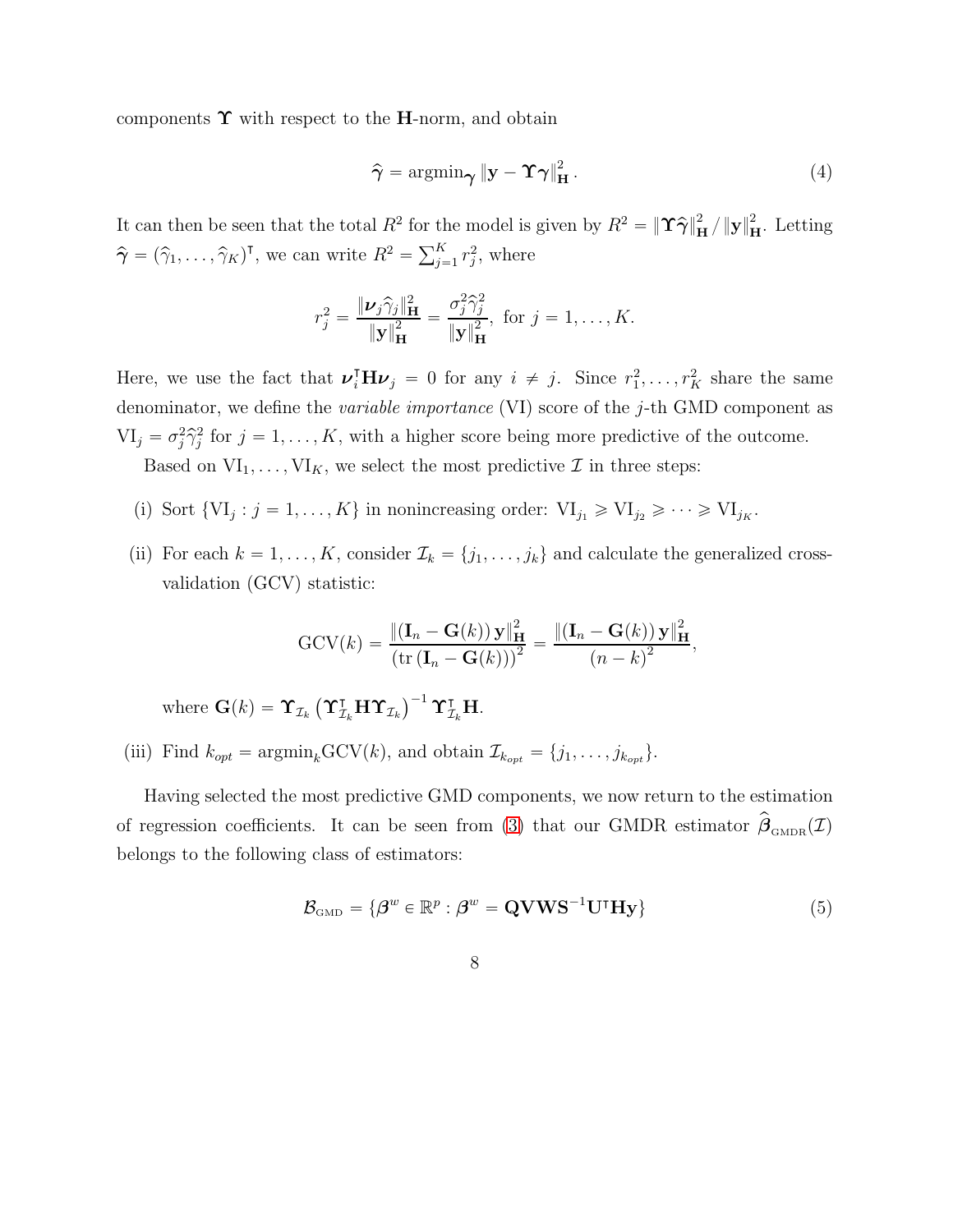components $\boldsymbol{\Upsilon}$ with respect to the $\mathbf{H}$-norm, and obtain

$$\widehat{\boldsymbol{\gamma}} = \text{argmin}_{\boldsymbol{\gamma}} \left\| \mathbf{y} - \boldsymbol{\Upsilon}\boldsymbol{\gamma} \right\|_{\mathbf{H}}^2 . \tag{4}$$

It can then be seen that the total $R^2$ for the model is given by $R^2 = \|\boldsymbol{\Upsilon}\widehat{\boldsymbol{\gamma}}\|_{\mathbf{H}}^2 / \|\mathbf{y}\|_{\mathbf{H}}^2$. Letting $\widehat{\boldsymbol{\gamma}} = (\widehat{\gamma}_1, \ldots, \widehat{\gamma}_K)^\intercal$, we can write $R^2 = \sum_{j=1}^K r_j^2$, where

$$r_j^2 = \frac{\|\boldsymbol{\nu}_j \widehat{\gamma}_j\|_{\mathbf{H}}^2}{\|\mathbf{y}\|_{\mathbf{H}}^2} = \frac{\sigma_j^2 \widehat{\gamma}_j^2}{\|\mathbf{y}\|_{\mathbf{H}}^2}, \text{ for } j = 1, \ldots, K.$$

Here, we use the fact that $\boldsymbol{\nu}_i^\intercal \mathbf{H} \boldsymbol{\nu}_j = 0$ for any $i \neq j$. Since $r_1^2, \ldots, r_K^2$ share the same denominator, we define the *variable importance* (VI) score of the $j$-th GMD component as $\text{VI}_j = \sigma_j^2 \widehat{\gamma}_j^2$ for $j = 1, \ldots, K$, with a higher score being more predictive of the outcome.

Based on $\text{VI}_1, \ldots, \text{VI}_K$, we select the most predictive $\mathcal{I}$ in three steps:

(i) Sort $\{\text{VI}_j : j = 1, \ldots, K\}$ in nonincreasing order: $\text{VI}_{j_1} \geqslant \text{VI}_{j_2} \geqslant \cdots \geqslant \text{VI}_{j_K}$.

(ii) For each $k = 1, \ldots, K$, consider $\mathcal{I}_k = \{j_1, \ldots, j_k\}$ and calculate the generalized cross-validation (GCV) statistic:

$$\text{GCV}(k) = \frac{\|(\mathbf{I}_n - \mathbf{G}(k))\, \mathbf{y}\|_{\mathbf{H}}^2}{(\text{tr}\,(\mathbf{I}_n - \mathbf{G}(k)))^2} = \frac{\|(\mathbf{I}_n - \mathbf{G}(k))\, \mathbf{y}\|_{\mathbf{H}}^2}{(n-k)^2},$$

where $\mathbf{G}(k) = \boldsymbol{\Upsilon}_{\mathcal{I}_k} \left( \boldsymbol{\Upsilon}_{\mathcal{I}_k}^\intercal \mathbf{H} \boldsymbol{\Upsilon}_{\mathcal{I}_k} \right)^{-1} \boldsymbol{\Upsilon}_{\mathcal{I}_k}^\intercal \mathbf{H}$.

(iii) Find $k_{opt} = \text{argmin}_k \text{GCV}(k)$, and obtain $\mathcal{I}_{k_{opt}} = \{j_1, \ldots, j_{k_{opt}}\}$.

Having selected the most predictive GMD components, we now return to the estimation of regression coefficients. It can be seen from (3) that our GMDR estimator $\widehat{\boldsymbol{\beta}}_{\text{GMDR}}(\mathcal{I})$ belongs to the following class of estimators:

$$\mathcal{B}_{\text{GMD}} = \{\boldsymbol{\beta}^w \in \mathbb{R}^p : \boldsymbol{\beta}^w = \mathbf{Q}\mathbf{V}\mathbf{W}\mathbf{S}^{-1}\mathbf{U}^\intercal \mathbf{H}\mathbf{y}\} \tag{5}$$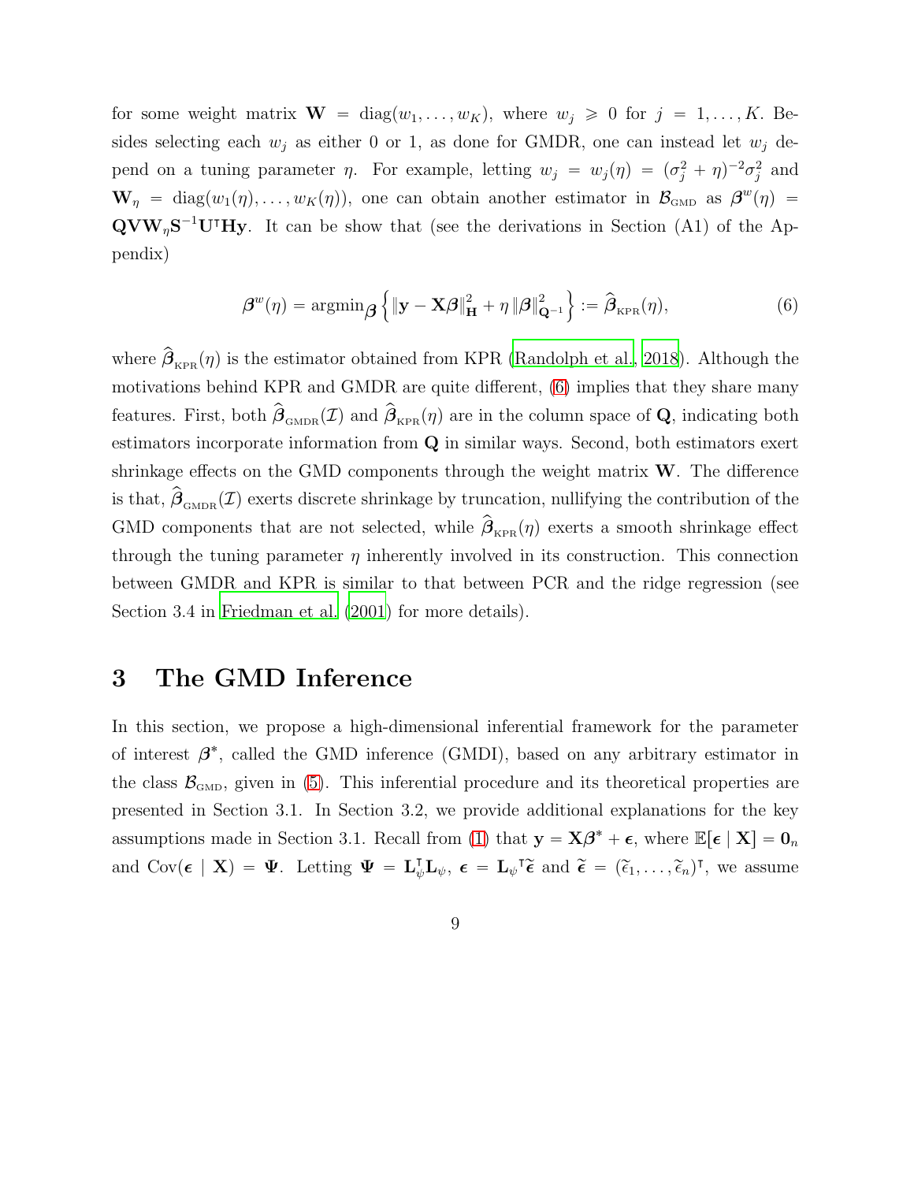for some weight matrix $\mathbf{W} = \text{diag}(w_1, \ldots, w_K)$, where $w_j \geqslant 0$ for $j = 1, \ldots, K$. Besides selecting each $w_j$ as either 0 or 1, as done for GMDR, one can instead let $w_j$ depend on a tuning parameter $\eta$. For example, letting $w_j = w_j(\eta) = (\sigma_j^2 + \eta)^{-2}\sigma_j^2$ and $\mathbf{W}_\eta = \text{diag}(w_1(\eta), \ldots, w_K(\eta))$, one can obtain another estimator in $\mathcal{B}_{\text{GMD}}$ as $\boldsymbol{\beta}^w(\eta) = \mathbf{Q}\mathbf{V}\mathbf{W}_\eta\mathbf{S}^{-1}\mathbf{U}^\intercal\mathbf{H}\mathbf{y}$. It can be show that (see the derivations in Section (A1) of the Appendix)

$$\boldsymbol{\beta}^w(\eta) = \text{argmin}_{\boldsymbol{\beta}} \left\{ \|\mathbf{y} - \mathbf{X}\boldsymbol{\beta}\|_{\mathbf{H}}^2 + \eta \|\boldsymbol{\beta}\|_{\mathbf{Q}^{-1}}^2 \right\} := \widehat{\boldsymbol{\beta}}_{\text{KPR}}(\eta), \tag{6}$$

where $\widehat{\boldsymbol{\beta}}_{\text{KPR}}(\eta)$ is the estimator obtained from KPR (Randolph et al., 2018). Although the motivations behind KPR and GMDR are quite different, (6) implies that they share many features. First, both $\widehat{\boldsymbol{\beta}}_{\text{GMDR}}(\mathcal{I})$ and $\widehat{\boldsymbol{\beta}}_{\text{KPR}}(\eta)$ are in the column space of $\mathbf{Q}$, indicating both estimators incorporate information from $\mathbf{Q}$ in similar ways. Second, both estimators exert shrinkage effects on the GMD components through the weight matrix $\mathbf{W}$. The difference is that, $\widehat{\boldsymbol{\beta}}_{\text{GMDR}}(\mathcal{I})$ exerts discrete shrinkage by truncation, nullifying the contribution of the GMD components that are not selected, while $\widehat{\boldsymbol{\beta}}_{\text{KPR}}(\eta)$ exerts a smooth shrinkage effect through the tuning parameter $\eta$ inherently involved in its construction. This connection between GMDR and KPR is similar to that between PCR and the ridge regression (see Section 3.4 in Friedman et al. (2001) for more details).

# 3 The GMD Inference

In this section, we propose a high-dimensional inferential framework for the parameter of interest $\boldsymbol{\beta}^*$, called the GMD inference (GMDI), based on any arbitrary estimator in the class $\mathcal{B}_{\text{GMD}}$, given in (5). This inferential procedure and its theoretical properties are presented in Section 3.1. In Section 3.2, we provide additional explanations for the key assumptions made in Section 3.1. Recall from (1) that $\mathbf{y} = \mathbf{X}\boldsymbol{\beta}^* + \boldsymbol{\epsilon}$, where $\mathbb{E}[\boldsymbol{\epsilon} \mid \mathbf{X}] = \mathbf{0}_n$ and $\text{Cov}(\boldsymbol{\epsilon} \mid \mathbf{X}) = \boldsymbol{\Psi}$. Letting $\boldsymbol{\Psi} = \mathbf{L}_\psi^\intercal\mathbf{L}_\psi$, $\boldsymbol{\epsilon} = \mathbf{L}_\psi{}^\intercal\widetilde{\boldsymbol{\epsilon}}$ and $\widetilde{\boldsymbol{\epsilon}} = (\widetilde{\epsilon}_1, \ldots, \widetilde{\epsilon}_n)^\intercal$, we assume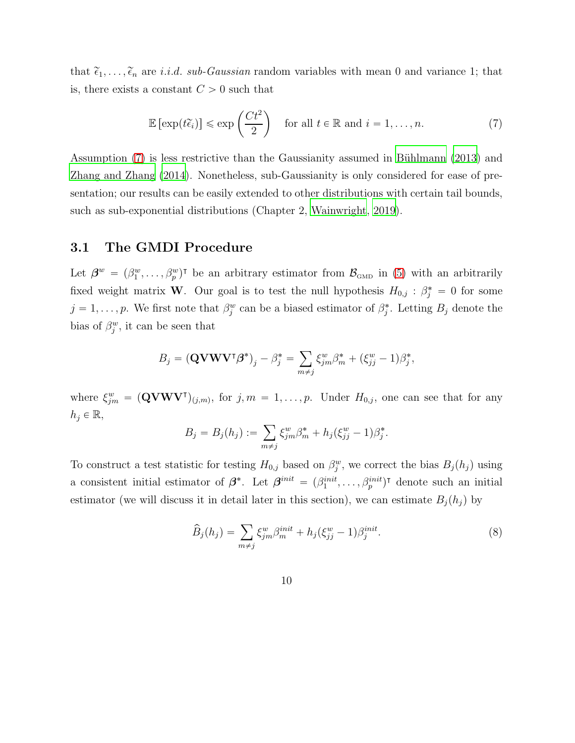that $\widetilde{\epsilon}_1, \ldots, \widetilde{\epsilon}_n$ are *i.i.d. sub-Gaussian* random variables with mean 0 and variance 1; that is, there exists a constant $C > 0$ such that

$$\mathbb{E}\left[\exp(t\widetilde{\epsilon}_i)\right] \leqslant \exp\left(\frac{Ct^2}{2}\right) \quad \text{for all } t \in \mathbb{R} \text{ and } i = 1, \ldots, n. \tag{7}$$

Assumption (7) is less restrictive than the Gaussianity assumed in Bühlmann (2013) and Zhang and Zhang (2014). Nonetheless, sub-Gaussianity is only considered for ease of presentation; our results can be easily extended to other distributions with certain tail bounds, such as sub-exponential distributions (Chapter 2, Wainwright, 2019).

## 3.1 The GMDI Procedure

Let $\boldsymbol{\beta}^w = (\beta_1^w, \ldots, \beta_p^w)^\intercal$ be an arbitrary estimator from $\mathcal{B}_{\text{GMD}}$ in (5) with an arbitrarily fixed weight matrix $\mathbf{W}$. Our goal is to test the null hypothesis $H_{0,j} : \beta_j^* = 0$ for some $j = 1, \ldots, p$. We first note that $\beta_j^w$ can be a biased estimator of $\beta_j^*$. Letting $B_j$ denote the bias of $\beta_j^w$, it can be seen that

$$B_j = \left(\mathbf{QVWV}^\intercal \boldsymbol{\beta}^*\right)_j - \beta_j^* = \sum_{m \neq j} \xi_{jm}^w \beta_m^* + (\xi_{jj}^w - 1)\beta_j^*,$$

where $\xi_{jm}^w = (\mathbf{QVWV}^\intercal)_{(j,m)}$, for $j, m = 1, \ldots, p$. Under $H_{0,j}$, one can see that for any $h_j \in \mathbb{R}$,

$$B_j = B_j(h_j) := \sum_{m \neq j} \xi_{jm}^w \beta_m^* + h_j(\xi_{jj}^w - 1)\beta_j^*.$$

To construct a test statistic for testing $H_{0,j}$ based on $\beta_j^w$, we correct the bias $B_j(h_j)$ using a consistent initial estimator of $\boldsymbol{\beta}^*$. Let $\boldsymbol{\beta}^{init} = (\beta_1^{init}, \ldots, \beta_p^{init})^\intercal$ denote such an initial estimator (we will discuss it in detail later in this section), we can estimate $B_j(h_j)$ by

$$\widehat{B}_j(h_j) = \sum_{m \neq j} \xi_{jm}^w \beta_m^{init} + h_j(\xi_{jj}^w - 1)\beta_j^{init}. \tag{8}$$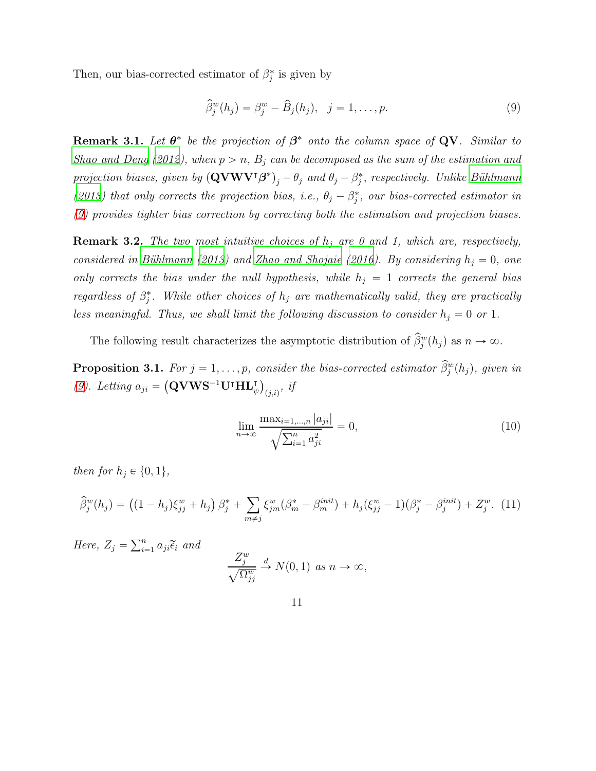Then, our bias-corrected estimator of $\beta_j^*$ is given by

$$\widehat{\beta}_j^w(h_j) = \beta_j^w - \widehat{B}_j(h_j), \quad j = 1, \ldots, p. \tag{9}$$

**Remark 3.1.** *Let $\boldsymbol{\theta}^*$ be the projection of $\boldsymbol{\beta}^*$ onto the column space of $\mathbf{QV}$. Similar to Shao and Deng (2012), when $p > n$, $B_j$ can be decomposed as the sum of the estimation and projection biases, given by $(\mathbf{QVWV}^\intercal \boldsymbol{\beta}^*)_j - \theta_j$ and $\theta_j - \beta_j^*$, respectively. Unlike Bühlmann (2013) that only corrects the projection bias, i.e., $\theta_j - \beta_j^*$, our bias-corrected estimator in (9) provides tighter bias correction by correcting both the estimation and projection biases.*

**Remark 3.2.** *The two most intuitive choices of $h_j$ are 0 and 1, which are, respectively, considered in Bühlmann (2013) and Zhao and Shojaie (2016). By considering $h_j = 0$, one only corrects the bias under the null hypothesis, while $h_j = 1$ corrects the general bias regardless of $\beta_j^*$. While other choices of $h_j$ are mathematically valid, they are practically less meaningful. Thus, we shall limit the following discussion to consider $h_j = 0$ or 1.*

The following result characterizes the asymptotic distribution of $\widehat{\beta}_j^w(h_j)$ as $n \to \infty$.

**Proposition 3.1.** *For $j = 1, \ldots, p$, consider the bias-corrected estimator $\widehat{\beta}_j^w(h_j)$, given in (9). Letting $a_{ji} = \left(\mathbf{QVWS}^{-1}\mathbf{U}^\intercal \mathbf{H} \mathbf{L}_\psi^\intercal\right)_{(j,i)}$, if*

$$\lim_{n \to \infty} \frac{\max_{i=1,\ldots,n} |a_{ji}|}{\sqrt{\sum_{i=1}^n a_{ji}^2}} = 0, \tag{10}$$

*then for $h_j \in \{0, 1\}$,*

$$\widehat{\beta}_j^w(h_j) = \left((1-h_j)\xi_{jj}^w + h_j\right)\beta_j^* + \sum_{m \neq j} \xi_{jm}^w(\beta_m^* - \beta_m^{init}) + h_j(\xi_{jj}^w - 1)(\beta_j^* - \beta_j^{init}) + Z_j^w. \tag{11}$$

*Here, $Z_j = \sum_{i=1}^n a_{ji}\widetilde{\epsilon}_i$ and*

$$\frac{Z_j^w}{\sqrt{\Omega_{jj}^w}} \xrightarrow{d} N(0,1) \text{ as } n \to \infty,$$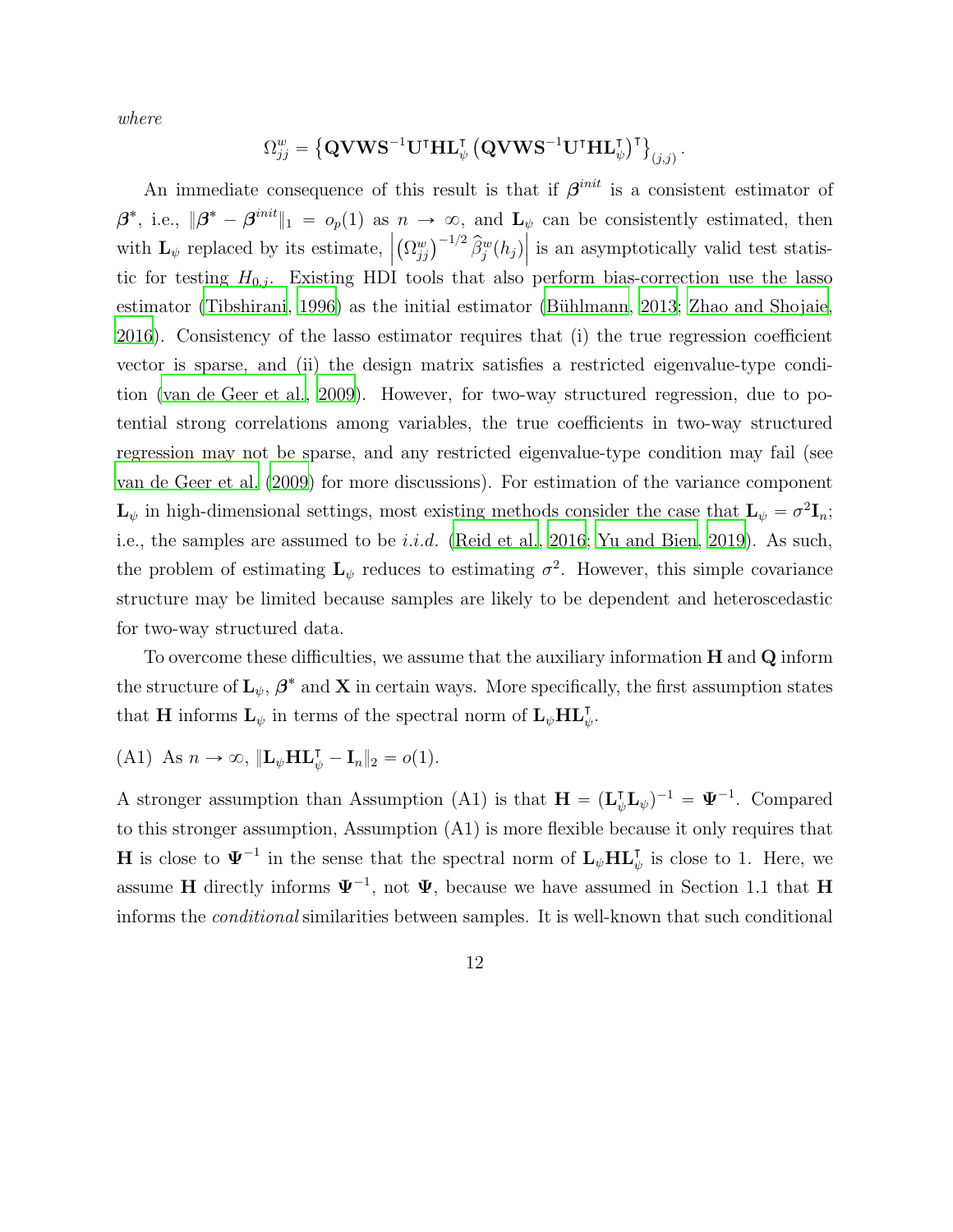*where*

$$\Omega^w_{jj} = \left\{ \mathbf{QVWS}^{-1}\mathbf{U}^\intercal \mathbf{HL}_\psi^\intercal \left( \mathbf{QVWS}^{-1}\mathbf{U}^\intercal \mathbf{HL}_\psi^\intercal \right)^\intercal \right\}_{(j,j)}.$$

An immediate consequence of this result is that if $\boldsymbol{\beta}^{init}$ is a consistent estimator of $\boldsymbol{\beta}^*$, i.e., $\|\boldsymbol{\beta}^* - \boldsymbol{\beta}^{init}\|_1 = o_p(1)$ as $n \to \infty$, and $\mathbf{L}_\psi$ can be consistently estimated, then with $\mathbf{L}_\psi$ replaced by its estimate, $\left| \left(\Omega^w_{jj}\right)^{-1/2} \widehat{\beta}^w_j(h_j) \right|$ is an asymptotically valid test statistic for testing $H_{0,j}$. Existing HDI tools that also perform bias-correction use the lasso estimator (Tibshirani, 1996) as the initial estimator (Bühlmann, 2013; Zhao and Shojaie, 2016). Consistency of the lasso estimator requires that (i) the true regression coefficient vector is sparse, and (ii) the design matrix satisfies a restricted eigenvalue-type condition (van de Geer et al., 2009). However, for two-way structured regression, due to potential strong correlations among variables, the true coefficients in two-way structured regression may not be sparse, and any restricted eigenvalue-type condition may fail (see van de Geer et al. (2009) for more discussions). For estimation of the variance component $\mathbf{L}_\psi$ in high-dimensional settings, most existing methods consider the case that $\mathbf{L}_\psi = \sigma^2 \mathbf{I}_n$; i.e., the samples are assumed to be *i.i.d.* (Reid et al., 2016; Yu and Bien, 2019). As such, the problem of estimating $\mathbf{L}_\psi$ reduces to estimating $\sigma^2$. However, this simple covariance structure may be limited because samples are likely to be dependent and heteroscedastic for two-way structured data.

To overcome these difficulties, we assume that the auxiliary information $\mathbf{H}$ and $\mathbf{Q}$ inform the structure of $\mathbf{L}_\psi$, $\boldsymbol{\beta}^*$ and $\mathbf{X}$ in certain ways. More specifically, the first assumption states that $\mathbf{H}$ informs $\mathbf{L}_\psi$ in terms of the spectral norm of $\mathbf{L}_\psi \mathbf{HL}_\psi^\intercal$.

(A1) As $n \to \infty$, $\|\mathbf{L}_\psi \mathbf{HL}_\psi^\intercal - \mathbf{I}_n\|_2 = o(1)$.

A stronger assumption than Assumption (A1) is that $\mathbf{H} = (\mathbf{L}_\psi^\intercal \mathbf{L}_\psi)^{-1} = \boldsymbol{\Psi}^{-1}$. Compared to this stronger assumption, Assumption (A1) is more flexible because it only requires that $\mathbf{H}$ is close to $\boldsymbol{\Psi}^{-1}$ in the sense that the spectral norm of $\mathbf{L}_\psi \mathbf{HL}_\psi^\intercal$ is close to 1. Here, we assume $\mathbf{H}$ directly informs $\boldsymbol{\Psi}^{-1}$, not $\boldsymbol{\Psi}$, because we have assumed in Section 1.1 that $\mathbf{H}$ informs the *conditional* similarities between samples. It is well-known that such conditional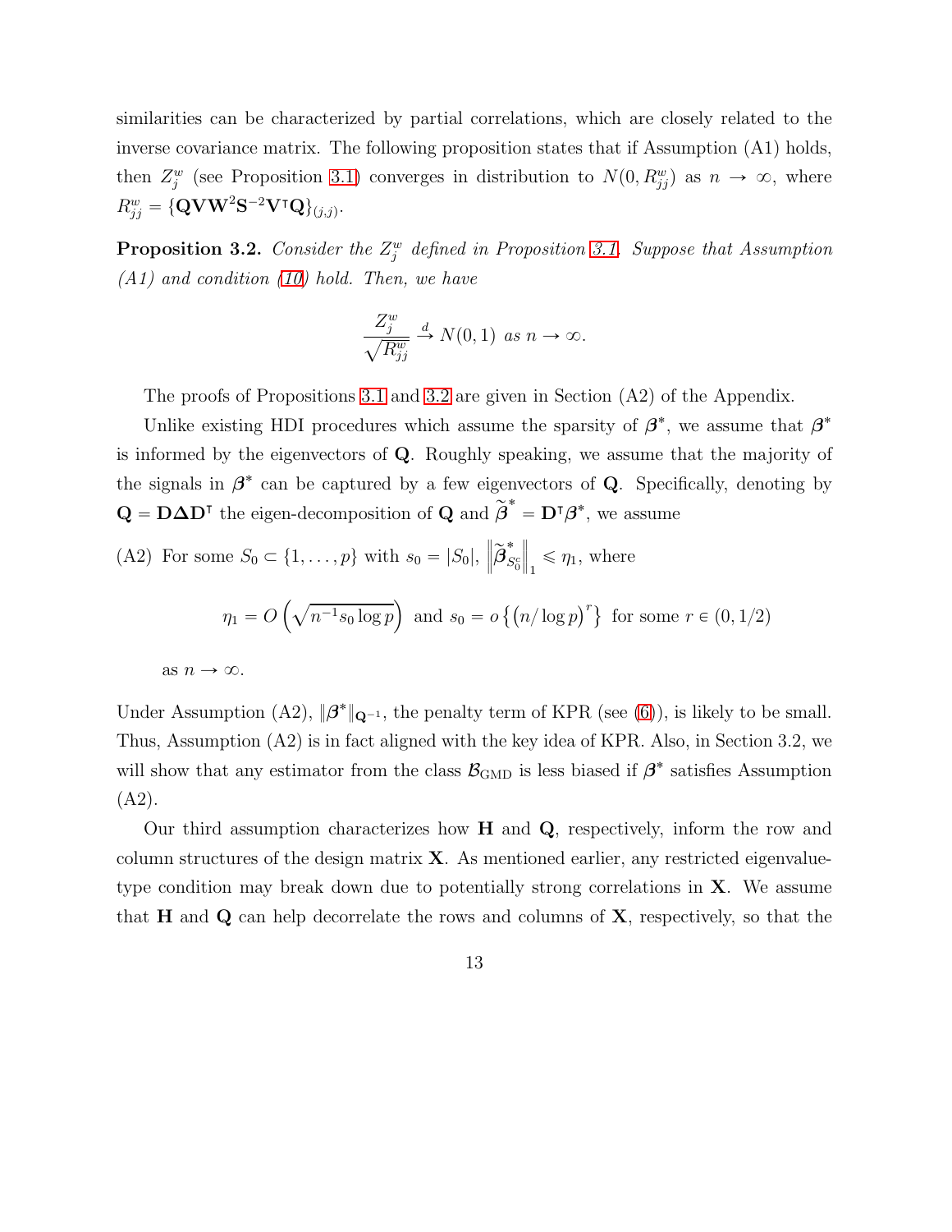similarities can be characterized by partial correlations, which are closely related to the inverse covariance matrix. The following proposition states that if Assumption (A1) holds, then $Z_j^w$ (see Proposition 3.1) converges in distribution to $N(0, R_{jj}^w)$ as $n \to \infty$, where $R_{jj}^w = \{\mathbf{Q}\mathbf{V}\mathbf{W}^2\mathbf{S}^{-2}\mathbf{V}^\intercal\mathbf{Q}\}_{(j,j)}$.

**Proposition 3.2.** *Consider the $Z_j^w$ defined in Proposition 3.1. Suppose that Assumption (A1) and condition (10) hold. Then, we have*

$$\frac{Z_j^w}{\sqrt{R_{jj}^w}} \xrightarrow{d} N(0,1) \text{ as } n \to \infty.$$

The proofs of Propositions 3.1 and 3.2 are given in Section (A2) of the Appendix.

Unlike existing HDI procedures which assume the sparsity of $\boldsymbol{\beta}^*$, we assume that $\boldsymbol{\beta}^*$ is informed by the eigenvectors of $\mathbf{Q}$. Roughly speaking, we assume that the majority of the signals in $\boldsymbol{\beta}^*$ can be captured by a few eigenvectors of $\mathbf{Q}$. Specifically, denoting by $\mathbf{Q} = \mathbf{D}\boldsymbol{\Delta}\mathbf{D}^\intercal$ the eigen-decomposition of $\mathbf{Q}$ and $\widetilde{\boldsymbol{\beta}}^* = \mathbf{D}^\intercal\boldsymbol{\beta}^*$, we assume

(A2) For some $S_0 \subset \{1, \ldots, p\}$ with $s_0 = |S_0|$, $\left\|\widetilde{\boldsymbol{\beta}}^*_{S_0^c}\right\|_1 \leqslant \eta_1$, where

$$\eta_1 = O\left(\sqrt{n^{-1}s_0 \log p}\right) \text{ and } s_0 = o\left\{(n/\log p)^r\right\} \text{ for some } r \in (0, 1/2)$$

as $n \to \infty$.

Under Assumption (A2), $\|\boldsymbol{\beta}^*\|_{\mathbf{Q}^{-1}}$, the penalty term of KPR (see (6)), is likely to be small. Thus, Assumption (A2) is in fact aligned with the key idea of KPR. Also, in Section 3.2, we will show that any estimator from the class $\mathcal{B}_{\text{GMD}}$ is less biased if $\boldsymbol{\beta}^*$ satisfies Assumption (A2).

Our third assumption characterizes how $\mathbf{H}$ and $\mathbf{Q}$, respectively, inform the row and column structures of the design matrix $\mathbf{X}$. As mentioned earlier, any restricted eigenvalue-type condition may break down due to potentially strong correlations in $\mathbf{X}$. We assume that $\mathbf{H}$ and $\mathbf{Q}$ can help decorrelate the rows and columns of $\mathbf{X}$, respectively, so that the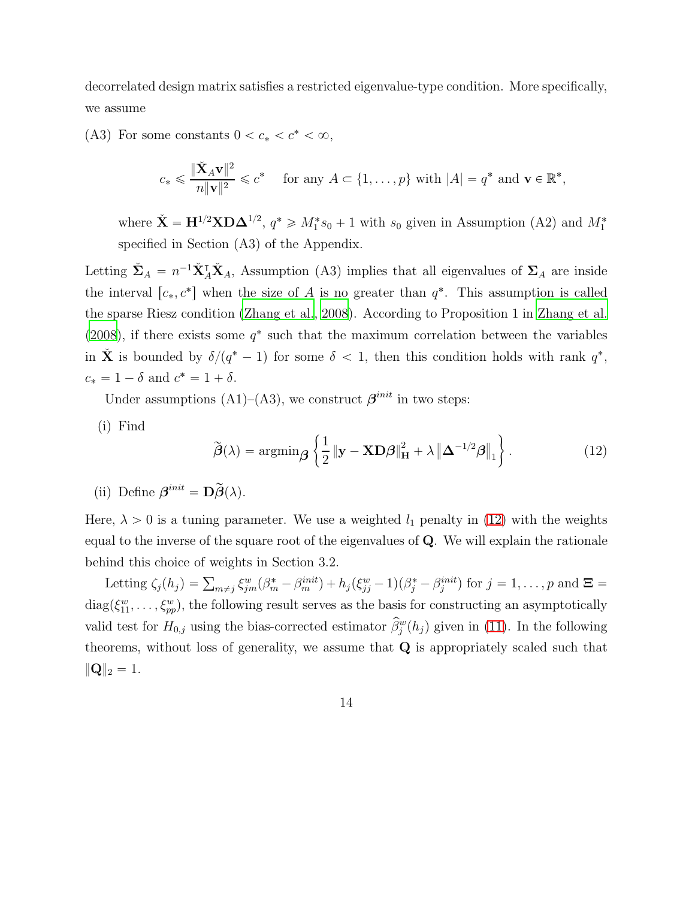decorrelated design matrix satisfies a restricted eigenvalue-type condition. More specifically, we assume

(A3) For some constants $0 < c_* < c^* < \infty$,

$$c_* \leqslant \frac{\|\check{\mathbf{X}}_A \mathbf{v}\|^2}{n\|\mathbf{v}\|^2} \leqslant c^* \quad \text{for any } A \subset \{1, \ldots, p\} \text{ with } |A| = q^* \text{ and } \mathbf{v} \in \mathbb{R}^*,$$

where $\check{\mathbf{X}} = \mathbf{H}^{1/2}\mathbf{X}\mathbf{D}\mathbf{\Delta}^{1/2}$, $q^* \geqslant M_1^* s_0 + 1$ with $s_0$ given in Assumption (A2) and $M_1^*$ specified in Section (A3) of the Appendix.

Letting $\check{\mathbf{\Sigma}}_A = n^{-1}\check{\mathbf{X}}_A^\intercal \check{\mathbf{X}}_A$, Assumption (A3) implies that all eigenvalues of $\mathbf{\Sigma}_A$ are inside the interval $[c_*, c^*]$ when the size of $A$ is no greater than $q^*$. This assumption is called the sparse Riesz condition (Zhang et al., 2008). According to Proposition 1 in Zhang et al. (2008), if there exists some $q^*$ such that the maximum correlation between the variables in $\check{\mathbf{X}}$ is bounded by $\delta/(q^* - 1)$ for some $\delta < 1$, then this condition holds with rank $q^*$, $c_* = 1 - \delta$ and $c^* = 1 + \delta$.

Under assumptions (A1)–(A3), we construct $\boldsymbol{\beta}^{init}$ in two steps:

(i) Find

$$\widetilde{\boldsymbol{\beta}}(\lambda) = \mathrm{argmin}_{\boldsymbol{\beta}} \left\{ \frac{1}{2} \|\mathbf{y} - \mathbf{X}\mathbf{D}\boldsymbol{\beta}\|_{\mathbf{H}}^2 + \lambda \left\|\mathbf{\Delta}^{-1/2}\boldsymbol{\beta}\right\|_1 \right\}. \tag{12}$$

(ii) Define $\boldsymbol{\beta}^{init} = \mathbf{D}\widetilde{\boldsymbol{\beta}}(\lambda)$.

Here, $\lambda > 0$ is a tuning parameter. We use a weighted $l_1$ penalty in (12) with the weights equal to the inverse of the square root of the eigenvalues of $\mathbf{Q}$. We will explain the rationale behind this choice of weights in Section 3.2.

Letting $\zeta_j(h_j) = \sum_{m \neq j} \xi_{jm}^w (\beta_m^* - \beta_m^{init}) + h_j(\xi_{jj}^w - 1)(\beta_j^* - \beta_j^{init})$ for $j = 1, \ldots, p$ and $\mathbf{\Xi} = \mathrm{diag}(\xi_{11}^w, \ldots, \xi_{pp}^w)$, the following result serves as the basis for constructing an asymptotically valid test for $H_{0,j}$ using the bias-corrected estimator $\widehat{\beta}_j^w(h_j)$ given in (11). In the following theorems, without loss of generality, we assume that $\mathbf{Q}$ is appropriately scaled such that $\|\mathbf{Q}\|_2 = 1$.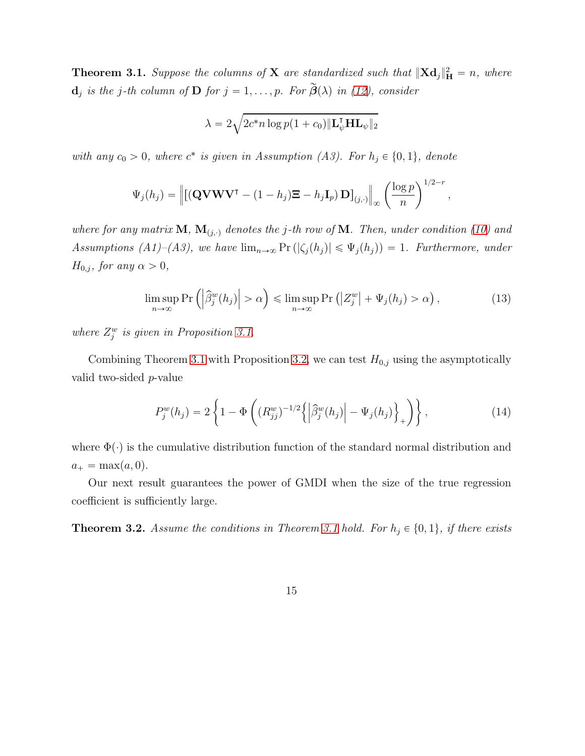**Theorem 3.1.** *Suppose the columns of* $\mathbf{X}$ *are standardized such that* $\|\mathbf{X}\mathbf{d}_j\|_{\mathbf{H}}^2 = n$*, where* $\mathbf{d}_j$ *is the* $j$*-th column of* $\mathbf{D}$ *for* $j = 1, \ldots, p$*. For* $\widetilde{\boldsymbol{\beta}}(\lambda)$ *in (12), consider*

$$\lambda = 2\sqrt{2c^* n \log p(1 + c_0)\|\mathbf{L}_\psi^\intercal \mathbf{H} \mathbf{L}_\psi\|_2}$$

*with any* $c_0 > 0$*, where* $c^*$ *is given in Assumption (A3). For* $h_j \in \{0, 1\}$*, denote*

$$\Psi_j(h_j) = \left\| \left[ (\mathbf{Q}\mathbf{V}\mathbf{W}\mathbf{V}^\intercal - (1 - h_j)\boldsymbol{\Xi} - h_j \mathbf{I}_p) \, \mathbf{D} \right]_{(j,\cdot)} \right\|_\infty \left( \frac{\log p}{n} \right)^{1/2 - r},$$

*where for any matrix* $\mathbf{M}$*,* $\mathbf{M}_{(j,\cdot)}$ *denotes the* $j$*-th row of* $\mathbf{M}$*. Then, under condition (10) and Assumptions (A1)–(A3), we have* $\lim_{n\to\infty} \Pr\left(|\zeta_j(h_j)| \leqslant \Psi_j(h_j)\right) = 1$*. Furthermore, under* $H_{0,j}$*, for any* $\alpha > 0$*,*

$$\limsup_{n\to\infty} \Pr\left( \left| \widehat{\beta}_j^w(h_j) \right| > \alpha \right) \leqslant \limsup_{n\to\infty} \Pr\left( \left| Z_j^w \right| + \Psi_j(h_j) > \alpha \right), \tag{13}$$

*where* $Z_j^w$ *is given in Proposition 3.1.*

Combining Theorem 3.1 with Proposition 3.2, we can test $H_{0,j}$ using the asymptotically valid two-sided $p$-value

$$P_j^w(h_j) = 2\left\{ 1 - \Phi\left( (R_{jj}^w)^{-1/2} \left\{ \left| \widehat{\beta}_j^w(h_j) \right| - \Psi_j(h_j) \right\}_+ \right) \right\}, \tag{14}$$

where $\Phi(\cdot)$ is the cumulative distribution function of the standard normal distribution and $a_+ = \max(a, 0)$.

Our next result guarantees the power of GMDI when the size of the true regression coefficient is sufficiently large.

**Theorem 3.2.** *Assume the conditions in Theorem 3.1 hold. For* $h_j \in \{0, 1\}$*, if there exists*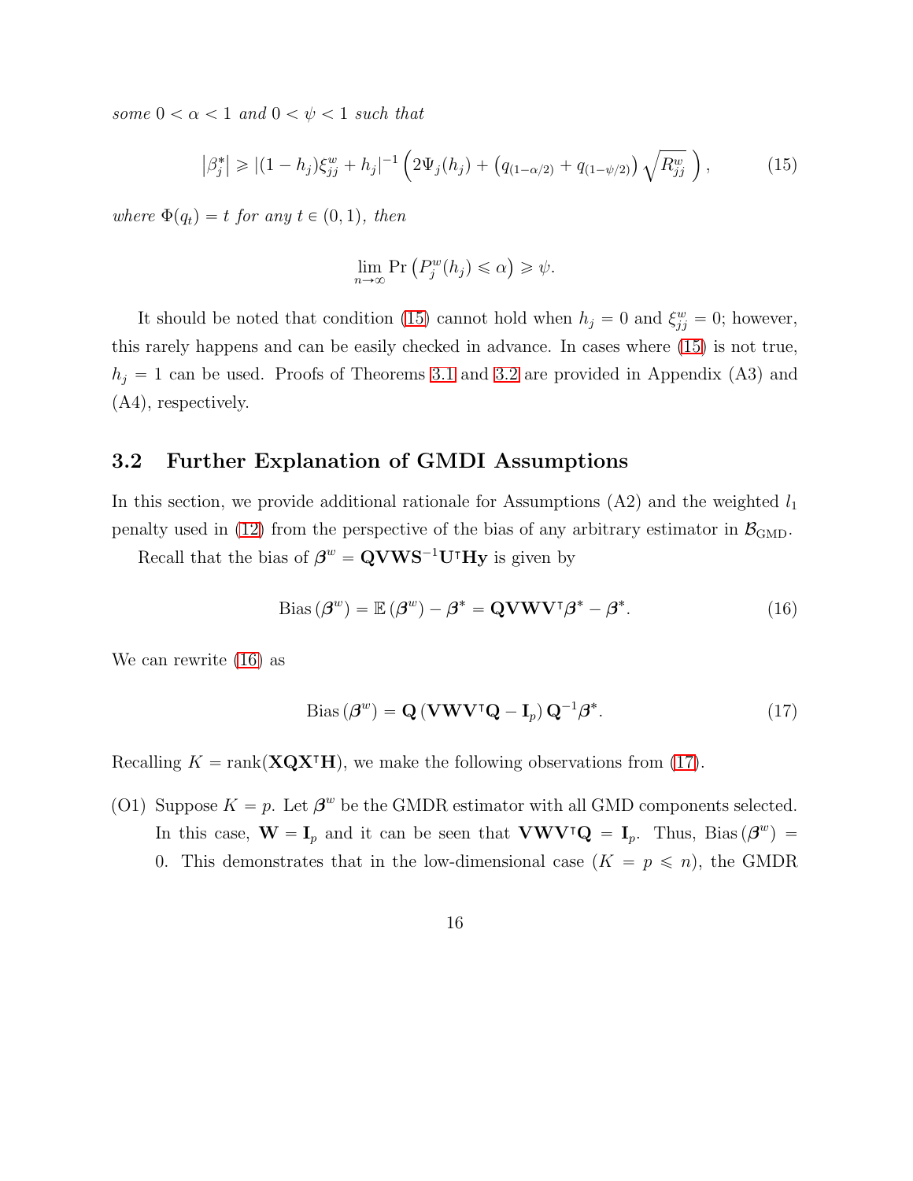*some* $0 < \alpha < 1$ *and* $0 < \psi < 1$ *such that*

$$\left|\beta_j^*\right| \geqslant |(1-h_j)\xi_{jj}^w + h_j|^{-1} \left(2\Psi_j(h_j) + \left(q_{(1-\alpha/2)} + q_{(1-\psi/2)}\right)\sqrt{R_{jj}^w}\ \right), \tag{15}$$

*where* $\Phi(q_t) = t$ *for any* $t \in (0,1)$*, then*

$$\lim_{n\to\infty} \Pr\left(P_j^w(h_j) \leqslant \alpha\right) \geqslant \psi.$$

It should be noted that condition (15) cannot hold when $h_j = 0$ and $\xi_{jj}^w = 0$; however, this rarely happens and can be easily checked in advance. In cases where (15) is not true, $h_j = 1$ can be used. Proofs of Theorems 3.1 and 3.2 are provided in Appendix (A3) and (A4), respectively.

## 3.2 Further Explanation of GMDI Assumptions

In this section, we provide additional rationale for Assumptions (A2) and the weighted $l_1$ penalty used in (12) from the perspective of the bias of any arbitrary estimator in $\mathcal{B}_{\text{GMD}}$.

Recall that the bias of $\boldsymbol{\beta}^w = \mathbf{QVWS}^{-1}\mathbf{U}^\intercal\mathbf{Hy}$ is given by

$$\text{Bias}\left(\boldsymbol{\beta}^w\right) = \mathbb{E}\left(\boldsymbol{\beta}^w\right) - \boldsymbol{\beta}^* = \mathbf{QVWV}^\intercal\boldsymbol{\beta}^* - \boldsymbol{\beta}^*. \tag{16}$$

We can rewrite (16) as

$$\text{Bias}\left(\boldsymbol{\beta}^w\right) = \mathbf{Q}\left(\mathbf{VWV}^\intercal\mathbf{Q} - \mathbf{I}_p\right)\mathbf{Q}^{-1}\boldsymbol{\beta}^*. \tag{17}$$

Recalling $K = \text{rank}(\mathbf{XQX}^\intercal\mathbf{H})$, we make the following observations from (17).

(O1) Suppose $K = p$. Let $\boldsymbol{\beta}^w$ be the GMDR estimator with all GMD components selected. In this case, $\mathbf{W} = \mathbf{I}_p$ and it can be seen that $\mathbf{VWV}^\intercal\mathbf{Q} = \mathbf{I}_p$. Thus, $\text{Bias}\left(\boldsymbol{\beta}^w\right) = 0$. This demonstrates that in the low-dimensional case ($K = p \leqslant n$), the GMDR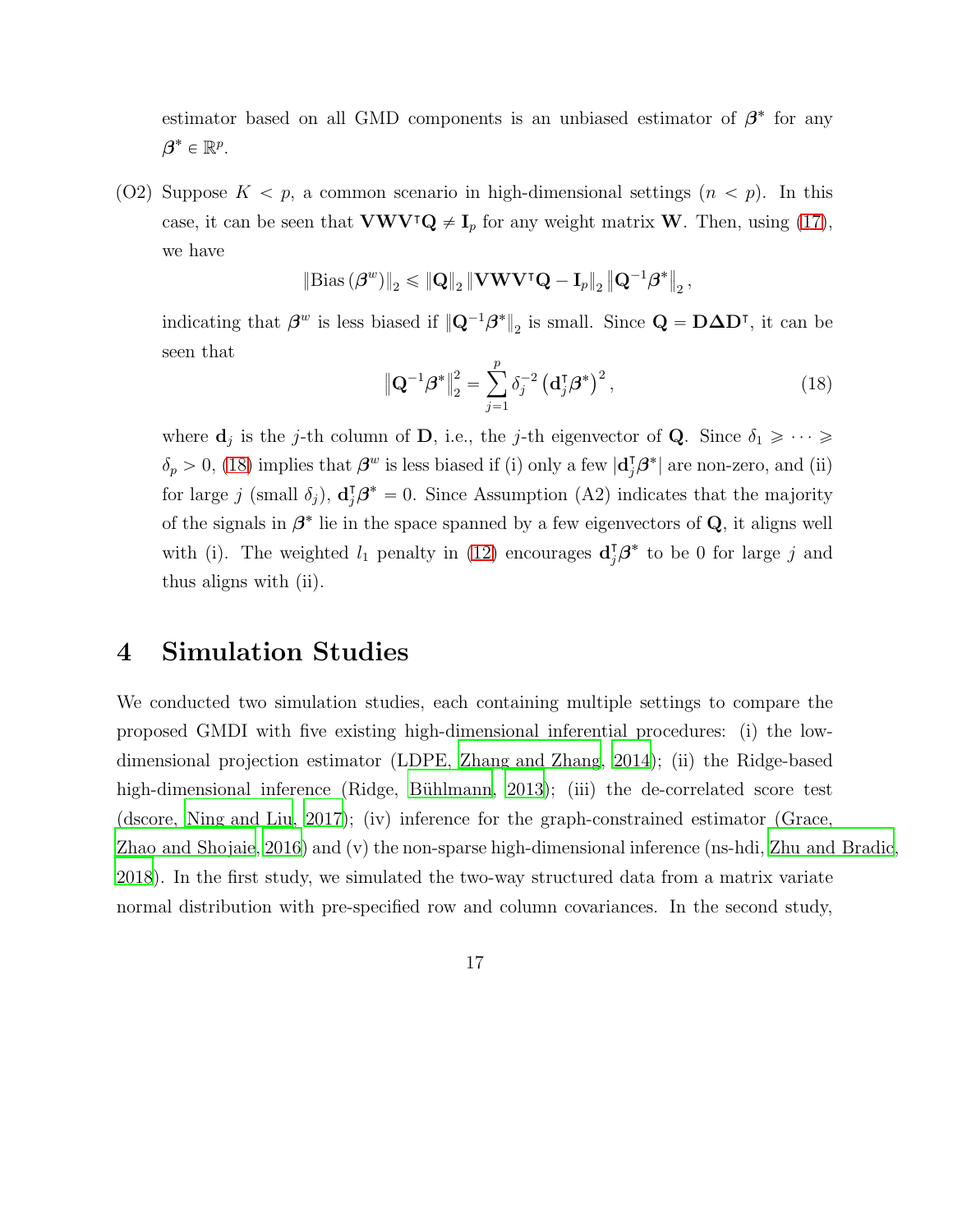estimator based on all GMD components is an unbiased estimator of $\boldsymbol{\beta}^*$ for any $\boldsymbol{\beta}^* \in \mathbb{R}^p$.

(O2) Suppose $K < p$, a common scenario in high-dimensional settings ($n < p$). In this case, it can be seen that $\mathbf{V}\mathbf{W}\mathbf{V}^\intercal\mathbf{Q} \neq \mathbf{I}_p$ for any weight matrix $\mathbf{W}$. Then, using (17), we have

$$\left\|\text{Bias}\left(\boldsymbol{\beta}^w\right)\right\|_2 \leqslant \left\|\mathbf{Q}\right\|_2 \left\|\mathbf{V}\mathbf{W}\mathbf{V}^\intercal\mathbf{Q} - \mathbf{I}_p\right\|_2 \left\|\mathbf{Q}^{-1}\boldsymbol{\beta}^*\right\|_2,$$

indicating that $\boldsymbol{\beta}^w$ is less biased if $\left\|\mathbf{Q}^{-1}\boldsymbol{\beta}^*\right\|_2$ is small. Since $\mathbf{Q} = \mathbf{D}\boldsymbol{\Delta}\mathbf{D}^\intercal$, it can be seen that

$$\left\|\mathbf{Q}^{-1}\boldsymbol{\beta}^*\right\|_2^2 = \sum_{j=1}^{p} \delta_j^{-2}\left(\mathbf{d}_j^\intercal\boldsymbol{\beta}^*\right)^2, \tag{18}$$

where $\mathbf{d}_j$ is the $j$-th column of $\mathbf{D}$, i.e., the $j$-th eigenvector of $\mathbf{Q}$. Since $\delta_1 \geqslant \cdots \geqslant \delta_p > 0$, (18) implies that $\boldsymbol{\beta}^w$ is less biased if (i) only a few $|\mathbf{d}_j^\intercal\boldsymbol{\beta}^*|$ are non-zero, and (ii) for large $j$ (small $\delta_j$), $\mathbf{d}_j^\intercal\boldsymbol{\beta}^* = 0$. Since Assumption (A2) indicates that the majority of the signals in $\boldsymbol{\beta}^*$ lie in the space spanned by a few eigenvectors of $\mathbf{Q}$, it aligns well with (i). The weighted $l_1$ penalty in (12) encourages $\mathbf{d}_j^\intercal\boldsymbol{\beta}^*$ to be 0 for large $j$ and thus aligns with (ii).

# 4 Simulation Studies

We conducted two simulation studies, each containing multiple settings to compare the proposed GMDI with five existing high-dimensional inferential procedures: (i) the low-dimensional projection estimator (LDPE, Zhang and Zhang, 2014); (ii) the Ridge-based high-dimensional inference (Ridge, Bühlmann, 2013); (iii) the de-correlated score test (dscore, Ning and Liu, 2017); (iv) inference for the graph-constrained estimator (Grace, Zhao and Shojaie, 2016) and (v) the non-sparse high-dimensional inference (ns-hdi, Zhu and Bradic, 2018). In the first study, we simulated the two-way structured data from a matrix variate normal distribution with pre-specified row and column covariances. In the second study,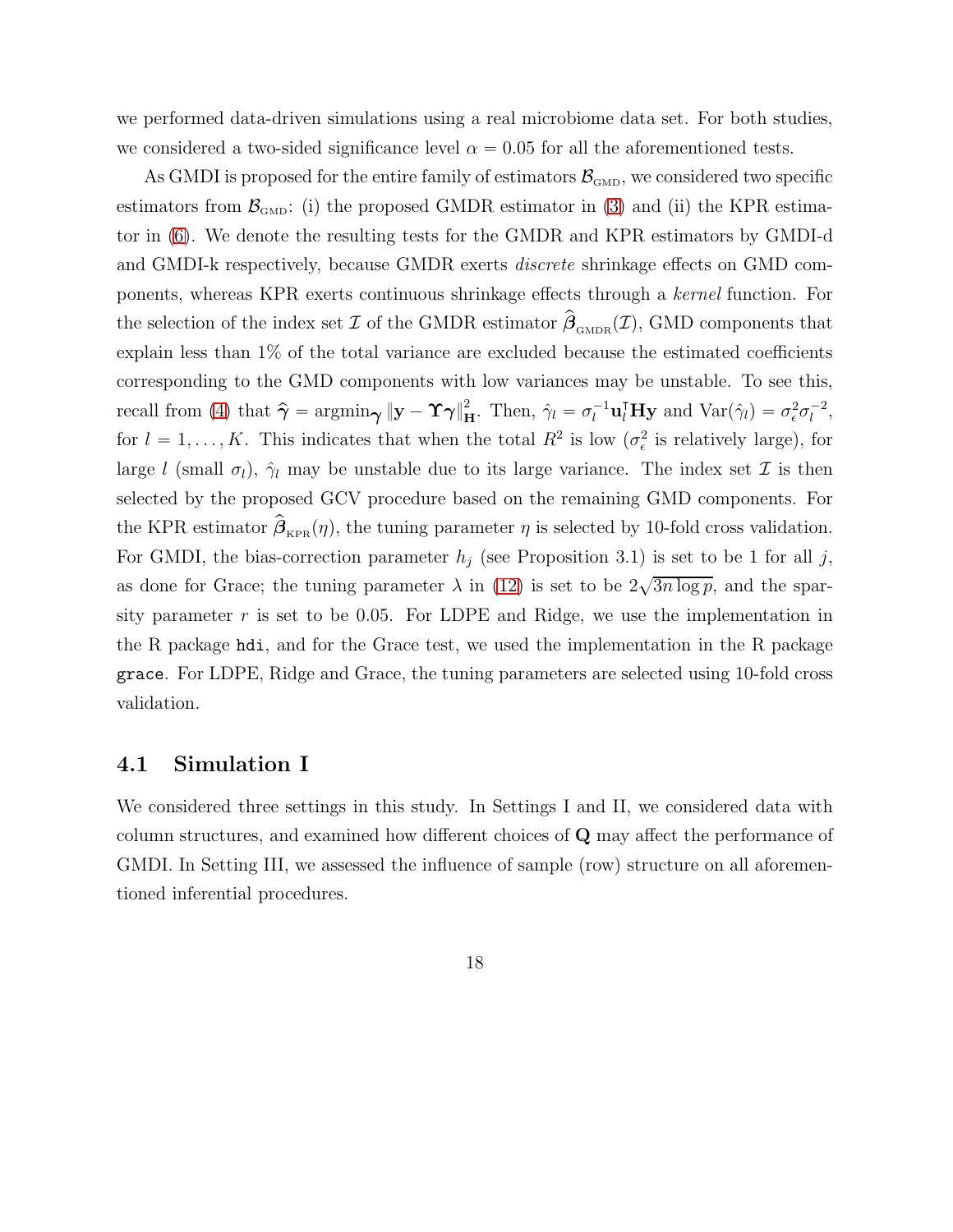we performed data-driven simulations using a real microbiome data set. For both studies, we considered a two-sided significance level $\alpha = 0.05$ for all the aforementioned tests.

As GMDI is proposed for the entire family of estimators $\mathcal{B}_{\text{GMD}}$, we considered two specific estimators from $\mathcal{B}_{\text{GMD}}$: (i) the proposed GMDR estimator in (3) and (ii) the KPR estimator in (6). We denote the resulting tests for the GMDR and KPR estimators by GMDI-d and GMDI-k respectively, because GMDR exerts *discrete* shrinkage effects on GMD components, whereas KPR exerts continuous shrinkage effects through a *kernel* function. For the selection of the index set $\mathcal{I}$ of the GMDR estimator $\widehat{\boldsymbol{\beta}}_{\text{GMDR}}(\mathcal{I})$, GMD components that explain less than 1% of the total variance are excluded because the estimated coefficients corresponding to the GMD components with low variances may be unstable. To see this, recall from (4) that $\widehat{\boldsymbol{\gamma}} = \operatorname{argmin}_{\boldsymbol{\gamma}} \|\mathbf{y} - \boldsymbol{\Upsilon}\boldsymbol{\gamma}\|_{\mathbf{H}}^2$. Then, $\hat{\gamma}_l = \sigma_l^{-1}\mathbf{u}_l^\intercal \mathbf{H}\mathbf{y}$ and $\operatorname{Var}(\hat{\gamma}_l) = \sigma_\epsilon^2 \sigma_l^{-2}$, for $l = 1, \ldots, K$. This indicates that when the total $R^2$ is low ($\sigma_\epsilon^2$ is relatively large), for large $l$ (small $\sigma_l$), $\hat{\gamma}_l$ may be unstable due to its large variance. The index set $\mathcal{I}$ is then selected by the proposed GCV procedure based on the remaining GMD components. For the KPR estimator $\widehat{\boldsymbol{\beta}}_{\text{KPR}}(\eta)$, the tuning parameter $\eta$ is selected by 10-fold cross validation. For GMDI, the bias-correction parameter $h_j$ (see Proposition 3.1) is set to be 1 for all $j$, as done for Grace; the tuning parameter $\lambda$ in (12) is set to be $2\sqrt{3n\log p}$, and the sparsity parameter $r$ is set to be 0.05. For LDPE and Ridge, we use the implementation in the R package `hdi`, and for the Grace test, we used the implementation in the R package `grace`. For LDPE, Ridge and Grace, the tuning parameters are selected using 10-fold cross validation.

## 4.1 Simulation I

We considered three settings in this study. In Settings I and II, we considered data with column structures, and examined how different choices of $\mathbf{Q}$ may affect the performance of GMDI. In Setting III, we assessed the influence of sample (row) structure on all aforementioned inferential procedures.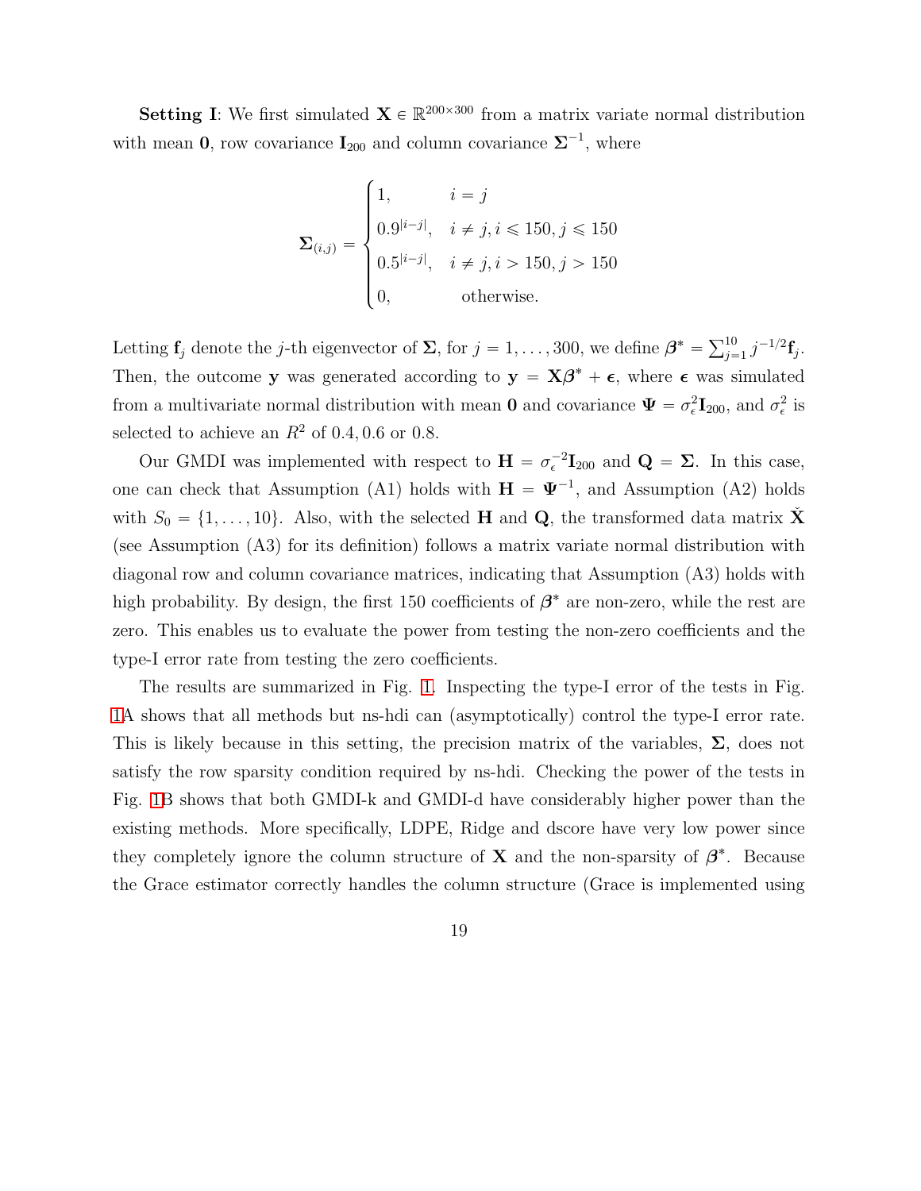**Setting I**: We first simulated $\mathbf{X} \in \mathbb{R}^{200\times 300}$ from a matrix variate normal distribution with mean $\mathbf{0}$, row covariance $\mathbf{I}_{200}$ and column covariance $\boldsymbol{\Sigma}^{-1}$, where

$$
\boldsymbol{\Sigma}_{(i,j)} = \begin{cases} 1, & i = j \\ 0.9^{|i-j|}, & i \neq j, i \leqslant 150, j \leqslant 150 \\ 0.5^{|i-j|}, & i \neq j, i > 150, j > 150 \\ 0, & \text{otherwise.} \end{cases}
$$

Letting $\mathbf{f}_j$ denote the $j$-th eigenvector of $\boldsymbol{\Sigma}$, for $j = 1, \ldots, 300$, we define $\boldsymbol{\beta}^* = \sum_{j=1}^{10} j^{-1/2}\mathbf{f}_j$. Then, the outcome $\mathbf{y}$ was generated according to $\mathbf{y} = \mathbf{X}\boldsymbol{\beta}^* + \boldsymbol{\epsilon}$, where $\boldsymbol{\epsilon}$ was simulated from a multivariate normal distribution with mean $\mathbf{0}$ and covariance $\boldsymbol{\Psi} = \sigma_\epsilon^2 \mathbf{I}_{200}$, and $\sigma_\epsilon^2$ is selected to achieve an $R^2$ of $0.4, 0.6$ or $0.8$.

Our GMDI was implemented with respect to $\mathbf{H} = \sigma_\epsilon^{-2}\mathbf{I}_{200}$ and $\mathbf{Q} = \boldsymbol{\Sigma}$. In this case, one can check that Assumption (A1) holds with $\mathbf{H} = \boldsymbol{\Psi}^{-1}$, and Assumption (A2) holds with $S_0 = \{1, \ldots, 10\}$. Also, with the selected $\mathbf{H}$ and $\mathbf{Q}$, the transformed data matrix $\check{\mathbf{X}}$ (see Assumption (A3) for its definition) follows a matrix variate normal distribution with diagonal row and column covariance matrices, indicating that Assumption (A3) holds with high probability. By design, the first 150 coefficients of $\boldsymbol{\beta}^*$ are non-zero, while the rest are zero. This enables us to evaluate the power from testing the non-zero coefficients and the type-I error rate from testing the zero coefficients.

The results are summarized in Fig. 1. Inspecting the type-I error of the tests in Fig. 1A shows that all methods but ns-hdi can (asymptotically) control the type-I error rate. This is likely because in this setting, the precision matrix of the variables, $\boldsymbol{\Sigma}$, does not satisfy the row sparsity condition required by ns-hdi. Checking the power of the tests in Fig. 1B shows that both GMDI-k and GMDI-d have considerably higher power than the existing methods. More specifically, LDPE, Ridge and dscore have very low power since they completely ignore the column structure of $\mathbf{X}$ and the non-sparsity of $\boldsymbol{\beta}^*$. Because the Grace estimator correctly handles the column structure (Grace is implemented using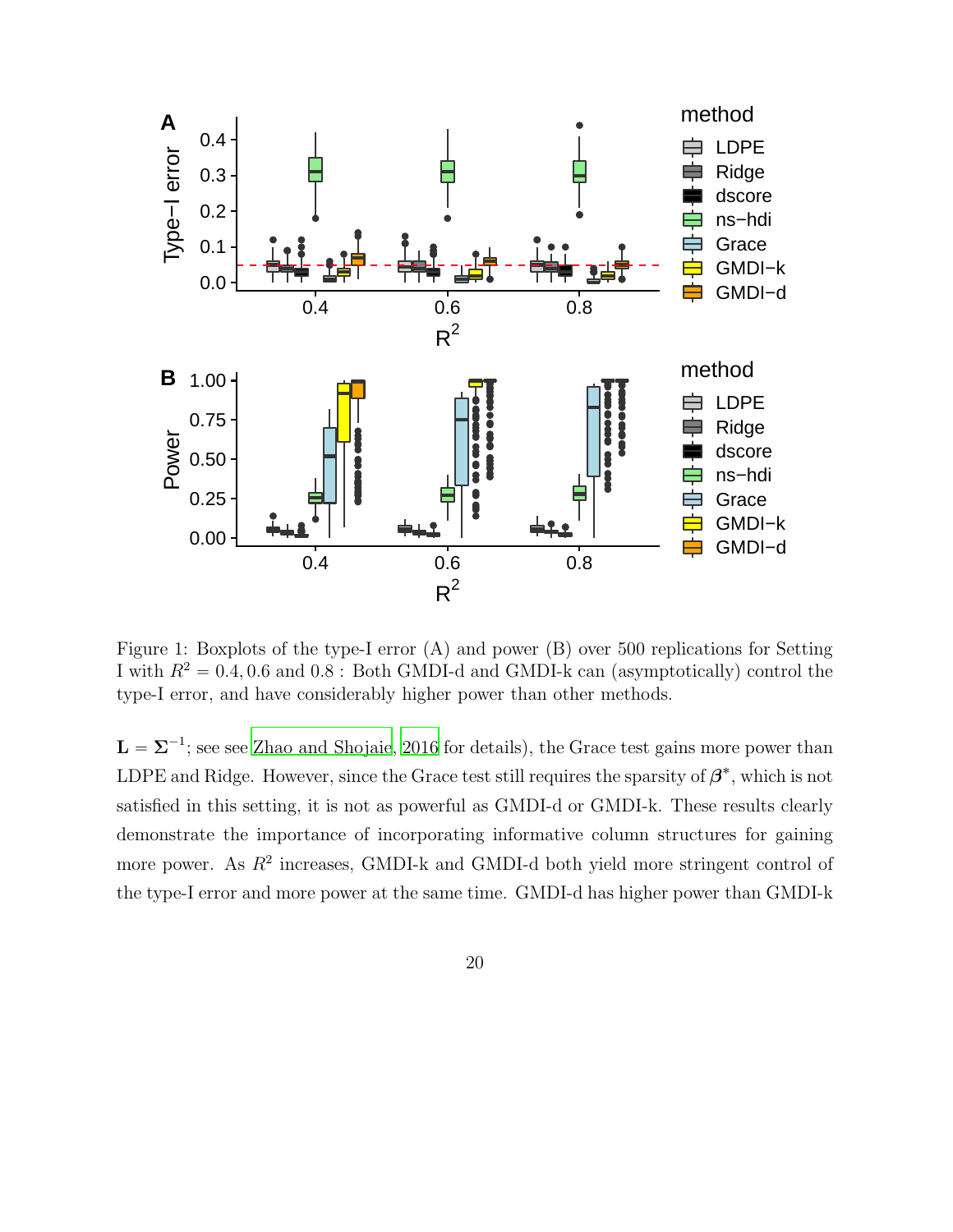Figure 1: Boxplots of the type-I error (A) and power (B) over 500 replications for Setting I with $R^2 = 0.4, 0.6$ and $0.8$ : Both GMDI-d and GMDI-k can (asymptotically) control the type-I error, and have considerably higher power than other methods.

$\mathbf{L} = \mathbf{\Sigma}^{-1}$; see see Zhao and Shojaie, 2016 for details), the Grace test gains more power than LDPE and Ridge. However, since the Grace test still requires the sparsity of $\boldsymbol{\beta}^*$, which is not satisfied in this setting, it is not as powerful as GMDI-d or GMDI-k. These results clearly demonstrate the importance of incorporating informative column structures for gaining more power. As $R^2$ increases, GMDI-k and GMDI-d both yield more stringent control of the type-I error and more power at the same time. GMDI-d has higher power than GMDI-k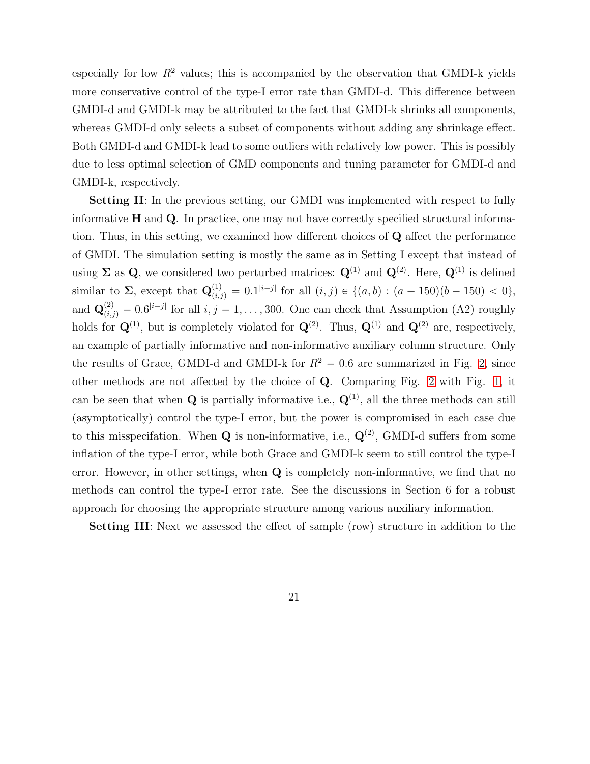especially for low $R^2$ values; this is accompanied by the observation that GMDI-k yields more conservative control of the type-I error rate than GMDI-d. This difference between GMDI-d and GMDI-k may be attributed to the fact that GMDI-k shrinks all components, whereas GMDI-d only selects a subset of components without adding any shrinkage effect. Both GMDI-d and GMDI-k lead to some outliers with relatively low power. This is possibly due to less optimal selection of GMD components and tuning parameter for GMDI-d and GMDI-k, respectively.

**Setting II**: In the previous setting, our GMDI was implemented with respect to fully informative $\mathbf{H}$ and $\mathbf{Q}$. In practice, one may not have correctly specified structural information. Thus, in this setting, we examined how different choices of $\mathbf{Q}$ affect the performance of GMDI. The simulation setting is mostly the same as in Setting I except that instead of using $\boldsymbol{\Sigma}$ as $\mathbf{Q}$, we considered two perturbed matrices: $\mathbf{Q}^{(1)}$ and $\mathbf{Q}^{(2)}$. Here, $\mathbf{Q}^{(1)}$ is defined similar to $\boldsymbol{\Sigma}$, except that $\mathbf{Q}^{(1)}_{(i,j)} = 0.1^{|i-j|}$ for all $(i,j) \in \{(a,b) : (a-150)(b-150) < 0\}$, and $\mathbf{Q}^{(2)}_{(i,j)} = 0.6^{|i-j|}$ for all $i,j = 1,\ldots,300$. One can check that Assumption (A2) roughly holds for $\mathbf{Q}^{(1)}$, but is completely violated for $\mathbf{Q}^{(2)}$. Thus, $\mathbf{Q}^{(1)}$ and $\mathbf{Q}^{(2)}$ are, respectively, an example of partially informative and non-informative auxiliary column structure. Only the results of Grace, GMDI-d and GMDI-k for $R^2 = 0.6$ are summarized in Fig. 2, since other methods are not affected by the choice of $\mathbf{Q}$. Comparing Fig. 2 with Fig. 1, it can be seen that when $\mathbf{Q}$ is partially informative i.e., $\mathbf{Q}^{(1)}$, all the three methods can still (asymptotically) control the type-I error, but the power is compromised in each case due to this misspecification. When $\mathbf{Q}$ is non-informative, i.e., $\mathbf{Q}^{(2)}$, GMDI-d suffers from some inflation of the type-I error, while both Grace and GMDI-k seem to still control the type-I error. However, in other settings, when $\mathbf{Q}$ is completely non-informative, we find that no methods can control the type-I error rate. See the discussions in Section 6 for a robust approach for choosing the appropriate structure among various auxiliary information.

**Setting III**: Next we assessed the effect of sample (row) structure in addition to the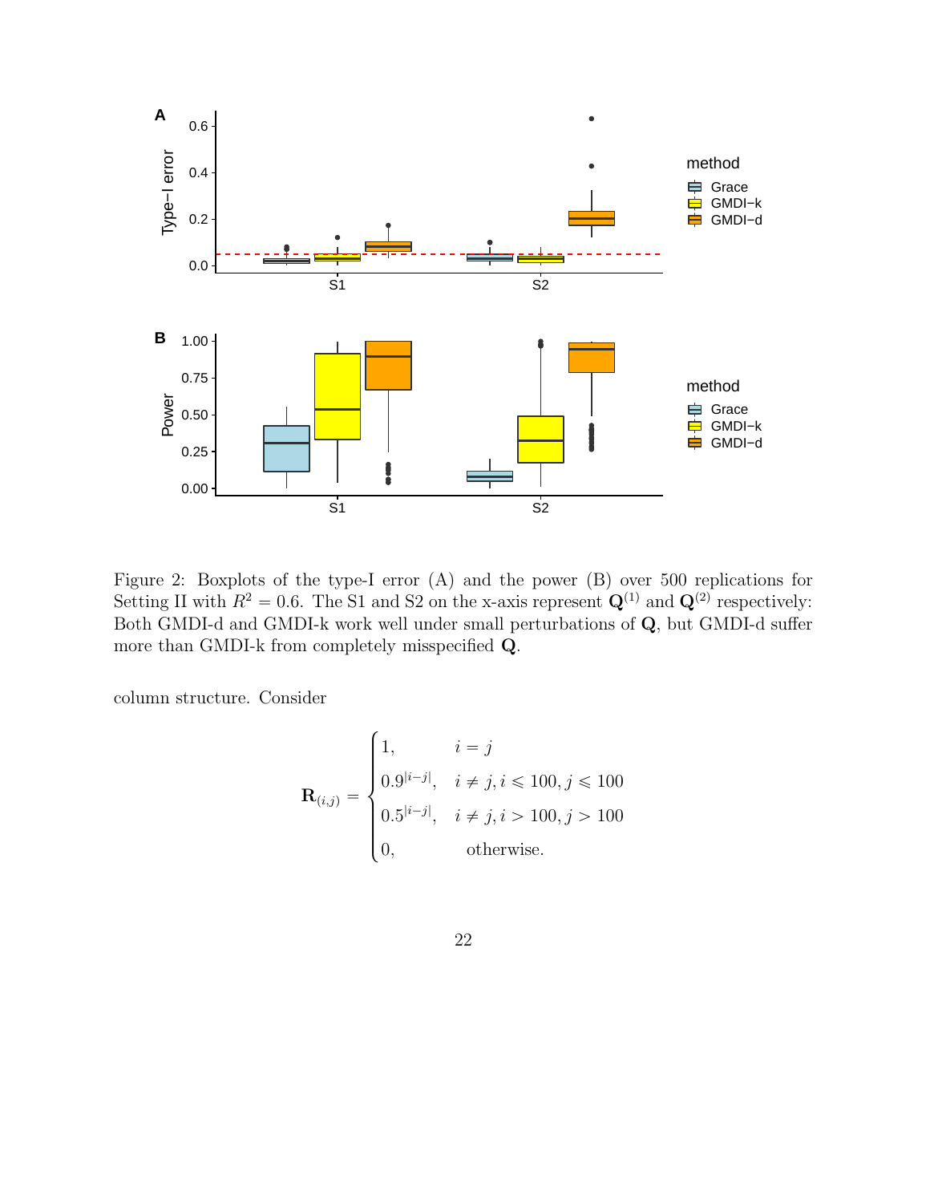Figure 2: Boxplots of the type-I error (A) and the power (B) over 500 replications for Setting II with $R^2 = 0.6$. The S1 and S2 on the x-axis represent $\mathbf{Q}^{(1)}$ and $\mathbf{Q}^{(2)}$ respectively: Both GMDI-d and GMDI-k work well under small perturbations of $\mathbf{Q}$, but GMDI-d suffer more than GMDI-k from completely misspecified $\mathbf{Q}$.

column structure. Consider

$$
\mathbf{R}_{(i,j)} = \begin{cases} 1, & i = j \\ 0.9^{|i-j|}, & i \neq j, i \leqslant 100, j \leqslant 100 \\ 0.5^{|i-j|}, & i \neq j, i > 100, j > 100 \\ 0, & \text{otherwise.} \end{cases}
$$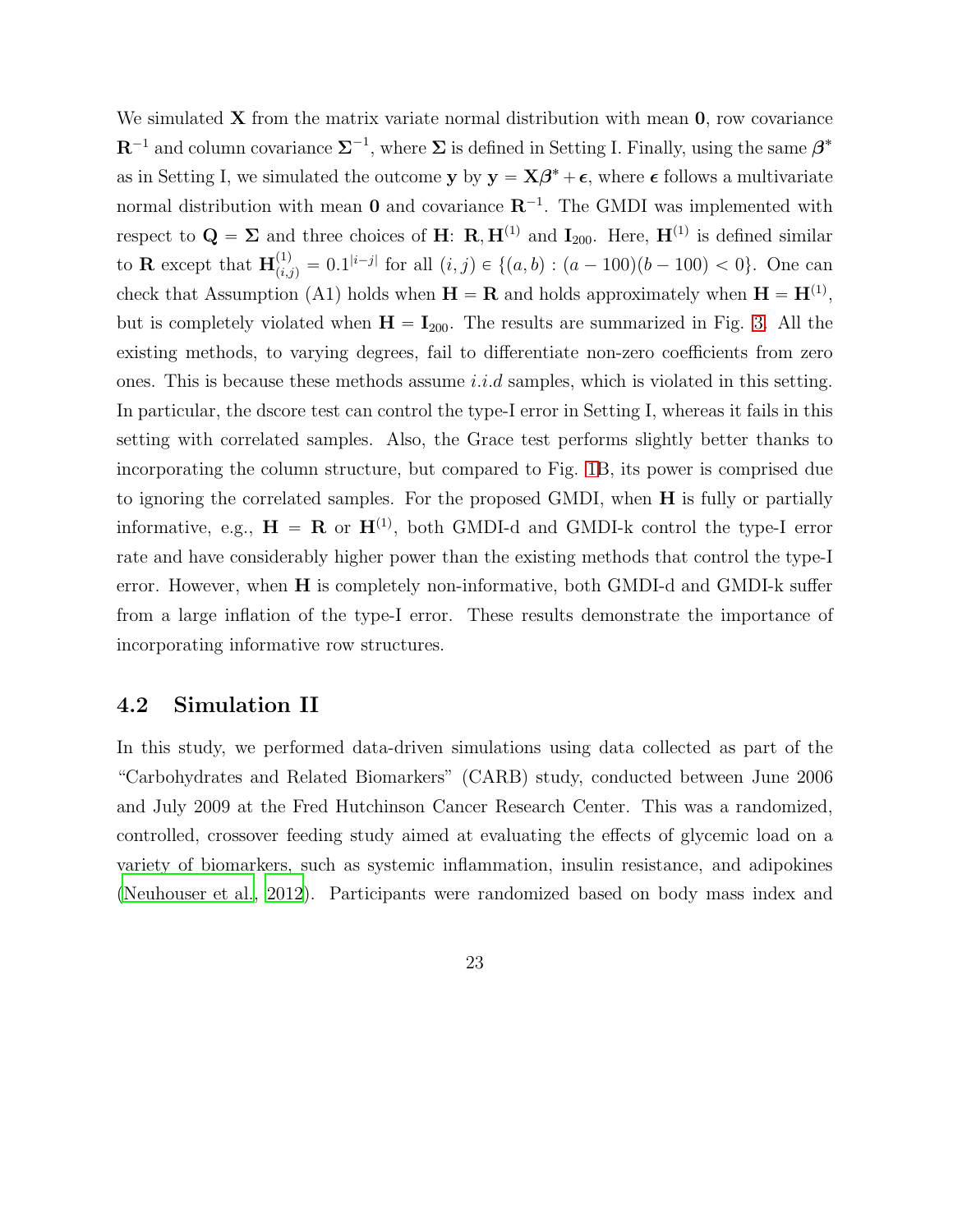We simulated $\mathbf{X}$ from the matrix variate normal distribution with mean $\mathbf{0}$, row covariance $\mathbf{R}^{-1}$ and column covariance $\boldsymbol{\Sigma}^{-1}$, where $\boldsymbol{\Sigma}$ is defined in Setting I. Finally, using the same $\boldsymbol{\beta}^*$ as in Setting I, we simulated the outcome $\mathbf{y}$ by $\mathbf{y} = \mathbf{X}\boldsymbol{\beta}^* + \boldsymbol{\epsilon}$, where $\boldsymbol{\epsilon}$ follows a multivariate normal distribution with mean $\mathbf{0}$ and covariance $\mathbf{R}^{-1}$. The GMDI was implemented with respect to $\mathbf{Q} = \boldsymbol{\Sigma}$ and three choices of $\mathbf{H}$: $\mathbf{R}, \mathbf{H}^{(1)}$ and $\mathbf{I}_{200}$. Here, $\mathbf{H}^{(1)}$ is defined similar to $\mathbf{R}$ except that $\mathbf{H}^{(1)}_{(i,j)} = 0.1^{|i-j|}$ for all $(i, j) \in \{(a, b) : (a - 100)(b - 100) < 0\}$. One can check that Assumption (A1) holds when $\mathbf{H} = \mathbf{R}$ and holds approximately when $\mathbf{H} = \mathbf{H}^{(1)}$, but is completely violated when $\mathbf{H} = \mathbf{I}_{200}$. The results are summarized in Fig. 3. All the existing methods, to varying degrees, fail to differentiate non-zero coefficients from zero ones. This is because these methods assume *i.i.d* samples, which is violated in this setting. In particular, the dscore test can control the type-I error in Setting I, whereas it fails in this setting with correlated samples. Also, the Grace test performs slightly better thanks to incorporating the column structure, but compared to Fig. 1B, its power is comprised due to ignoring the correlated samples. For the proposed GMDI, when $\mathbf{H}$ is fully or partially informative, e.g., $\mathbf{H} = \mathbf{R}$ or $\mathbf{H}^{(1)}$, both GMDI-d and GMDI-k control the type-I error rate and have considerably higher power than the existing methods that control the type-I error. However, when $\mathbf{H}$ is completely non-informative, both GMDI-d and GMDI-k suffer from a large inflation of the type-I error. These results demonstrate the importance of incorporating informative row structures.

## 4.2 Simulation II

In this study, we performed data-driven simulations using data collected as part of the "Carbohydrates and Related Biomarkers" (CARB) study, conducted between June 2006 and July 2009 at the Fred Hutchinson Cancer Research Center. This was a randomized, controlled, crossover feeding study aimed at evaluating the effects of glycemic load on a variety of biomarkers, such as systemic inflammation, insulin resistance, and adipokines (Neuhouser et al., 2012). Participants were randomized based on body mass index and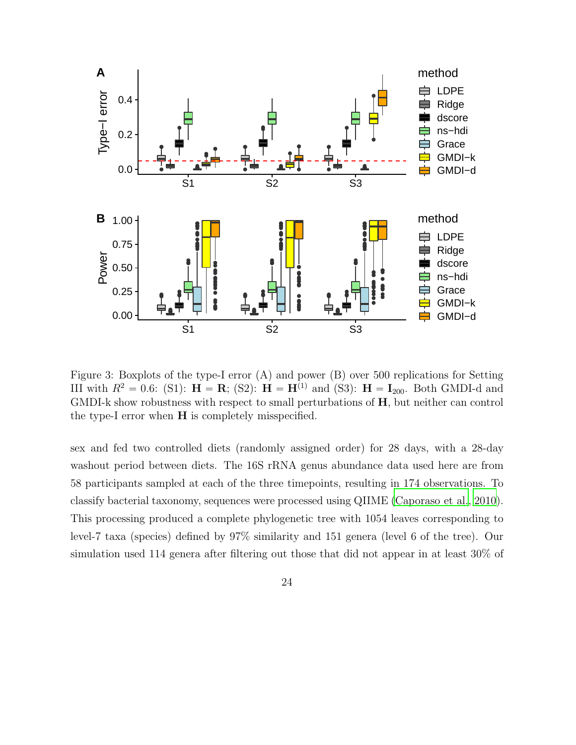Figure 3: Boxplots of the type-I error (A) and power (B) over 500 replications for Setting III with $R^2 = 0.6$: (S1): $\mathbf{H} = \mathbf{R}$; (S2): $\mathbf{H} = \mathbf{H}^{(1)}$ and (S3): $\mathbf{H} = \mathbf{I}_{200}$. Both GMDI-d and GMDI-k show robustness with respect to small perturbations of $\mathbf{H}$, but neither can control the type-I error when $\mathbf{H}$ is completely misspecified.

sex and fed two controlled diets (randomly assigned order) for 28 days, with a 28-day washout period between diets. The 16S rRNA genus abundance data used here are from 58 participants sampled at each of the three timepoints, resulting in 174 observations. To classify bacterial taxonomy, sequences were processed using QIIME (Caporaso et al., 2010). This processing produced a complete phylogenetic tree with 1054 leaves corresponding to level-7 taxa (species) defined by 97% similarity and 151 genera (level 6 of the tree). Our simulation used 114 genera after filtering out those that did not appear in at least 30% of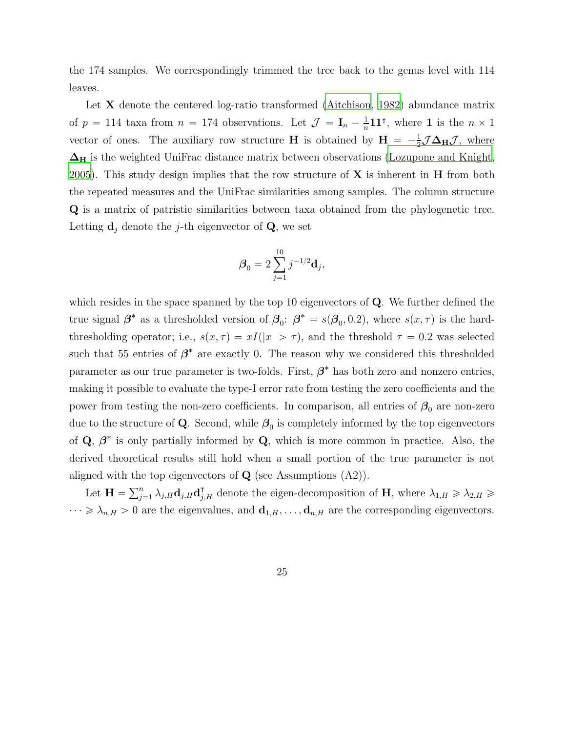the 174 samples. We correspondingly trimmed the tree back to the genus level with 114 leaves.

Let $\mathbf{X}$ denote the centered log-ratio transformed (Aitchison, 1982) abundance matrix of $p = 114$ taxa from $n = 174$ observations. Let $\mathcal{J} = \mathbf{I}_n - \frac{1}{n}\mathbf{1}\mathbf{1}^\intercal$, where $\mathbf{1}$ is the $n \times 1$ vector of ones. The auxiliary row structure $\mathbf{H}$ is obtained by $\mathbf{H} = -\frac{1}{2}\mathcal{J}\boldsymbol{\Delta}_{\mathbf{H}}\mathcal{J}$, where $\boldsymbol{\Delta}_{\mathbf{H}}$ is the weighted UniFrac distance matrix between observations (Lozupone and Knight, 2005). This study design implies that the row structure of $\mathbf{X}$ is inherent in $\mathbf{H}$ from both the repeated measures and the UniFrac similarities among samples. The column structure $\mathbf{Q}$ is a matrix of patristic similarities between taxa obtained from the phylogenetic tree. Letting $\mathbf{d}_j$ denote the $j$-th eigenvector of $\mathbf{Q}$, we set

$$\boldsymbol{\beta}_0 = 2\sum_{j=1}^{10} j^{-1/2}\mathbf{d}_j,$$

which resides in the space spanned by the top 10 eigenvectors of $\mathbf{Q}$. We further defined the true signal $\boldsymbol{\beta}^*$ as a thresholded version of $\boldsymbol{\beta}_0$: $\boldsymbol{\beta}^* = s(\boldsymbol{\beta}_0, 0.2)$, where $s(x,\tau)$ is the hard-thresholding operator; i.e., $s(x,\tau) = xI(|x| > \tau)$, and the threshold $\tau = 0.2$ was selected such that 55 entries of $\boldsymbol{\beta}^*$ are exactly 0. The reason why we considered this thresholded parameter as our true parameter is two-folds. First, $\boldsymbol{\beta}^*$ has both zero and nonzero entries, making it possible to evaluate the type-I error rate from testing the zero coefficients and the power from testing the non-zero coefficients. In comparison, all entries of $\boldsymbol{\beta}_0$ are non-zero due to the structure of $\mathbf{Q}$. Second, while $\boldsymbol{\beta}_0$ is completely informed by the top eigenvectors of $\mathbf{Q}$, $\boldsymbol{\beta}^*$ is only partially informed by $\mathbf{Q}$, which is more common in practice. Also, the derived theoretical results still hold when a small portion of the true parameter is not aligned with the top eigenvectors of $\mathbf{Q}$ (see Assumptions (A2)).

Let $\mathbf{H} = \sum_{j=1}^{n} \lambda_{j,H}\mathbf{d}_{j,H}\mathbf{d}_{j,H}^\intercal$ denote the eigen-decomposition of $\mathbf{H}$, where $\lambda_{1,H} \geqslant \lambda_{2,H} \geqslant \cdots \geqslant \lambda_{n,H} > 0$ are the eigenvalues, and $\mathbf{d}_{1,H}, \ldots, \mathbf{d}_{n,H}$ are the corresponding eigenvectors.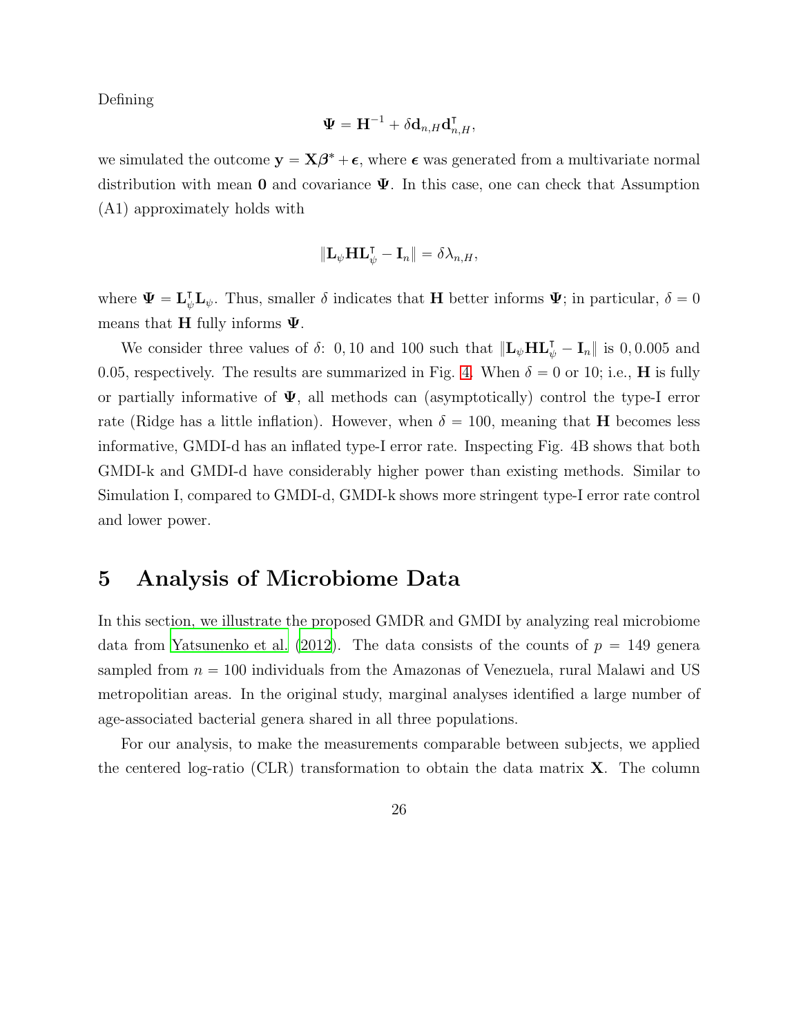Defining

$$
\boldsymbol{\Psi} = \mathbf{H}^{-1} + \delta \mathbf{d}_{n,H} \mathbf{d}_{n,H}^{\intercal},
$$

we simulated the outcome $\mathbf{y} = \mathbf{X}\boldsymbol{\beta}^* + \boldsymbol{\epsilon}$, where $\boldsymbol{\epsilon}$ was generated from a multivariate normal distribution with mean $\mathbf{0}$ and covariance $\boldsymbol{\Psi}$. In this case, one can check that Assumption (A1) approximately holds with

$$
\|\mathbf{L}_{\psi} \mathbf{H} \mathbf{L}_{\psi}^{\intercal} - \mathbf{I}_n\| = \delta \lambda_{n,H},
$$

where $\boldsymbol{\Psi} = \mathbf{L}_{\psi}^{\intercal} \mathbf{L}_{\psi}$. Thus, smaller $\delta$ indicates that $\mathbf{H}$ better informs $\boldsymbol{\Psi}$; in particular, $\delta = 0$ means that $\mathbf{H}$ fully informs $\boldsymbol{\Psi}$.

We consider three values of $\delta$: $0, 10$ and $100$ such that $\|\mathbf{L}_{\psi} \mathbf{H} \mathbf{L}_{\psi}^{\intercal} - \mathbf{I}_n\|$ is $0, 0.005$ and $0.05$, respectively. The results are summarized in Fig. 4. When $\delta = 0$ or $10$; i.e., $\mathbf{H}$ is fully or partially informative of $\boldsymbol{\Psi}$, all methods can (asymptotically) control the type-I error rate (Ridge has a little inflation). However, when $\delta = 100$, meaning that $\mathbf{H}$ becomes less informative, GMDI-d has an inflated type-I error rate. Inspecting Fig. 4B shows that both GMDI-k and GMDI-d have considerably higher power than existing methods. Similar to Simulation I, compared to GMDI-d, GMDI-k shows more stringent type-I error rate control and lower power.

# 5 Analysis of Microbiome Data

In this section, we illustrate the proposed GMDR and GMDI by analyzing real microbiome data from Yatsunenko et al. (2012). The data consists of the counts of $p = 149$ genera sampled from $n = 100$ individuals from the Amazonas of Venezuela, rural Malawi and US metropolitian areas. In the original study, marginal analyses identified a large number of age-associated bacterial genera shared in all three populations.

For our analysis, to make the measurements comparable between subjects, we applied the centered log-ratio (CLR) transformation to obtain the data matrix $\mathbf{X}$. The column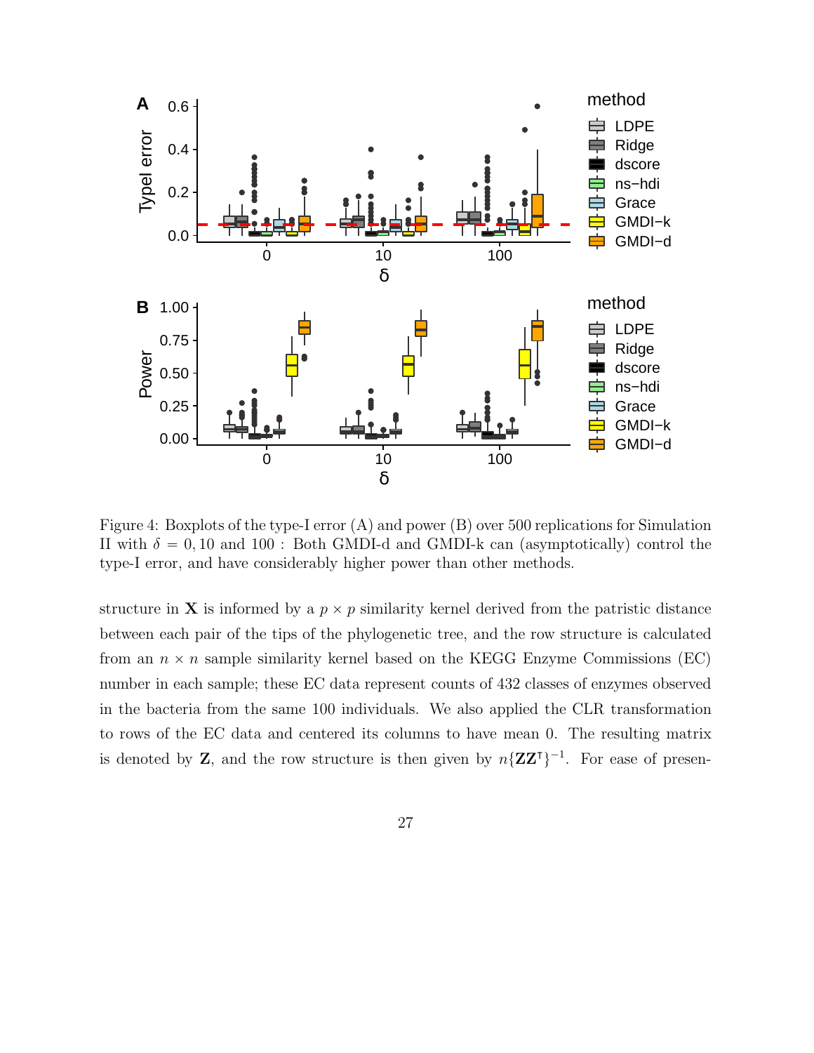Figure 4: Boxplots of the type-I error (A) and power (B) over 500 replications for Simulation II with $\delta = 0, 10$ and $100$ : Both GMDI-d and GMDI-k can (asymptotically) control the type-I error, and have considerably higher power than other methods.

structure in $\mathbf{X}$ is informed by a $p \times p$ similarity kernel derived from the patristic distance between each pair of the tips of the phylogenetic tree, and the row structure is calculated from an $n \times n$ sample similarity kernel based on the KEGG Enzyme Commissions (EC) number in each sample; these EC data represent counts of 432 classes of enzymes observed in the bacteria from the same 100 individuals. We also applied the CLR transformation to rows of the EC data and centered its columns to have mean 0. The resulting matrix is denoted by $\mathbf{Z}$, and the row structure is then given by $n\{\mathbf{Z}\mathbf{Z}^{\intercal}\}^{-1}$. For ease of presen-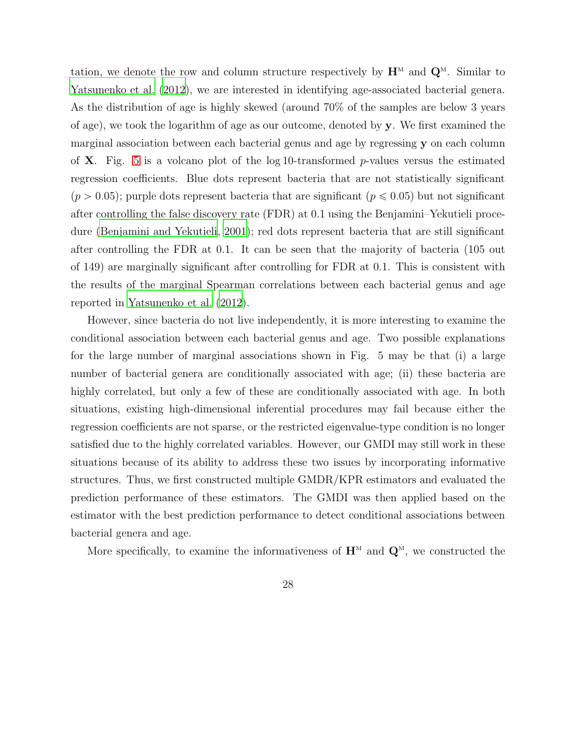tation, we denote the row and column structure respectively by $\mathbf{H}^{\mathrm{M}}$ and $\mathbf{Q}^{\mathrm{M}}$. Similar to Yatsunenko et al. (2012), we are interested in identifying age-associated bacterial genera. As the distribution of age is highly skewed (around 70% of the samples are below 3 years of age), we took the logarithm of age as our outcome, denoted by $\mathbf{y}$. We first examined the marginal association between each bacterial genus and age by regressing $\mathbf{y}$ on each column of $\mathbf{X}$. Fig. 5 is a volcano plot of the log 10-transformed $p$-values versus the estimated regression coefficients. Blue dots represent bacteria that are not statistically significant ($p > 0.05$); purple dots represent bacteria that are significant ($p \leqslant 0.05$) but not significant after controlling the false discovery rate (FDR) at 0.1 using the Benjamini–Yekutieli procedure (Benjamini and Yekutieli, 2001); red dots represent bacteria that are still significant after controlling the FDR at 0.1. It can be seen that the majority of bacteria (105 out of 149) are marginally significant after controlling for FDR at 0.1. This is consistent with the results of the marginal Spearman correlations between each bacterial genus and age reported in Yatsunenko et al. (2012).

However, since bacteria do not live independently, it is more interesting to examine the conditional association between each bacterial genus and age. Two possible explanations for the large number of marginal associations shown in Fig. 5 may be that (i) a large number of bacterial genera are conditionally associated with age; (ii) these bacteria are highly correlated, but only a few of these are conditionally associated with age. In both situations, existing high-dimensional inferential procedures may fail because either the regression coefficients are not sparse, or the restricted eigenvalue-type condition is no longer satisfied due to the highly correlated variables. However, our GMDI may still work in these situations because of its ability to address these two issues by incorporating informative structures. Thus, we first constructed multiple GMDR/KPR estimators and evaluated the prediction performance of these estimators. The GMDI was then applied based on the estimator with the best prediction performance to detect conditional associations between bacterial genera and age.

More specifically, to examine the informativeness of $\mathbf{H}^{\mathrm{M}}$ and $\mathbf{Q}^{\mathrm{M}}$, we constructed the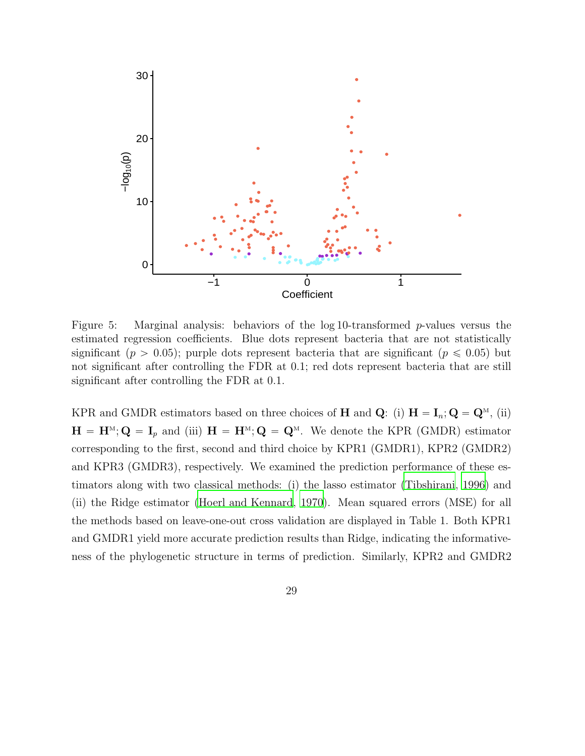Figure 5: Marginal analysis: behaviors of the log 10-transformed $p$-values versus the estimated regression coefficients. Blue dots represent bacteria that are not statistically significant ($p > 0.05$); purple dots represent bacteria that are significant ($p \leqslant 0.05$) but not significant after controlling the FDR at 0.1; red dots represent bacteria that are still significant after controlling the FDR at 0.1.

KPR and GMDR estimators based on three choices of $\mathbf{H}$ and $\mathbf{Q}$: (i) $\mathbf{H} = \mathbf{I}_n; \mathbf{Q} = \mathbf{Q}^{\mathrm{M}}$, (ii) $\mathbf{H} = \mathbf{H}^{\mathrm{M}}; \mathbf{Q} = \mathbf{I}_p$ and (iii) $\mathbf{H} = \mathbf{H}^{\mathrm{M}}; \mathbf{Q} = \mathbf{Q}^{\mathrm{M}}$. We denote the KPR (GMDR) estimator corresponding to the first, second and third choice by KPR1 (GMDR1), KPR2 (GMDR2) and KPR3 (GMDR3), respectively. We examined the prediction performance of these estimators along with two classical methods: (i) the lasso estimator (Tibshirani, 1996) and (ii) the Ridge estimator (Hoerl and Kennard, 1970). Mean squared errors (MSE) for all the methods based on leave-one-out cross validation are displayed in Table 1. Both KPR1 and GMDR1 yield more accurate prediction results than Ridge, indicating the informativeness of the phylogenetic structure in terms of prediction. Similarly, KPR2 and GMDR2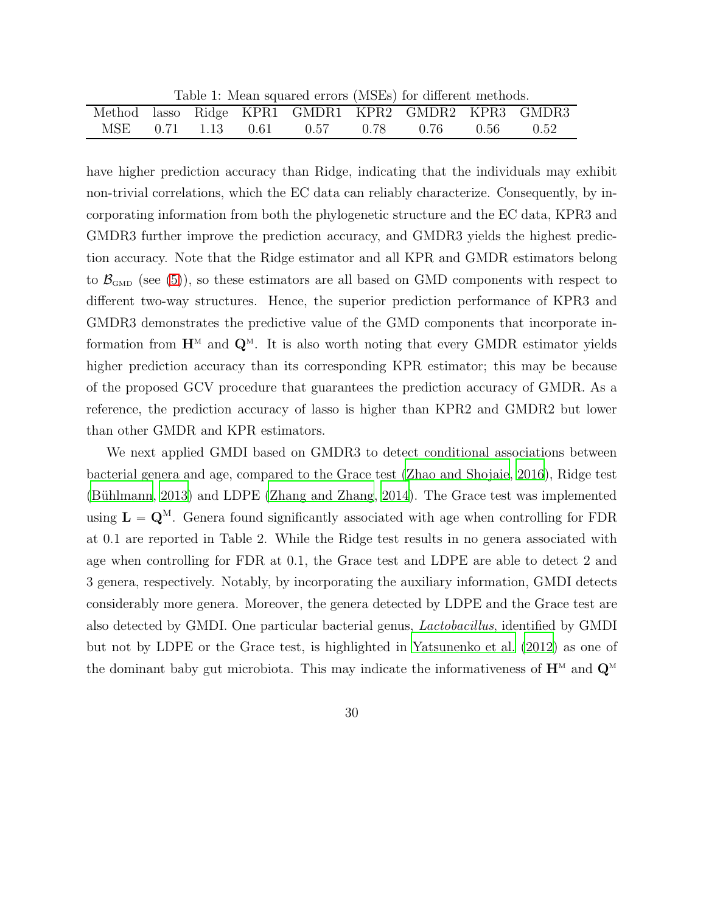Table 1: Mean squared errors (MSEs) for different methods.

| Method | lasso | Ridge | KPR1 | GMDR1 | KPR2 | GMDR2 | KPR3 | GMDR3 |
|---|---|---|---|---|---|---|---|---|
| MSE | 0.71 | 1.13 | 0.61 | 0.57 | 0.78 | 0.76 | 0.56 | 0.52 |

have higher prediction accuracy than Ridge, indicating that the individuals may exhibit non-trivial correlations, which the EC data can reliably characterize. Consequently, by incorporating information from both the phylogenetic structure and the EC data, KPR3 and GMDR3 further improve the prediction accuracy, and GMDR3 yields the highest prediction accuracy. Note that the Ridge estimator and all KPR and GMDR estimators belong to $\mathcal{B}_{\text{GMD}}$ (see (5)), so these estimators are all based on GMD components with respect to different two-way structures. Hence, the superior prediction performance of KPR3 and GMDR3 demonstrates the predictive value of the GMD components that incorporate information from $\mathbf{H}^{\text{M}}$ and $\mathbf{Q}^{\text{M}}$. It is also worth noting that every GMDR estimator yields higher prediction accuracy than its corresponding KPR estimator; this may be because of the proposed GCV procedure that guarantees the prediction accuracy of GMDR. As a reference, the prediction accuracy of lasso is higher than KPR2 and GMDR2 but lower than other GMDR and KPR estimators.

We next applied GMDI based on GMDR3 to detect conditional associations between bacterial genera and age, compared to the Grace test (Zhao and Shojaie, 2016), Ridge test (Bühlmann, 2013) and LDPE (Zhang and Zhang, 2014). The Grace test was implemented using $\mathbf{L} = \mathbf{Q}^{\text{M}}$. Genera found significantly associated with age when controlling for FDR at 0.1 are reported in Table 2. While the Ridge test results in no genera associated with age when controlling for FDR at 0.1, the Grace test and LDPE are able to detect 2 and 3 genera, respectively. Notably, by incorporating the auxiliary information, GMDI detects considerably more genera. Moreover, the genera detected by LDPE and the Grace test are also detected by GMDI. One particular bacterial genus, *Lactobacillus*, identified by GMDI but not by LDPE or the Grace test, is highlighted in Yatsunenko et al. (2012) as one of the dominant baby gut microbiota. This may indicate the informativeness of $\mathbf{H}^{\text{M}}$ and $\mathbf{Q}^{\text{M}}$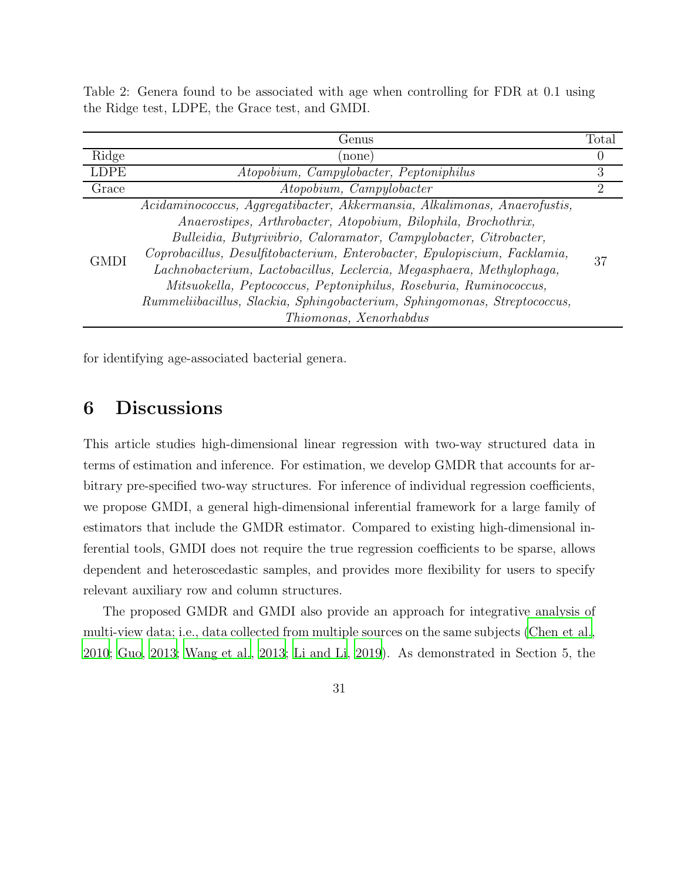Table 2: Genera found to be associated with age when controlling for FDR at 0.1 using the Ridge test, LDPE, the Grace test, and GMDI.

| | Genus | Total |
|---|---|---|
| Ridge | (none) | 0 |
| LDPE | *Atopobium, Campylobacter, Peptoniphilus* | 3 |
| Grace | *Atopobium, Campylobacter* | 2 |
| GMDI | *Acidaminococcus, Aggregatibacter, Akkermansia, Alkalimonas, Anaerofustis, Anaerostipes, Arthrobacter, Atopobium, Bilophila, Brochothrix, Bulleidia, Butyrivibrio, Caloramator, Campylobacter, Citrobacter, Coprobacillus, Desulfitobacterium, Enterobacter, Epulopiscium, Facklamia, Lachnobacterium, Lactobacillus, Leclercia, Megasphaera, Methylophaga, Mitsuokella, Peptococcus, Peptoniphilus, Roseburia, Ruminococcus, Rummeliibacillus, Slackia, Sphingobacterium, Sphingomonas, Streptococcus, Thiomonas, Xenorhabdus* | 37 |

for identifying age-associated bacterial genera.

# 6 Discussions

This article studies high-dimensional linear regression with two-way structured data in terms of estimation and inference. For estimation, we develop GMDR that accounts for arbitrary pre-specified two-way structures. For inference of individual regression coefficients, we propose GMDI, a general high-dimensional inferential framework for a large family of estimators that include the GMDR estimator. Compared to existing high-dimensional inferential tools, GMDI does not require the true regression coefficients to be sparse, allows dependent and heteroscedastic samples, and provides more flexibility for users to specify relevant auxiliary row and column structures.

The proposed GMDR and GMDI also provide an approach for integrative analysis of multi-view data; i.e., data collected from multiple sources on the same subjects (Chen et al., 2010; Guo, 2013; Wang et al., 2013; Li and Li, 2019). As demonstrated in Section 5, the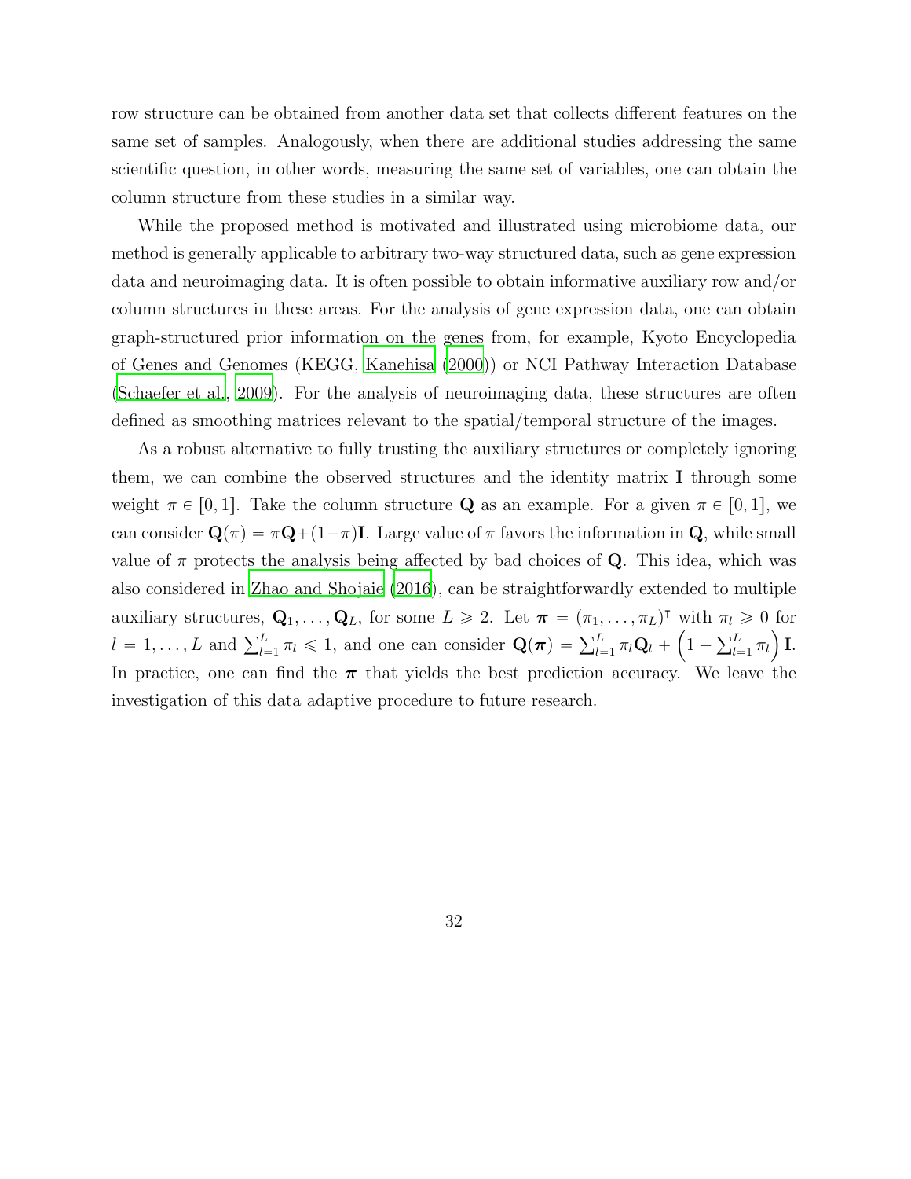row structure can be obtained from another data set that collects different features on the same set of samples. Analogously, when there are additional studies addressing the same scientific question, in other words, measuring the same set of variables, one can obtain the column structure from these studies in a similar way.

While the proposed method is motivated and illustrated using microbiome data, our method is generally applicable to arbitrary two-way structured data, such as gene expression data and neuroimaging data. It is often possible to obtain informative auxiliary row and/or column structures in these areas. For the analysis of gene expression data, one can obtain graph-structured prior information on the genes from, for example, Kyoto Encyclopedia of Genes and Genomes (KEGG, Kanehisa (2000)) or NCI Pathway Interaction Database (Schaefer et al., 2009). For the analysis of neuroimaging data, these structures are often defined as smoothing matrices relevant to the spatial/temporal structure of the images.

As a robust alternative to fully trusting the auxiliary structures or completely ignoring them, we can combine the observed structures and the identity matrix $\mathbf{I}$ through some weight $\pi \in [0, 1]$. Take the column structure $\mathbf{Q}$ as an example. For a given $\pi \in [0, 1]$, we can consider $\mathbf{Q}(\pi) = \pi\mathbf{Q} + (1-\pi)\mathbf{I}$. Large value of $\pi$ favors the information in $\mathbf{Q}$, while small value of $\pi$ protects the analysis being affected by bad choices of $\mathbf{Q}$. This idea, which was also considered in Zhao and Shojaie (2016), can be straightforwardly extended to multiple auxiliary structures, $\mathbf{Q}_1, \ldots, \mathbf{Q}_L$, for some $L \geqslant 2$. Let $\boldsymbol{\pi} = (\pi_1, \ldots, \pi_L)^\intercal$ with $\pi_l \geqslant 0$ for $l = 1, \ldots, L$ and $\sum_{l=1}^{L} \pi_l \leqslant 1$, and one can consider $\mathbf{Q}(\boldsymbol{\pi}) = \sum_{l=1}^{L} \pi_l \mathbf{Q}_l + \left(1 - \sum_{l=1}^{L} \pi_l\right) \mathbf{I}$. In practice, one can find the $\boldsymbol{\pi}$ that yields the best prediction accuracy. We leave the investigation of this data adaptive procedure to future research.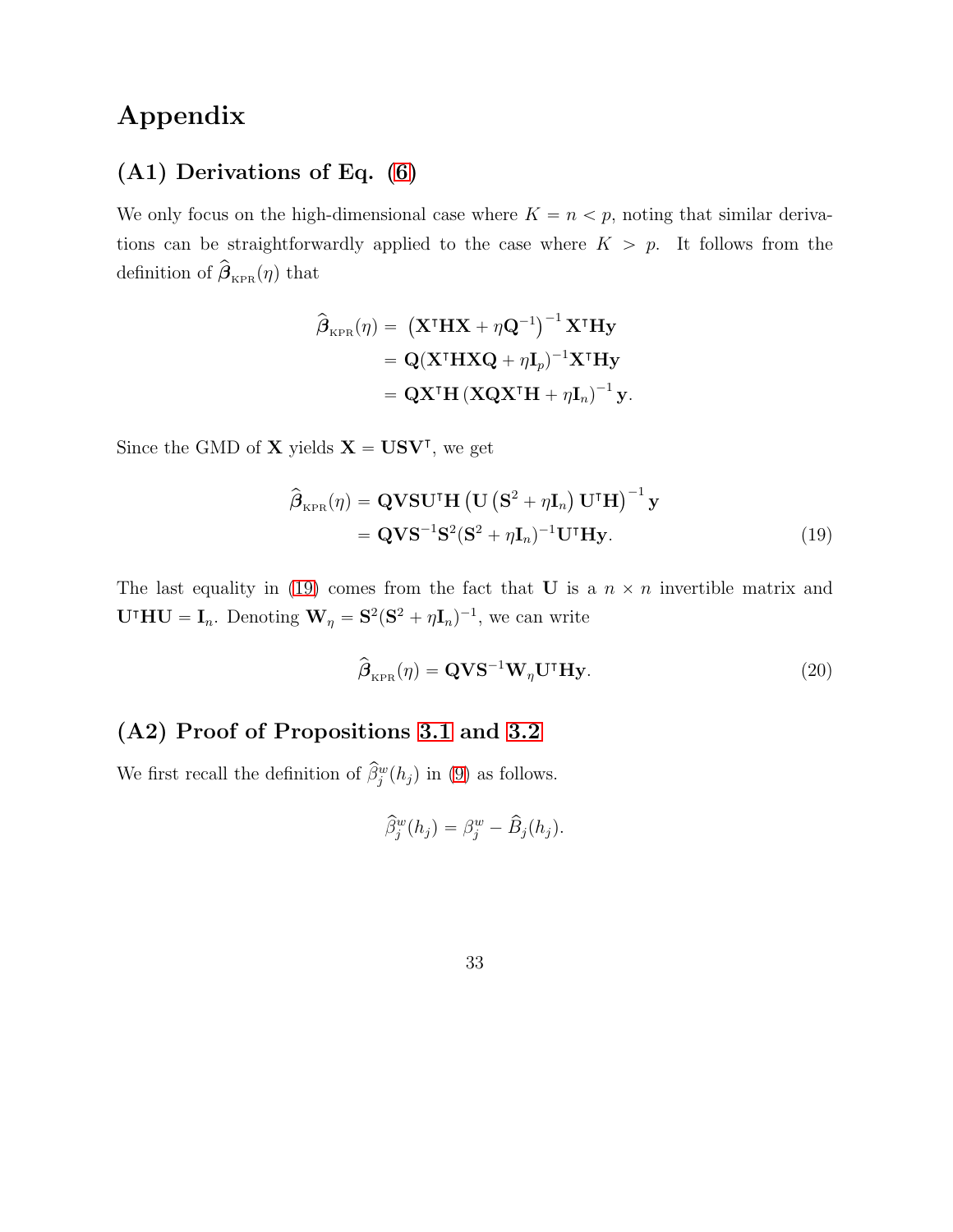# Appendix

## (A1) Derivations of Eq. (6)

We only focus on the high-dimensional case where $K = n < p$, noting that similar derivations can be straightforwardly applied to the case where $K > p$. It follows from the definition of $\widehat{\boldsymbol{\beta}}_{\text{KPR}}(\eta)$ that

$$
\begin{aligned}
\widehat{\boldsymbol{\beta}}_{\text{KPR}}(\eta) &= \left(\mathbf{X}^\intercal \mathbf{H}\mathbf{X} + \eta \mathbf{Q}^{-1}\right)^{-1} \mathbf{X}^\intercal \mathbf{H}\mathbf{y} \\
&= \mathbf{Q}(\mathbf{X}^\intercal \mathbf{H}\mathbf{X}\mathbf{Q} + \eta \mathbf{I}_p)^{-1}\mathbf{X}^\intercal \mathbf{H}\mathbf{y} \\
&= \mathbf{Q}\mathbf{X}^\intercal \mathbf{H}\left(\mathbf{X}\mathbf{Q}\mathbf{X}^\intercal \mathbf{H} + \eta \mathbf{I}_n\right)^{-1}\mathbf{y}.
\end{aligned}
$$

Since the GMD of $\mathbf{X}$ yields $\mathbf{X} = \mathbf{U}\mathbf{S}\mathbf{V}^\intercal$, we get

$$
\begin{aligned}
\widehat{\boldsymbol{\beta}}_{\text{KPR}}(\eta) &= \mathbf{Q}\mathbf{V}\mathbf{S}\mathbf{U}^\intercal \mathbf{H}\left(\mathbf{U}\left(\mathbf{S}^2 + \eta \mathbf{I}_n\right)\mathbf{U}^\intercal \mathbf{H}\right)^{-1}\mathbf{y} \\
&= \mathbf{Q}\mathbf{V}\mathbf{S}^{-1}\mathbf{S}^2(\mathbf{S}^2 + \eta \mathbf{I}_n)^{-1}\mathbf{U}^\intercal \mathbf{H}\mathbf{y}. \qquad (19)
\end{aligned}
$$

The last equality in (19) comes from the fact that $\mathbf{U}$ is a $n \times n$ invertible matrix and $\mathbf{U}^\intercal \mathbf{H}\mathbf{U} = \mathbf{I}_n$. Denoting $\mathbf{W}_\eta = \mathbf{S}^2(\mathbf{S}^2 + \eta \mathbf{I}_n)^{-1}$, we can write

$$
\widehat{\boldsymbol{\beta}}_{\text{KPR}}(\eta) = \mathbf{Q}\mathbf{V}\mathbf{S}^{-1}\mathbf{W}_\eta \mathbf{U}^\intercal \mathbf{H}\mathbf{y}. \qquad (20)
$$

## (A2) Proof of Propositions 3.1 and 3.2

We first recall the definition of $\widehat{\beta}_j^w(h_j)$ in (9) as follows.

$$
\widehat{\beta}_j^w(h_j) = \beta_j^w - \widehat{B}_j(h_j).
$$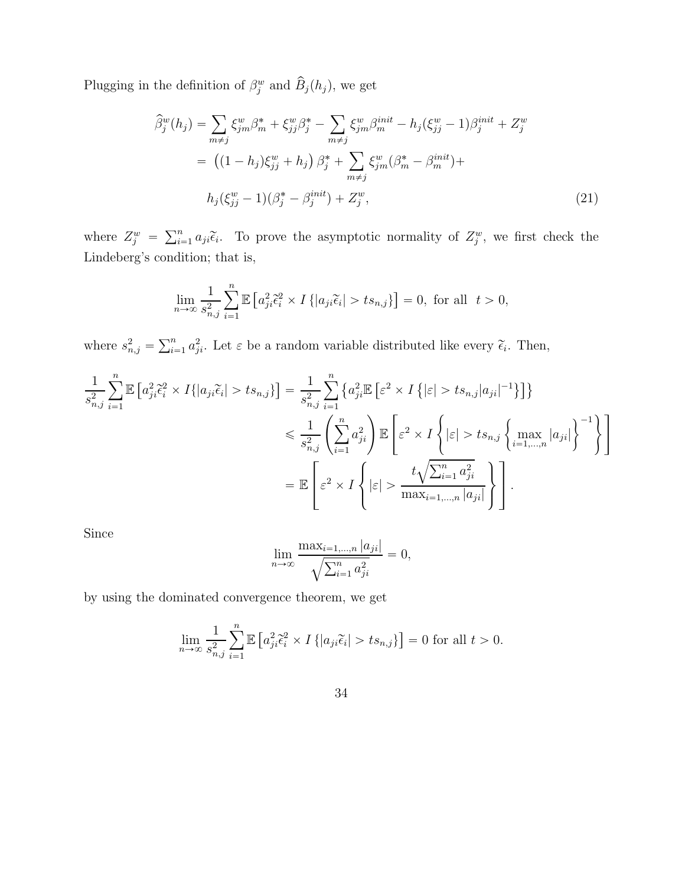Plugging in the definition of $\beta_j^w$ and $\widehat{B}_j(h_j)$, we get

$$
\begin{aligned}
\widehat{\beta}_j^w(h_j) &= \sum_{m\neq j} \xi_{jm}^w \beta_m^* + \xi_{jj}^w \beta_j^* - \sum_{m\neq j} \xi_{jm}^w \beta_m^{init} - h_j(\xi_{jj}^w - 1)\beta_j^{init} + Z_j^w \\
&= \left((1-h_j)\xi_{jj}^w + h_j\right)\beta_j^* + \sum_{m\neq j} \xi_{jm}^w(\beta_m^* - \beta_m^{init}) + \\
&\quad h_j(\xi_{jj}^w - 1)(\beta_j^* - \beta_j^{init}) + Z_j^w, \qquad (21)
\end{aligned}
$$

where $Z_j^w = \sum_{i=1}^n a_{ji}\widetilde{\epsilon}_i$. To prove the asymptotic normality of $Z_j^w$, we first check the Lindeberg's condition; that is,

$$
\lim_{n\to\infty} \frac{1}{s_{n,j}^2} \sum_{i=1}^n \mathbb{E}\left[a_{ji}^2 \widetilde{\epsilon}_i^2 \times I\left\{|a_{ji}\widetilde{\epsilon}_i| > ts_{n,j}\right\}\right] = 0, \text{ for all } \ t > 0,
$$

where $s_{n,j}^2 = \sum_{i=1}^n a_{ji}^2$. Let $\varepsilon$ be a random variable distributed like every $\widetilde{\epsilon}_i$. Then,

$$
\begin{aligned}
\frac{1}{s_{n,j}^2} \sum_{i=1}^n \mathbb{E}\left[a_{ji}^2 \widetilde{\epsilon}_i^2 \times I\{|a_{ji}\widetilde{\epsilon}_i| > ts_{n,j}\}\right] &= \frac{1}{s_{n,j}^2} \sum_{i=1}^n \left\{a_{ji}^2 \mathbb{E}\left[\varepsilon^2 \times I\left\{|\varepsilon| > ts_{n,j}|a_{ji}|^{-1}\right\}\right]\right\} \\
&\leqslant \frac{1}{s_{n,j}^2}\left(\sum_{i=1}^n a_{ji}^2\right) \mathbb{E}\left[\varepsilon^2 \times I\left\{|\varepsilon| > ts_{n,j}\left\{\max_{i=1,\ldots,n}|a_{ji}|\right\}^{-1}\right\}\right] \\
&= \mathbb{E}\left[\varepsilon^2 \times I\left\{|\varepsilon| > \frac{t\sqrt{\sum_{i=1}^n a_{ji}^2}}{\max_{i=1,\ldots,n}|a_{ji}|}\right\}\right].
\end{aligned}
$$

Since

$$
\lim_{n\to\infty} \frac{\max_{i=1,\ldots,n}|a_{ji}|}{\sqrt{\sum_{i=1}^n a_{ji}^2}} = 0,
$$

by using the dominated convergence theorem, we get

$$
\lim_{n\to\infty} \frac{1}{s_{n,j}^2} \sum_{i=1}^n \mathbb{E}\left[a_{ji}^2 \widetilde{\epsilon}_i^2 \times I\left\{|a_{ji}\widetilde{\epsilon}_i| > ts_{n,j}\right\}\right] = 0 \text{ for all } t > 0.
$$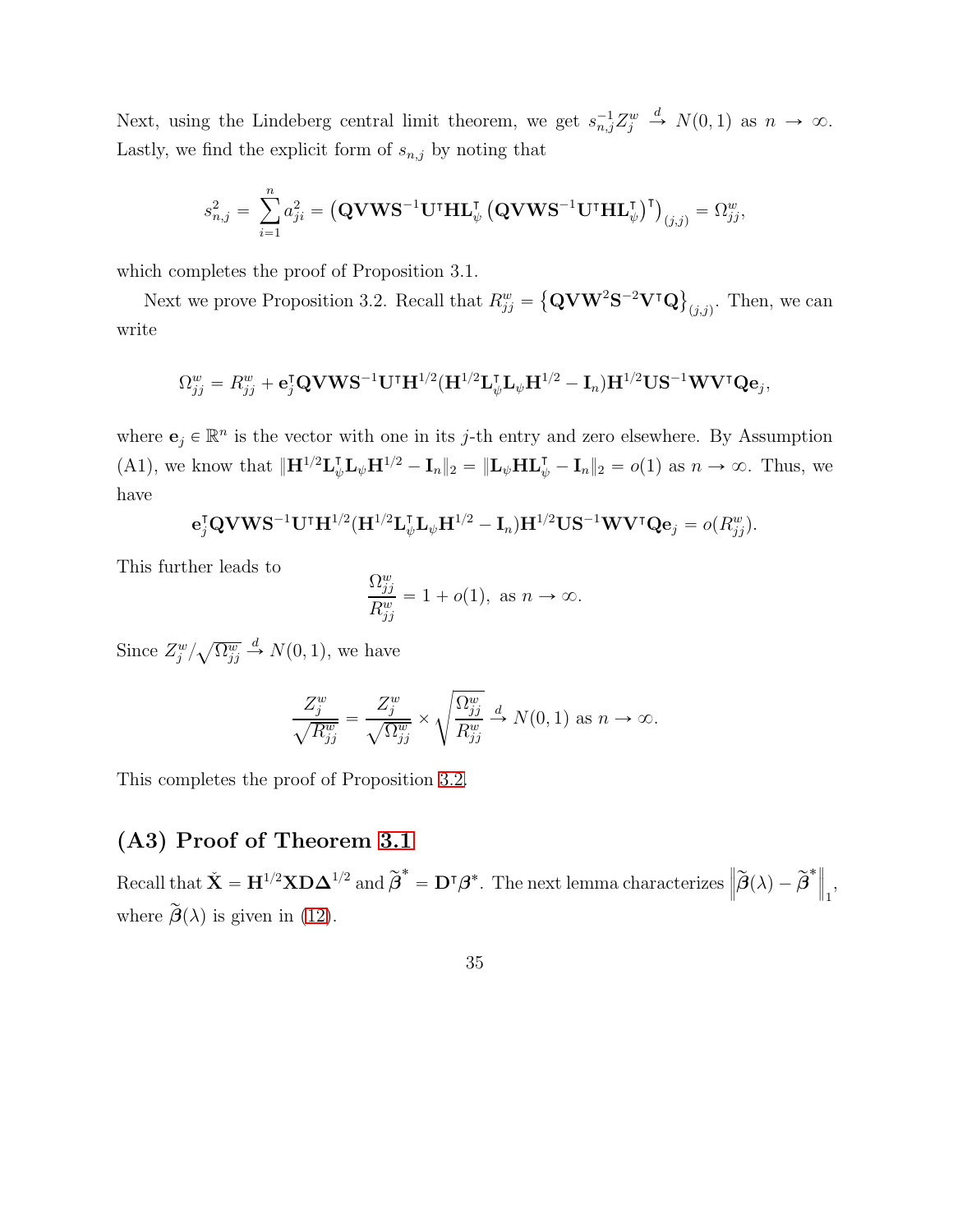Next, using the Lindeberg central limit theorem, we get $s_{n,j}^{-1} Z_j^w \xrightarrow{d} N(0,1)$ as $n \to \infty$. Lastly, we find the explicit form of $s_{n,j}$ by noting that

$$s_{n,j}^2 = \sum_{i=1}^{n} a_{ji}^2 = \left(\mathbf{QVWS}^{-1}\mathbf{U}^\intercal\mathbf{HL}_\psi^\intercal \left(\mathbf{QVWS}^{-1}\mathbf{U}^\intercal\mathbf{HL}_\psi^\intercal\right)^\intercal\right)_{(j,j)} = \Omega_{jj}^w,$$

which completes the proof of Proposition 3.1.

Next we prove Proposition 3.2. Recall that $R_{jj}^w = \left\{\mathbf{QVW}^2\mathbf{S}^{-2}\mathbf{V}^\intercal\mathbf{Q}\right\}_{(j,j)}$. Then, we can write

$$\Omega_{jj}^w = R_{jj}^w + \mathbf{e}_j^\intercal \mathbf{QVWS}^{-1}\mathbf{U}^\intercal\mathbf{H}^{1/2}(\mathbf{H}^{1/2}\mathbf{L}_\psi^\intercal\mathbf{L}_\psi\mathbf{H}^{1/2} - \mathbf{I}_n)\mathbf{H}^{1/2}\mathbf{US}^{-1}\mathbf{WV}^\intercal\mathbf{Q}\mathbf{e}_j,$$

where $\mathbf{e}_j \in \mathbb{R}^n$ is the vector with one in its $j$-th entry and zero elsewhere. By Assumption (A1), we know that $\|\mathbf{H}^{1/2}\mathbf{L}_\psi^\intercal\mathbf{L}_\psi\mathbf{H}^{1/2} - \mathbf{I}_n\|_2 = \|\mathbf{L}_\psi\mathbf{HL}_\psi^\intercal - \mathbf{I}_n\|_2 = o(1)$ as $n \to \infty$. Thus, we have

$$\mathbf{e}_j^\intercal \mathbf{QVWS}^{-1}\mathbf{U}^\intercal\mathbf{H}^{1/2}(\mathbf{H}^{1/2}\mathbf{L}_\psi^\intercal\mathbf{L}_\psi\mathbf{H}^{1/2} - \mathbf{I}_n)\mathbf{H}^{1/2}\mathbf{US}^{-1}\mathbf{WV}^\intercal\mathbf{Q}\mathbf{e}_j = o(R_{jj}^w).$$

This further leads to

$$\frac{\Omega_{jj}^w}{R_{jj}^w} = 1 + o(1), \text{ as } n \to \infty.$$

Since $Z_j^w / \sqrt{\Omega_{jj}^w} \xrightarrow{d} N(0,1)$, we have

$$\frac{Z_j^w}{\sqrt{R_{jj}^w}} = \frac{Z_j^w}{\sqrt{\Omega_{jj}^w}} \times \sqrt{\frac{\Omega_{jj}^w}{R_{jj}^w}} \xrightarrow{d} N(0,1) \text{ as } n \to \infty.$$

This completes the proof of Proposition 3.2.

## (A3) Proof of Theorem 3.1

Recall that $\check{\mathbf{X}} = \mathbf{H}^{1/2}\mathbf{XD}\boldsymbol{\Delta}^{1/2}$ and $\widetilde{\boldsymbol{\beta}}^* = \mathbf{D}^\intercal\boldsymbol{\beta}^*$. The next lemma characterizes $\left\|\widetilde{\boldsymbol{\beta}}(\lambda) - \widetilde{\boldsymbol{\beta}}^*\right\|_1$, where $\widetilde{\boldsymbol{\beta}}(\lambda)$ is given in (12).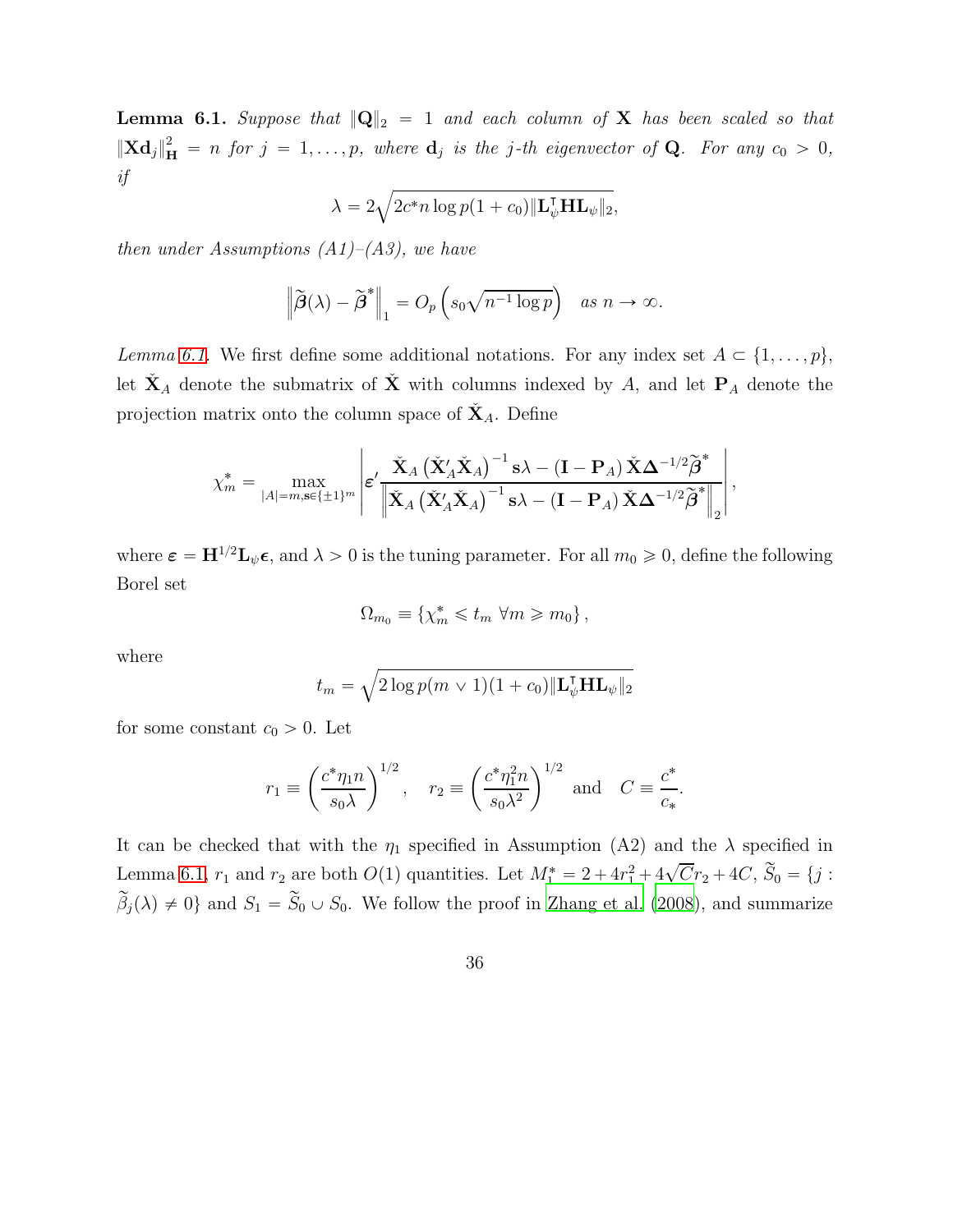**Lemma 6.1.** *Suppose that $\|\mathbf{Q}\|_2 = 1$ and each column of $\mathbf{X}$ has been scaled so that $\|\mathbf{X}\mathbf{d}_j\|_{\mathbf{H}}^2 = n$ for $j = 1, \ldots, p$, where $\mathbf{d}_j$ is the $j$-th eigenvector of $\mathbf{Q}$. For any $c_0 > 0$, if*

$$\lambda = 2\sqrt{2c^* n \log p (1 + c_0) \|\mathbf{L}_\psi^\intercal \mathbf{H} \mathbf{L}_\psi\|_2},$$

*then under Assumptions (A1)–(A3), we have*

$$\left\|\widetilde{\boldsymbol{\beta}}(\lambda) - \widetilde{\boldsymbol{\beta}}^*\right\|_1 = O_p\left(s_0\sqrt{n^{-1}\log p}\right) \quad \text{as } n \to \infty.$$

*Lemma 6.1.* We first define some additional notations. For any index set $A \subset \{1, \ldots, p\}$, let $\check{\mathbf{X}}_A$ denote the submatrix of $\check{\mathbf{X}}$ with columns indexed by $A$, and let $\mathbf{P}_A$ denote the projection matrix onto the column space of $\check{\mathbf{X}}_A$. Define

$$\chi_m^* = \max_{|A|=m, \mathbf{s}\in\{\pm 1\}^m} \left| \boldsymbol{\varepsilon}' \frac{\check{\mathbf{X}}_A\left(\check{\mathbf{X}}_A'\check{\mathbf{X}}_A\right)^{-1}\mathbf{s}\lambda - (\mathbf{I} - \mathbf{P}_A)\check{\mathbf{X}}\boldsymbol{\Delta}^{-1/2}\widetilde{\boldsymbol{\beta}}^*}{\left\|\check{\mathbf{X}}_A\left(\check{\mathbf{X}}_A'\check{\mathbf{X}}_A\right)^{-1}\mathbf{s}\lambda - (\mathbf{I} - \mathbf{P}_A)\check{\mathbf{X}}\boldsymbol{\Delta}^{-1/2}\widetilde{\boldsymbol{\beta}}^*\right\|_2} \right|,$$

where $\boldsymbol{\varepsilon} = \mathbf{H}^{1/2}\mathbf{L}_\psi\boldsymbol{\epsilon}$, and $\lambda > 0$ is the tuning parameter. For all $m_0 \geqslant 0$, define the following Borel set

$$\Omega_{m_0} \equiv \{\chi_m^* \leqslant t_m \ \forall m \geqslant m_0\},$$

where

$$t_m = \sqrt{2\log p(m \vee 1)(1 + c_0)\|\mathbf{L}_\psi^\intercal \mathbf{H}\mathbf{L}_\psi\|_2}$$

for some constant $c_0 > 0$. Let

$$r_1 \equiv \left(\frac{c^*\eta_1 n}{s_0\lambda}\right)^{1/2}, \quad r_2 \equiv \left(\frac{c^*\eta_1^2 n}{s_0\lambda^2}\right)^{1/2} \quad \text{and} \quad C \equiv \frac{c^*}{c_*}.$$

It can be checked that with the $\eta_1$ specified in Assumption (A2) and the $\lambda$ specified in Lemma 6.1, $r_1$ and $r_2$ are both $O(1)$ quantities. Let $M_1^* = 2 + 4r_1^2 + 4\sqrt{C}r_2 + 4C$, $\widetilde{S}_0 = \{j : \widetilde{\beta}_j(\lambda) \neq 0\}$ and $S_1 = \widetilde{S}_0 \cup S_0$. We follow the proof in Zhang et al. (2008), and summarize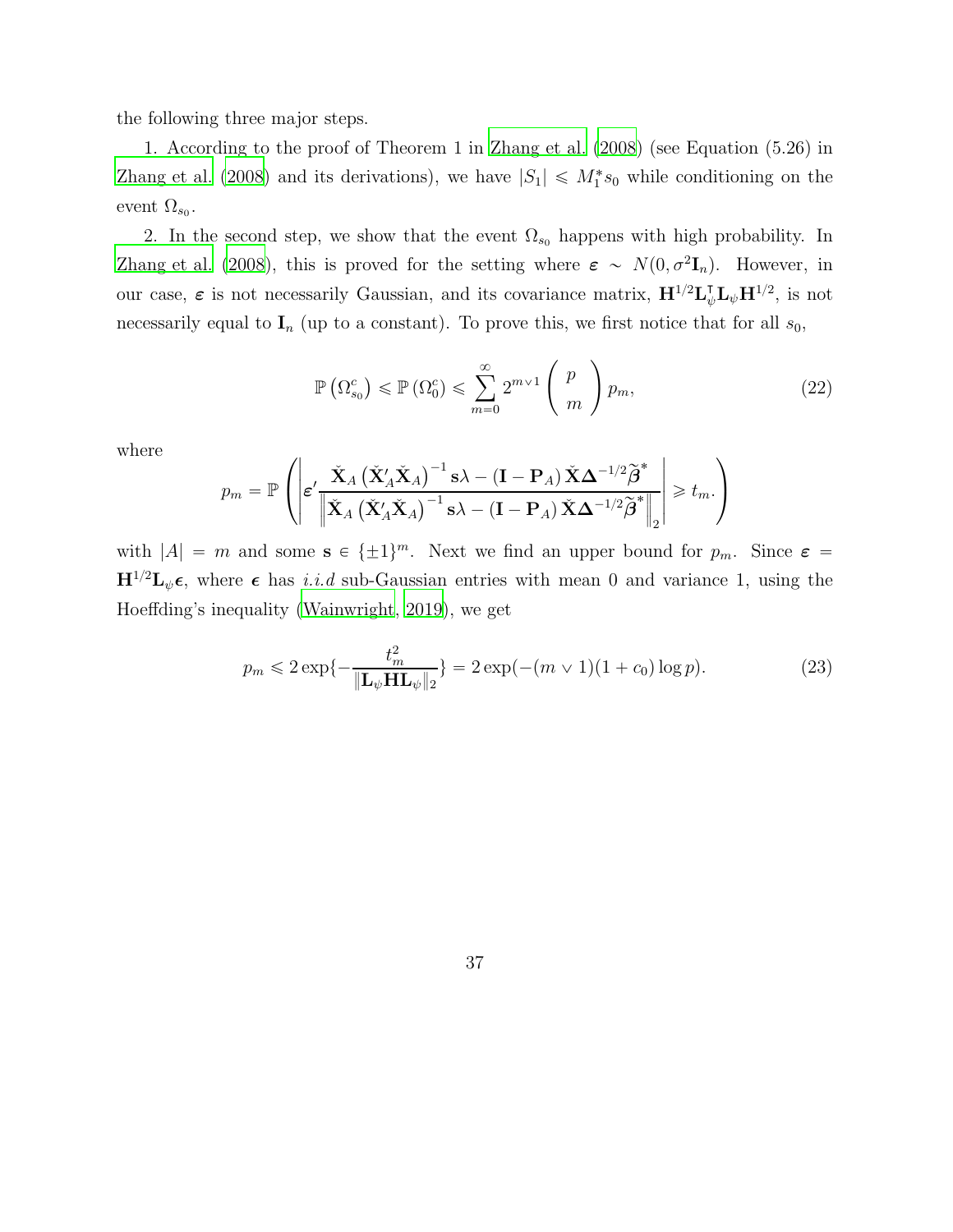the following three major steps.

1. According to the proof of Theorem 1 in Zhang et al. (2008) (see Equation (5.26) in Zhang et al. (2008) and its derivations), we have $|S_1| \leqslant M_1^* s_0$ while conditioning on the event $\Omega_{s_0}$.

2. In the second step, we show that the event $\Omega_{s_0}$ happens with high probability. In Zhang et al. (2008), this is proved for the setting where $\boldsymbol{\varepsilon} \sim N(0, \sigma^2 \mathbf{I}_n)$. However, in our case, $\boldsymbol{\varepsilon}$ is not necessarily Gaussian, and its covariance matrix, $\mathbf{H}^{1/2}\mathbf{L}_\psi^\intercal \mathbf{L}_\psi \mathbf{H}^{1/2}$, is not necessarily equal to $\mathbf{I}_n$ (up to a constant). To prove this, we first notice that for all $s_0$,

$$\mathbb{P}\left(\Omega_{s_0}^c\right) \leqslant \mathbb{P}\left(\Omega_0^c\right) \leqslant \sum_{m=0}^{\infty} 2^{m \vee 1} \begin{pmatrix} p \\ m \end{pmatrix} p_m, \tag{22}$$

where

$$p_m = \mathbb{P}\left(\left|\boldsymbol{\varepsilon}' \frac{\check{\mathbf{X}}_A\left(\check{\mathbf{X}}_A'\check{\mathbf{X}}_A\right)^{-1}\mathbf{s}\lambda - \left(\mathbf{I} - \mathbf{P}_A\right)\check{\mathbf{X}}\boldsymbol{\Delta}^{-1/2}\widetilde{\boldsymbol{\beta}}^*}{\left\|\check{\mathbf{X}}_A\left(\check{\mathbf{X}}_A'\check{\mathbf{X}}_A\right)^{-1}\mathbf{s}\lambda - \left(\mathbf{I} - \mathbf{P}_A\right)\check{\mathbf{X}}\boldsymbol{\Delta}^{-1/2}\widetilde{\boldsymbol{\beta}}^*\right\|_2}\right| \geqslant t_m.\right)$$

with $|A| = m$ and some $\mathbf{s} \in \{\pm 1\}^m$. Next we find an upper bound for $p_m$. Since $\boldsymbol{\varepsilon} = \mathbf{H}^{1/2}\mathbf{L}_\psi \boldsymbol{\epsilon}$, where $\boldsymbol{\epsilon}$ has *i.i.d* sub-Gaussian entries with mean 0 and variance 1, using the Hoeffding's inequality (Wainwright, 2019), we get

$$p_m \leqslant 2\exp\{-\frac{t_m^2}{\|\mathbf{L}_\psi \mathbf{H} \mathbf{L}_\psi\|_2}\} = 2\exp(-(m \vee 1)(1 + c_0)\log p). \tag{23}$$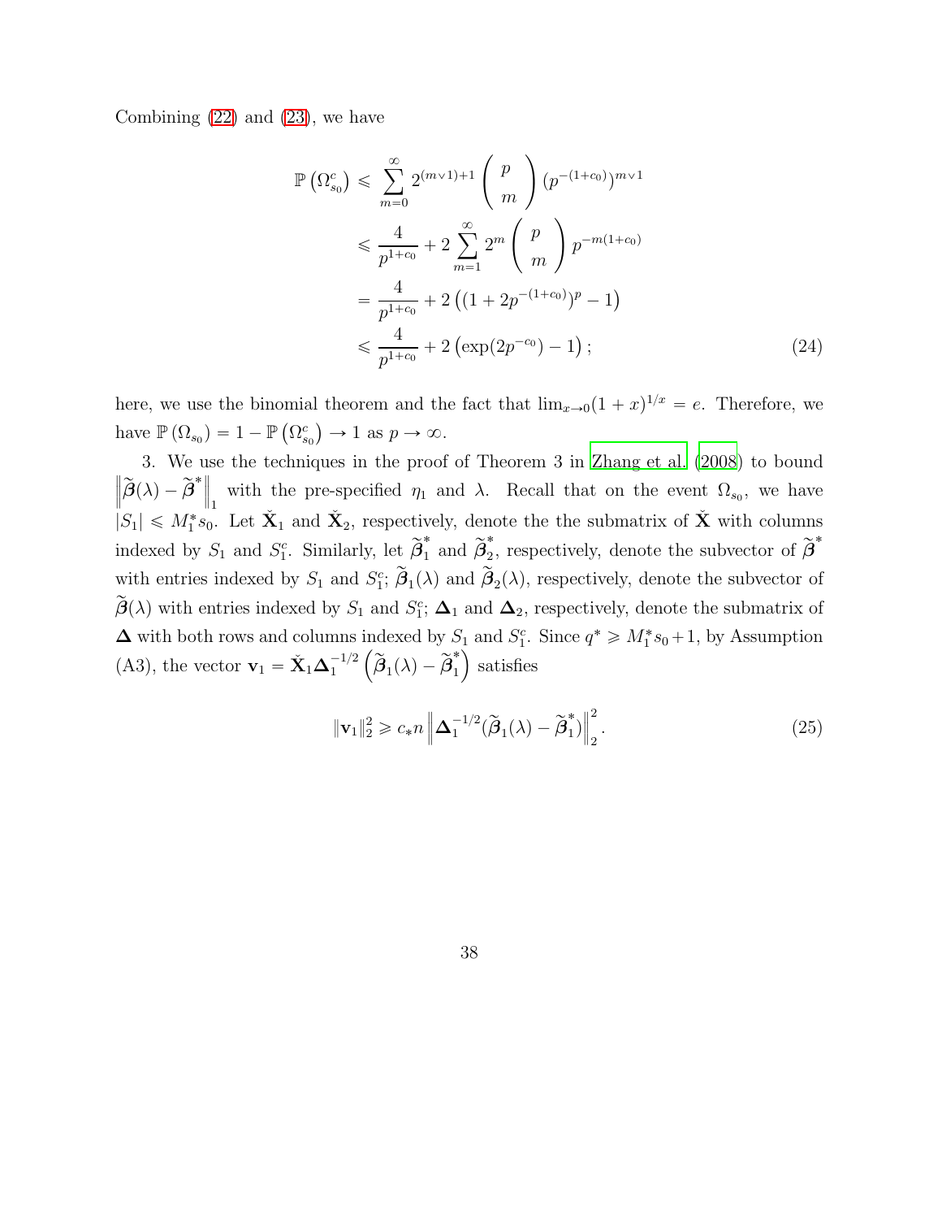Combining (22) and (23), we have

$$
\begin{aligned}
\mathbb{P}\left(\Omega_{s_0}^c\right) &\leqslant \sum_{m=0}^{\infty} 2^{(m\vee 1)+1} \binom{p}{m} (p^{-(1+c_0)})^{m\vee 1} \\
&\leqslant \frac{4}{p^{1+c_0}} + 2\sum_{m=1}^{\infty} 2^m \binom{p}{m} p^{-m(1+c_0)} \\
&= \frac{4}{p^{1+c_0}} + 2\left((1+2p^{-(1+c_0)})^p - 1\right) \\
&\leqslant \frac{4}{p^{1+c_0}} + 2\left(\exp(2p^{-c_0}) - 1\right); \qquad (24)
\end{aligned}
$$

here, we use the binomial theorem and the fact that $\lim_{x\to 0}(1+x)^{1/x} = e$. Therefore, we have $\mathbb{P}\left(\Omega_{s_0}\right) = 1 - \mathbb{P}\left(\Omega_{s_0}^c\right) \to 1$ as $p \to \infty$.

3. We use the techniques in the proof of Theorem 3 in Zhang et al. (2008) to bound $\left\|\widetilde{\boldsymbol{\beta}}(\lambda) - \widetilde{\boldsymbol{\beta}}^*\right\|_1$ with the pre-specified $\eta_1$ and $\lambda$. Recall that on the event $\Omega_{s_0}$, we have $|S_1| \leqslant M_1^* s_0$. Let $\check{\mathbf{X}}_1$ and $\check{\mathbf{X}}_2$, respectively, denote the the submatrix of $\check{\mathbf{X}}$ with columns indexed by $S_1$ and $S_1^c$. Similarly, let $\widetilde{\boldsymbol{\beta}}_1^*$ and $\widetilde{\boldsymbol{\beta}}_2^*$, respectively, denote the subvector of $\widetilde{\boldsymbol{\beta}}^*$ with entries indexed by $S_1$ and $S_1^c$; $\widetilde{\boldsymbol{\beta}}_1(\lambda)$ and $\widetilde{\boldsymbol{\beta}}_2(\lambda)$, respectively, denote the subvector of $\widetilde{\boldsymbol{\beta}}(\lambda)$ with entries indexed by $S_1$ and $S_1^c$; $\boldsymbol{\Delta}_1$ and $\boldsymbol{\Delta}_2$, respectively, denote the submatrix of $\boldsymbol{\Delta}$ with both rows and columns indexed by $S_1$ and $S_1^c$. Since $q^* \geqslant M_1^* s_0 + 1$, by Assumption (A3), the vector $\mathbf{v}_1 = \check{\mathbf{X}}_1 \boldsymbol{\Delta}_1^{-1/2}\left(\widetilde{\boldsymbol{\beta}}_1(\lambda) - \widetilde{\boldsymbol{\beta}}_1^*\right)$ satisfies

$$
\|\mathbf{v}_1\|_2^2 \geqslant c_* n \left\|\boldsymbol{\Delta}_1^{-1/2}(\widetilde{\boldsymbol{\beta}}_1(\lambda) - \widetilde{\boldsymbol{\beta}}_1^*)\right\|_2^2. \qquad (25)
$$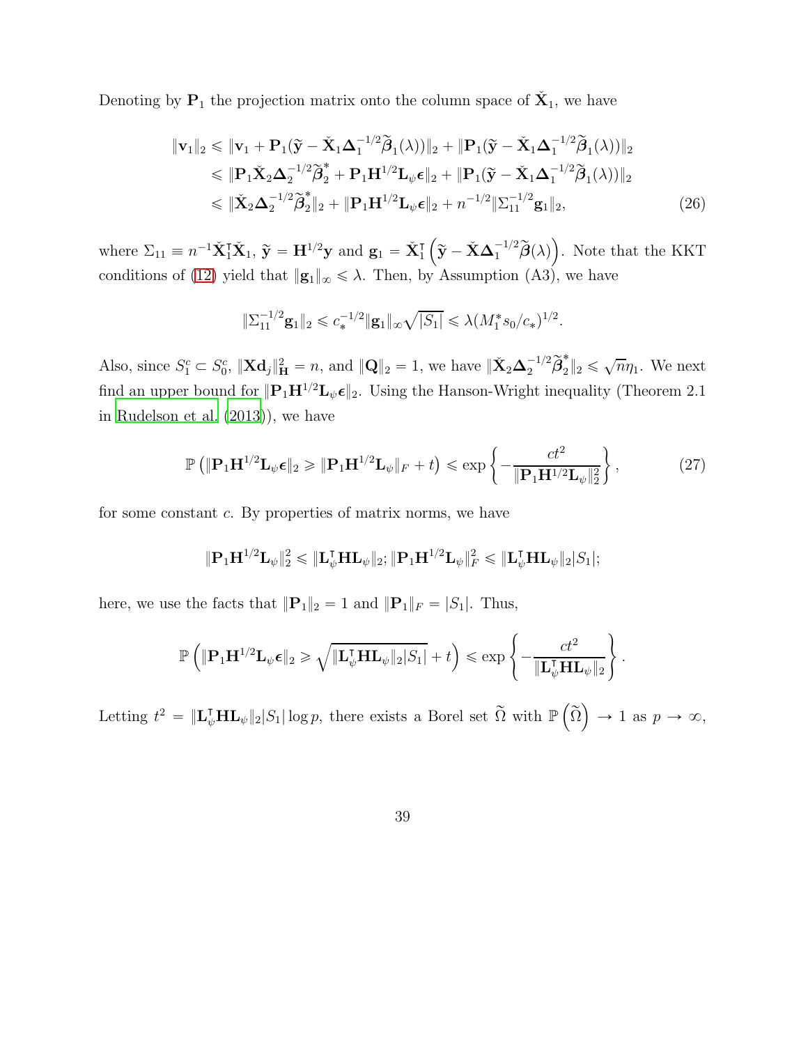Denoting by $\mathbf{P}_1$ the projection matrix onto the column space of $\check{\mathbf{X}}_1$, we have

$$
\begin{aligned}
\|\mathbf{v}_1\|_2 &\leqslant \|\mathbf{v}_1 + \mathbf{P}_1(\widetilde{\mathbf{y}} - \check{\mathbf{X}}_1\boldsymbol{\Delta}_1^{-1/2}\widetilde{\boldsymbol{\beta}}_1(\lambda))\|_2 + \|\mathbf{P}_1(\widetilde{\mathbf{y}} - \check{\mathbf{X}}_1\boldsymbol{\Delta}_1^{-1/2}\widetilde{\boldsymbol{\beta}}_1(\lambda))\|_2 \\
&\leqslant \|\mathbf{P}_1\check{\mathbf{X}}_2\boldsymbol{\Delta}_2^{-1/2}\widetilde{\boldsymbol{\beta}}_2^* + \mathbf{P}_1\mathbf{H}^{1/2}\mathbf{L}_\psi\boldsymbol{\epsilon}\|_2 + \|\mathbf{P}_1(\widetilde{\mathbf{y}} - \check{\mathbf{X}}_1\boldsymbol{\Delta}_1^{-1/2}\widetilde{\boldsymbol{\beta}}_1(\lambda))\|_2 \\
&\leqslant \|\check{\mathbf{X}}_2\boldsymbol{\Delta}_2^{-1/2}\widetilde{\boldsymbol{\beta}}_2^*\|_2 + \|\mathbf{P}_1\mathbf{H}^{1/2}\mathbf{L}_\psi\boldsymbol{\epsilon}\|_2 + n^{-1/2}\|\Sigma_{11}^{-1/2}\mathbf{g}_1\|_2,
\end{aligned} \tag{26}
$$

where $\Sigma_{11} \equiv n^{-1}\check{\mathbf{X}}_1^\intercal\check{\mathbf{X}}_1$, $\widetilde{\mathbf{y}} = \mathbf{H}^{1/2}\mathbf{y}$ and $\mathbf{g}_1 = \check{\mathbf{X}}_1^\intercal\left(\widetilde{\mathbf{y}} - \check{\mathbf{X}}\boldsymbol{\Delta}_1^{-1/2}\widetilde{\boldsymbol{\beta}}(\lambda)\right)$. Note that the KKT conditions of (12) yield that $\|\mathbf{g}_1\|_\infty \leqslant \lambda$. Then, by Assumption (A3), we have

$$
\|\Sigma_{11}^{-1/2}\mathbf{g}_1\|_2 \leqslant c_*^{-1/2}\|\mathbf{g}_1\|_\infty\sqrt{|S_1|} \leqslant \lambda(M_1^* s_0/c_*)^{1/2}.
$$

Also, since $S_1^c \subset S_0^c$, $\|\mathbf{X}\mathbf{d}_j\|_{\mathbf{H}}^2 = n$, and $\|\mathbf{Q}\|_2 = 1$, we have $\|\check{\mathbf{X}}_2\boldsymbol{\Delta}_2^{-1/2}\widetilde{\boldsymbol{\beta}}_2^*\|_2 \leqslant \sqrt{n}\eta_1$. We next find an upper bound for $\|\mathbf{P}_1\mathbf{H}^{1/2}\mathbf{L}_\psi\boldsymbol{\epsilon}\|_2$. Using the Hanson-Wright inequality (Theorem 2.1 in Rudelson et al. (2013)), we have

$$
\mathbb{P}\left(\|\mathbf{P}_1\mathbf{H}^{1/2}\mathbf{L}_\psi\boldsymbol{\epsilon}\|_2 \geqslant \|\mathbf{P}_1\mathbf{H}^{1/2}\mathbf{L}_\psi\|_F + t\right) \leqslant \exp\left\{-\frac{ct^2}{\|\mathbf{P}_1\mathbf{H}^{1/2}\mathbf{L}_\psi\|_2^2}\right\}, \tag{27}
$$

for some constant $c$. By properties of matrix norms, we have

$$
\|\mathbf{P}_1\mathbf{H}^{1/2}\mathbf{L}_\psi\|_2^2 \leqslant \|\mathbf{L}_\psi^\intercal\mathbf{H}\mathbf{L}_\psi\|_2; \|\mathbf{P}_1\mathbf{H}^{1/2}\mathbf{L}_\psi\|_F^2 \leqslant \|\mathbf{L}_\psi^\intercal\mathbf{H}\mathbf{L}_\psi\|_2|S_1|;
$$

here, we use the facts that $\|\mathbf{P}_1\|_2 = 1$ and $\|\mathbf{P}_1\|_F = |S_1|$. Thus,

$$
\mathbb{P}\left(\|\mathbf{P}_1\mathbf{H}^{1/2}\mathbf{L}_\psi\boldsymbol{\epsilon}\|_2 \geqslant \sqrt{\|\mathbf{L}_\psi^\intercal\mathbf{H}\mathbf{L}_\psi\|_2|S_1|} + t\right) \leqslant \exp\left\{-\frac{ct^2}{\|\mathbf{L}_\psi^\intercal\mathbf{H}\mathbf{L}_\psi\|_2}\right\}.
$$

Letting $t^2 = \|\mathbf{L}_\psi^\intercal\mathbf{H}\mathbf{L}_\psi\|_2|S_1|\log p$, there exists a Borel set $\widetilde{\Omega}$ with $\mathbb{P}\left(\widetilde{\Omega}\right) \to 1$ as $p \to \infty$,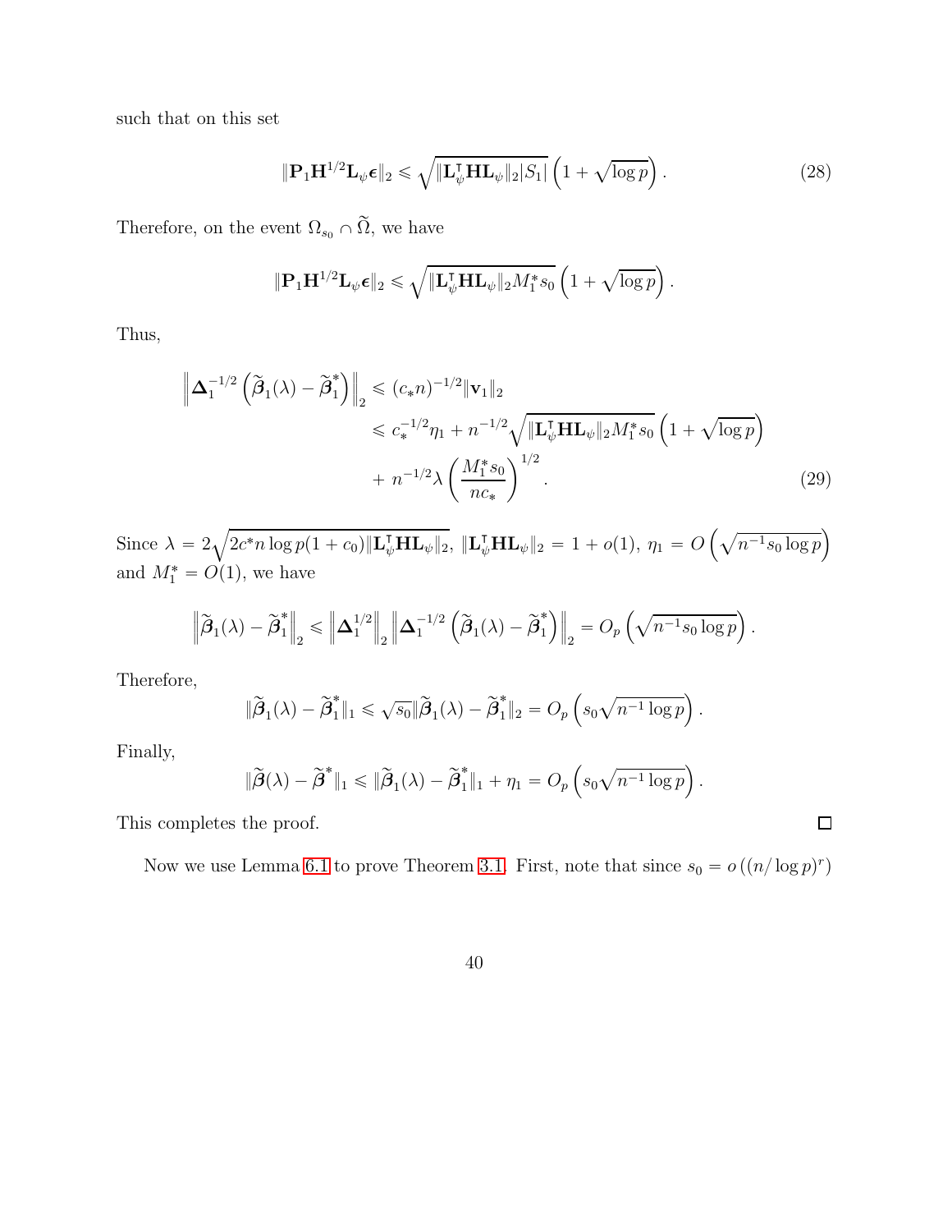such that on this set

$$
\|\mathbf{P}_1 \mathbf{H}^{1/2} \mathbf{L}_\psi \boldsymbol{\epsilon}\|_2 \leqslant \sqrt{\|\mathbf{L}_\psi^\intercal \mathbf{H} \mathbf{L}_\psi\|_2 |S_1|} \left(1 + \sqrt{\log p}\right). \tag{28}
$$

Therefore, on the event $\Omega_{s_0} \cap \widetilde{\Omega}$, we have

$$
\|\mathbf{P}_1 \mathbf{H}^{1/2} \mathbf{L}_\psi \boldsymbol{\epsilon}\|_2 \leqslant \sqrt{\|\mathbf{L}_\psi^\intercal \mathbf{H} \mathbf{L}_\psi\|_2 M_1^* s_0} \left(1 + \sqrt{\log p}\right).
$$

Thus,

$$
\begin{aligned}
\left\|\boldsymbol{\Delta}_1^{-1/2}\left(\widetilde{\boldsymbol{\beta}}_1(\lambda) - \widetilde{\boldsymbol{\beta}}_1^*\right)\right\|_2 &\leqslant (c_* n)^{-1/2} \|\mathbf{v}_1\|_2 \\
&\leqslant c_*^{-1/2} \eta_1 + n^{-1/2} \sqrt{\|\mathbf{L}_\psi^\intercal \mathbf{H} \mathbf{L}_\psi\|_2 M_1^* s_0} \left(1 + \sqrt{\log p}\right) \\
&\quad + n^{-1/2} \lambda \left(\frac{M_1^* s_0}{n c_*}\right)^{1/2}.
\end{aligned} \tag{29}
$$

Since $\lambda = 2\sqrt{2c^* n \log p (1 + c_0) \|\mathbf{L}_\psi^\intercal \mathbf{H} \mathbf{L}_\psi\|_2}$, $\|\mathbf{L}_\psi^\intercal \mathbf{H} \mathbf{L}_\psi\|_2 = 1 + o(1)$, $\eta_1 = O\left(\sqrt{n^{-1} s_0 \log p}\right)$ and $M_1^* = O(1)$, we have

$$
\left\|\widetilde{\boldsymbol{\beta}}_1(\lambda) - \widetilde{\boldsymbol{\beta}}_1^*\right\|_2 \leqslant \left\|\boldsymbol{\Delta}_1^{1/2}\right\|_2 \left\|\boldsymbol{\Delta}_1^{-1/2}\left(\widetilde{\boldsymbol{\beta}}_1(\lambda) - \widetilde{\boldsymbol{\beta}}_1^*\right)\right\|_2 = O_p\left(\sqrt{n^{-1} s_0 \log p}\right).
$$

Therefore,

$$
\|\widetilde{\boldsymbol{\beta}}_1(\lambda) - \widetilde{\boldsymbol{\beta}}_1^*\|_1 \leqslant \sqrt{s_0} \|\widetilde{\boldsymbol{\beta}}_1(\lambda) - \widetilde{\boldsymbol{\beta}}_1^*\|_2 = O_p\left(s_0 \sqrt{n^{-1} \log p}\right).
$$

Finally,

$$
\|\widetilde{\boldsymbol{\beta}}(\lambda) - \widetilde{\boldsymbol{\beta}}^*\|_1 \leqslant \|\widetilde{\boldsymbol{\beta}}_1(\lambda) - \widetilde{\boldsymbol{\beta}}_1^*\|_1 + \eta_1 = O_p\left(s_0 \sqrt{n^{-1} \log p}\right).
$$

This completes the proof. ∎

Now we use Lemma 6.1 to prove Theorem 3.1. First, note that since $s_0 = o\left((n/\log p)^r\right)$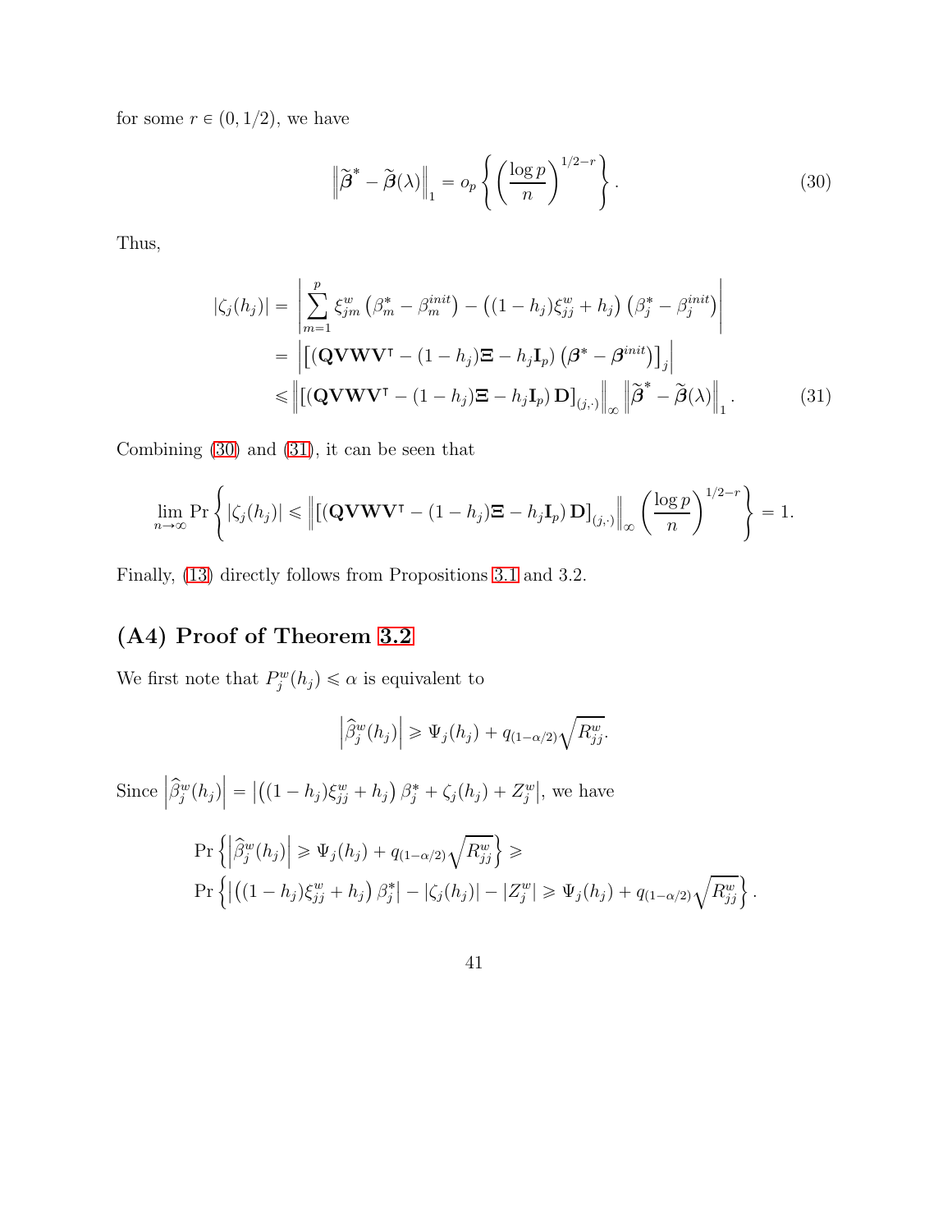for some $r \in (0, 1/2)$, we have

$$
\left\| \widetilde{\boldsymbol{\beta}}^* - \widetilde{\boldsymbol{\beta}}(\lambda) \right\|_1 = o_p \left\{ \left( \frac{\log p}{n} \right)^{1/2-r} \right\}. \tag{30}
$$

Thus,

$$
\begin{aligned}
|\zeta_j(h_j)| &= \left| \sum_{m=1}^{p} \xi_{jm}^w \left( \beta_m^* - \beta_m^{init} \right) - \left( (1-h_j)\xi_{jj}^w + h_j \right) \left( \beta_j^* - \beta_j^{init} \right) \right| \\
&= \left| \left[ \left( \mathbf{QVWV}^\intercal - (1-h_j)\boldsymbol{\Xi} - h_j \mathbf{I}_p \right) \left( \boldsymbol{\beta}^* - \boldsymbol{\beta}^{init} \right) \right]_j \right| \\
&\leqslant \left\| \left[ \left( \mathbf{QVWV}^\intercal - (1-h_j)\boldsymbol{\Xi} - h_j \mathbf{I}_p \right) \mathbf{D} \right]_{(j,\cdot)} \right\|_\infty \left\| \widetilde{\boldsymbol{\beta}}^* - \widetilde{\boldsymbol{\beta}}(\lambda) \right\|_1 .
\end{aligned} \tag{31}
$$

Combining (30) and (31), it can be seen that

$$
\lim_{n\to\infty} \Pr \left\{ |\zeta_j(h_j)| \leqslant \left\| \left[ \left( \mathbf{QVWV}^\intercal - (1-h_j)\boldsymbol{\Xi} - h_j \mathbf{I}_p \right) \mathbf{D} \right]_{(j,\cdot)} \right\|_\infty \left( \frac{\log p}{n} \right)^{1/2-r} \right\} = 1.
$$

Finally, (13) directly follows from Propositions 3.1 and 3.2.

## (A4) Proof of Theorem 3.2

We first note that $P_j^w(h_j) \leqslant \alpha$ is equivalent to

$$
\left| \widehat{\beta}_j^w(h_j) \right| \geqslant \Psi_j(h_j) + q_{(1-\alpha/2)} \sqrt{R_{jj}^w}.
$$

Since $\left| \widehat{\beta}_j^w(h_j) \right| = \left| \left( (1-h_j)\xi_{jj}^w + h_j \right) \beta_j^* + \zeta_j(h_j) + Z_j^w \right|$, we have

$$
\begin{aligned}
&\Pr \left\{ \left| \widehat{\beta}_j^w(h_j) \right| \geqslant \Psi_j(h_j) + q_{(1-\alpha/2)} \sqrt{R_{jj}^w} \right\} \geqslant \\
&\Pr \left\{ \left| \left( (1-h_j)\xi_{jj}^w + h_j \right) \beta_j^* \right| - |\zeta_j(h_j)| - |Z_j^w| \geqslant \Psi_j(h_j) + q_{(1-\alpha/2)} \sqrt{R_{jj}^w} \right\}.
\end{aligned}
$$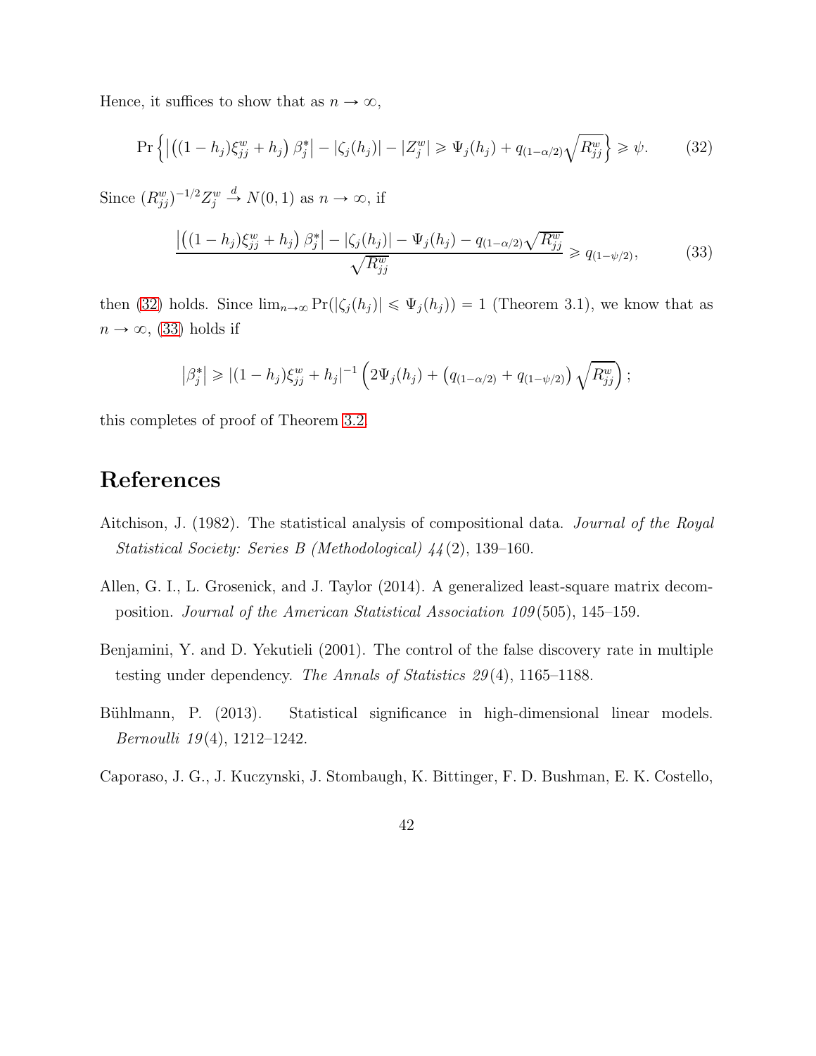Hence, it suffices to show that as $n \to \infty$,

$$\Pr\left\{\left|\left((1-h_j)\xi_{jj}^w + h_j\right)\beta_j^*\right| - |\zeta_j(h_j)| - |Z_j^w| \geqslant \Psi_j(h_j) + q_{(1-\alpha/2)}\sqrt{R_{jj}^w}\right\} \geqslant \psi. \tag{32}$$

Since $(R_{jj}^w)^{-1/2} Z_j^w \xrightarrow{d} N(0,1)$ as $n \to \infty$, if

$$\frac{\left|\left((1-h_j)\xi_{jj}^w + h_j\right)\beta_j^*\right| - |\zeta_j(h_j)| - \Psi_j(h_j) - q_{(1-\alpha/2)}\sqrt{R_{jj}^w}}{\sqrt{R_{jj}^w}} \geqslant q_{(1-\psi/2)}, \tag{33}$$

then (32) holds. Since $\lim_{n\to\infty} \Pr(|\zeta_j(h_j)| \leqslant \Psi_j(h_j)) = 1$ (Theorem 3.1), we know that as $n \to \infty$, (33) holds if

$$\left|\beta_j^*\right| \geqslant |(1-h_j)\xi_{jj}^w + h_j|^{-1}\left(2\Psi_j(h_j) + \left(q_{(1-\alpha/2)} + q_{(1-\psi/2)}\right)\sqrt{R_{jj}^w}\right);$$

this completes of proof of Theorem 3.2.

# References

Aitchison, J. (1982). The statistical analysis of compositional data. *Journal of the Royal Statistical Society: Series B (Methodological) 44*(2), 139–160.

Allen, G. I., L. Grosenick, and J. Taylor (2014). A generalized least-square matrix decomposition. *Journal of the American Statistical Association 109*(505), 145–159.

Benjamini, Y. and D. Yekutieli (2001). The control of the false discovery rate in multiple testing under dependency. *The Annals of Statistics 29*(4), 1165–1188.

Bühlmann, P. (2013). Statistical significance in high-dimensional linear models. *Bernoulli 19*(4), 1212–1242.

Caporaso, J. G., J. Kuczynski, J. Stombaugh, K. Bittinger, F. D. Bushman, E. K. Costello,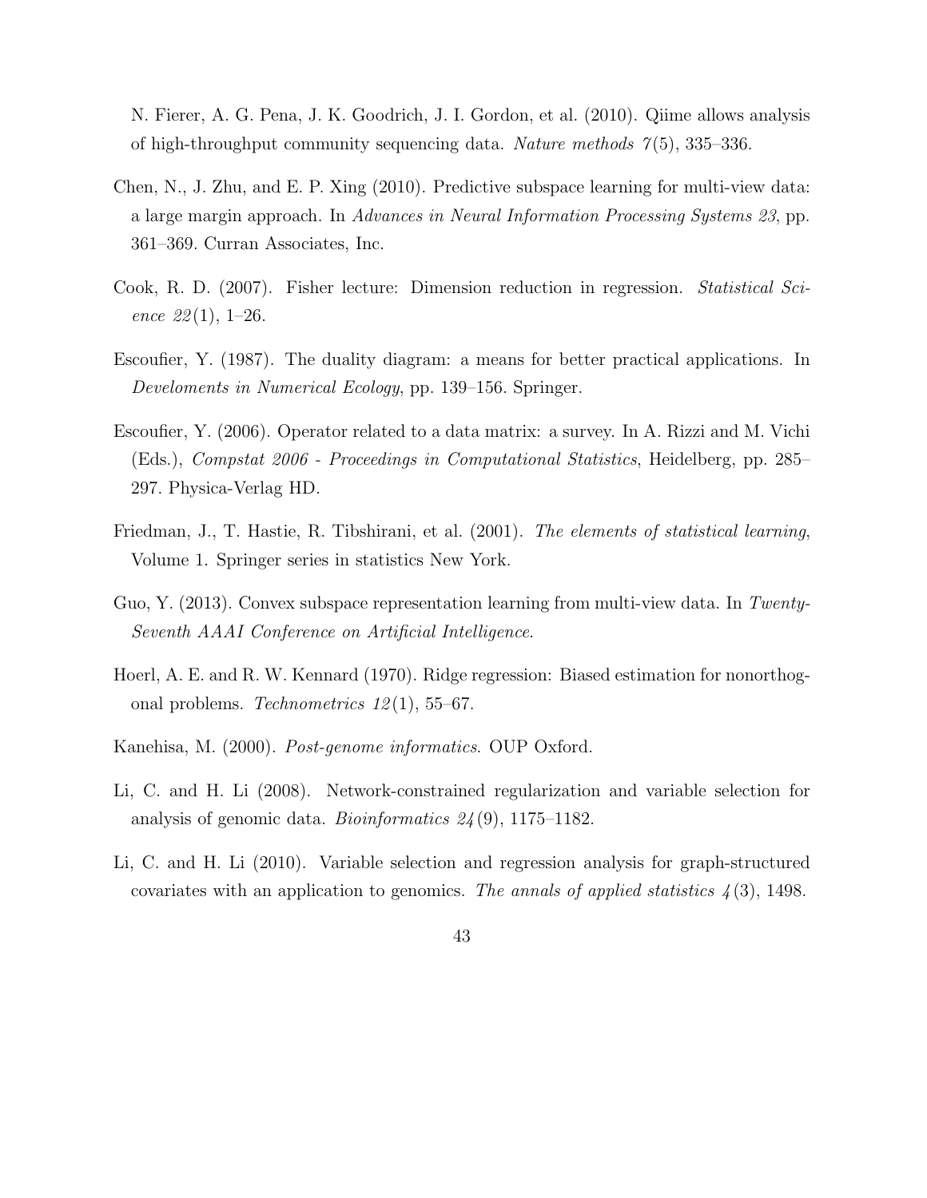N. Fierer, A. G. Pena, J. K. Goodrich, J. I. Gordon, et al. (2010). Qiime allows analysis of high-throughput community sequencing data. *Nature methods 7*(5), 335–336.

Chen, N., J. Zhu, and E. P. Xing (2010). Predictive subspace learning for multi-view data: a large margin approach. In *Advances in Neural Information Processing Systems 23*, pp. 361–369. Curran Associates, Inc.

Cook, R. D. (2007). Fisher lecture: Dimension reduction in regression. *Statistical Science 22*(1), 1–26.

Escoufier, Y. (1987). The duality diagram: a means for better practical applications. In *Develoments in Numerical Ecology*, pp. 139–156. Springer.

Escoufier, Y. (2006). Operator related to a data matrix: a survey. In A. Rizzi and M. Vichi (Eds.), *Compstat 2006 - Proceedings in Computational Statistics*, Heidelberg, pp. 285–297. Physica-Verlag HD.

Friedman, J., T. Hastie, R. Tibshirani, et al. (2001). *The elements of statistical learning*, Volume 1. Springer series in statistics New York.

Guo, Y. (2013). Convex subspace representation learning from multi-view data. In *Twenty-Seventh AAAI Conference on Artificial Intelligence*.

Hoerl, A. E. and R. W. Kennard (1970). Ridge regression: Biased estimation for nonorthogonal problems. *Technometrics 12*(1), 55–67.

Kanehisa, M. (2000). *Post-genome informatics*. OUP Oxford.

Li, C. and H. Li (2008). Network-constrained regularization and variable selection for analysis of genomic data. *Bioinformatics 24*(9), 1175–1182.

Li, C. and H. Li (2010). Variable selection and regression analysis for graph-structured covariates with an application to genomics. *The annals of applied statistics 4*(3), 1498.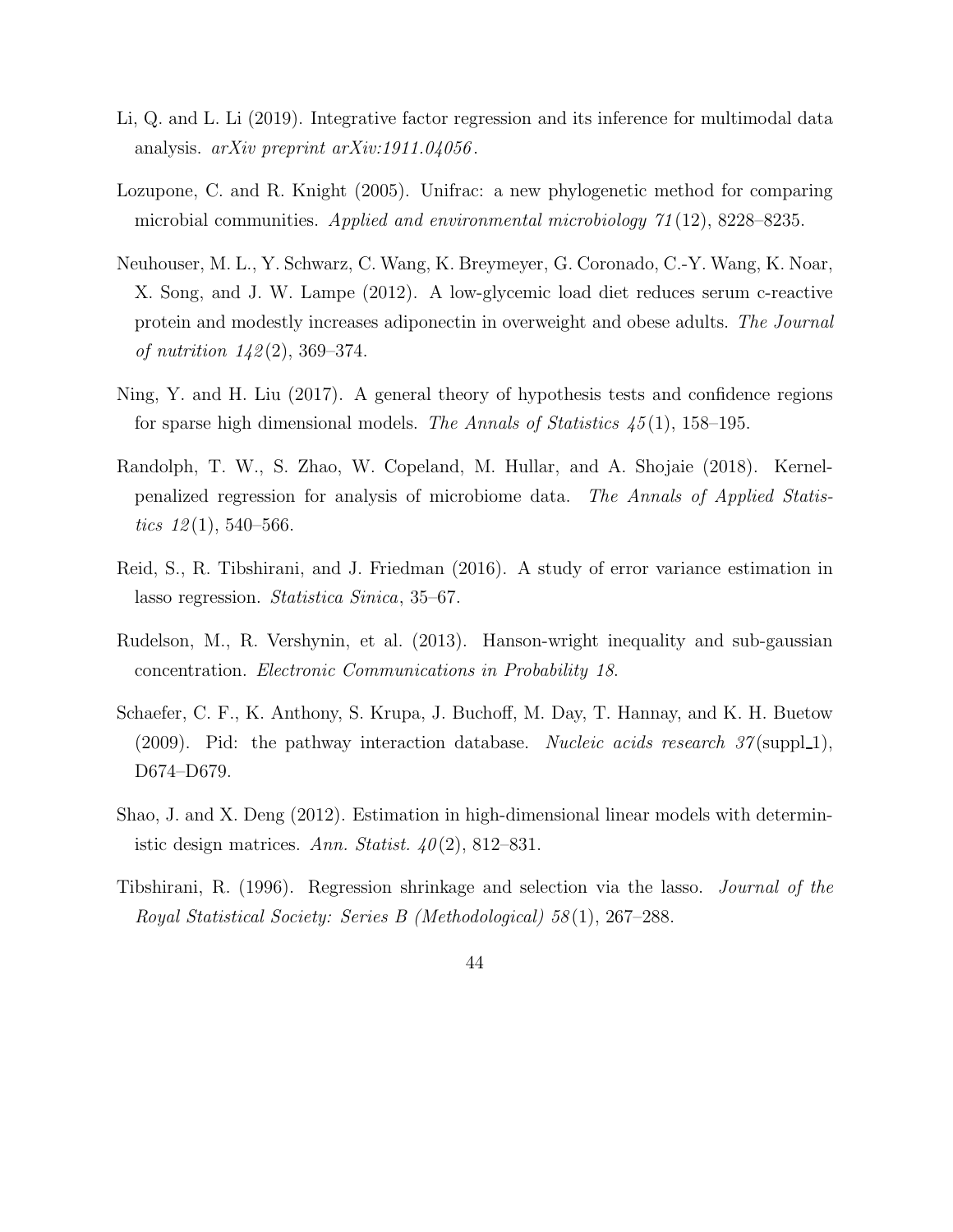Li, Q. and L. Li (2019). Integrative factor regression and its inference for multimodal data analysis. *arXiv preprint arXiv:1911.04056*.

Lozupone, C. and R. Knight (2005). Unifrac: a new phylogenetic method for comparing microbial communities. *Applied and environmental microbiology 71*(12), 8228–8235.

Neuhouser, M. L., Y. Schwarz, C. Wang, K. Breymeyer, G. Coronado, C.-Y. Wang, K. Noar, X. Song, and J. W. Lampe (2012). A low-glycemic load diet reduces serum c-reactive protein and modestly increases adiponectin in overweight and obese adults. *The Journal of nutrition 142*(2), 369–374.

Ning, Y. and H. Liu (2017). A general theory of hypothesis tests and confidence regions for sparse high dimensional models. *The Annals of Statistics 45*(1), 158–195.

Randolph, T. W., S. Zhao, W. Copeland, M. Hullar, and A. Shojaie (2018). Kernel-penalized regression for analysis of microbiome data. *The Annals of Applied Statistics 12*(1), 540–566.

Reid, S., R. Tibshirani, and J. Friedman (2016). A study of error variance estimation in lasso regression. *Statistica Sinica*, 35–67.

Rudelson, M., R. Vershynin, et al. (2013). Hanson-wright inequality and sub-gaussian concentration. *Electronic Communications in Probability 18*.

Schaefer, C. F., K. Anthony, S. Krupa, J. Buchoff, M. Day, T. Hannay, and K. H. Buetow (2009). Pid: the pathway interaction database. *Nucleic acids research 37*(suppl_1), D674–D679.

Shao, J. and X. Deng (2012). Estimation in high-dimensional linear models with deterministic design matrices. *Ann. Statist. 40*(2), 812–831.

Tibshirani, R. (1996). Regression shrinkage and selection via the lasso. *Journal of the Royal Statistical Society: Series B (Methodological) 58*(1), 267–288.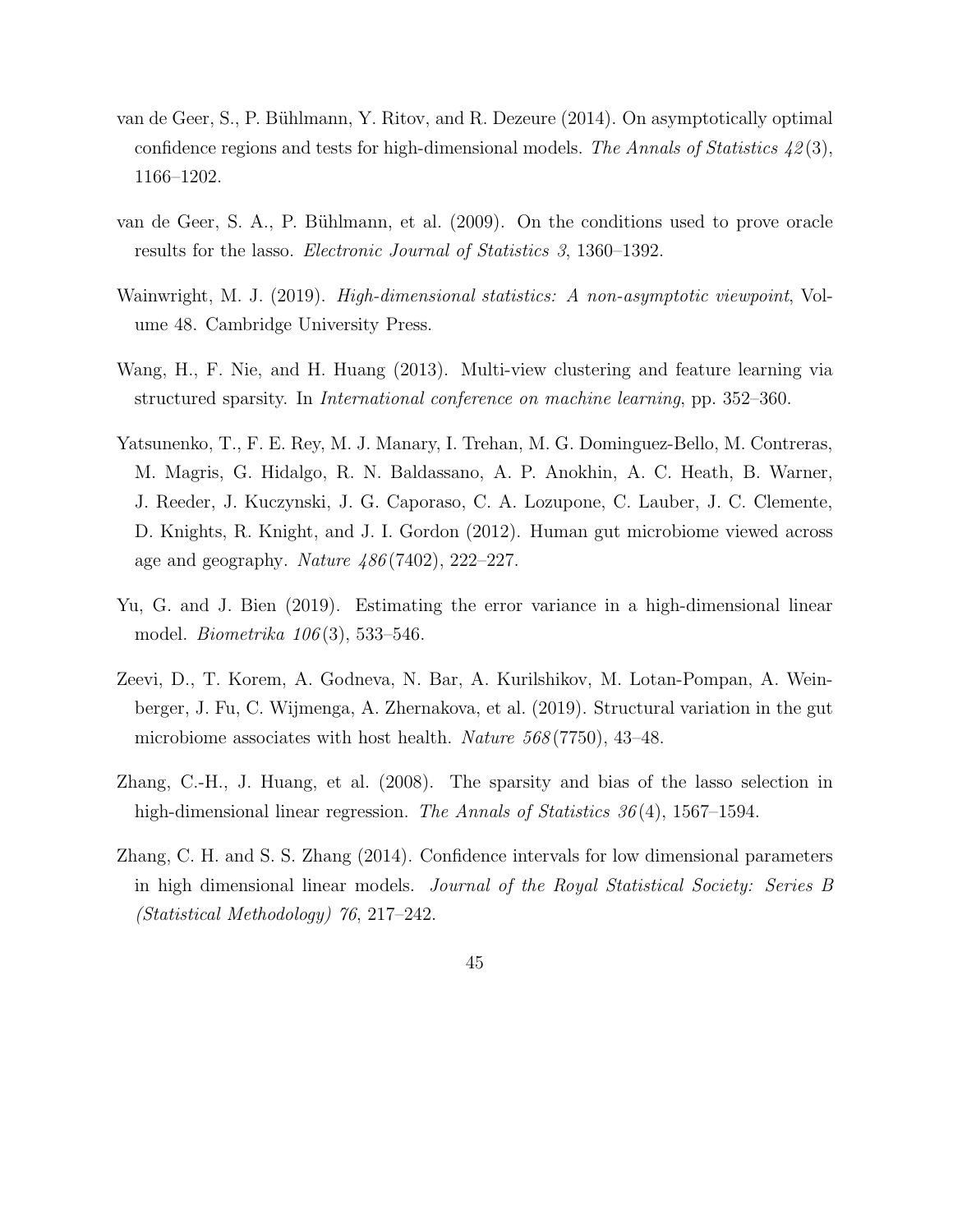van de Geer, S., P. Bühlmann, Y. Ritov, and R. Dezeure (2014). On asymptotically optimal confidence regions and tests for high-dimensional models. *The Annals of Statistics 42*(3), 1166–1202.

van de Geer, S. A., P. Bühlmann, et al. (2009). On the conditions used to prove oracle results for the lasso. *Electronic Journal of Statistics 3*, 1360–1392.

Wainwright, M. J. (2019). *High-dimensional statistics: A non-asymptotic viewpoint*, Volume 48. Cambridge University Press.

Wang, H., F. Nie, and H. Huang (2013). Multi-view clustering and feature learning via structured sparsity. In *International conference on machine learning*, pp. 352–360.

Yatsunenko, T., F. E. Rey, M. J. Manary, I. Trehan, M. G. Dominguez-Bello, M. Contreras, M. Magris, G. Hidalgo, R. N. Baldassano, A. P. Anokhin, A. C. Heath, B. Warner, J. Reeder, J. Kuczynski, J. G. Caporaso, C. A. Lozupone, C. Lauber, J. C. Clemente, D. Knights, R. Knight, and J. I. Gordon (2012). Human gut microbiome viewed across age and geography. *Nature 486*(7402), 222–227.

Yu, G. and J. Bien (2019). Estimating the error variance in a high-dimensional linear model. *Biometrika 106*(3), 533–546.

Zeevi, D., T. Korem, A. Godneva, N. Bar, A. Kurilshikov, M. Lotan-Pompan, A. Weinberger, J. Fu, C. Wijmenga, A. Zhernakova, et al. (2019). Structural variation in the gut microbiome associates with host health. *Nature 568*(7750), 43–48.

Zhang, C.-H., J. Huang, et al. (2008). The sparsity and bias of the lasso selection in high-dimensional linear regression. *The Annals of Statistics 36*(4), 1567–1594.

Zhang, C. H. and S. S. Zhang (2014). Confidence intervals for low dimensional parameters in high dimensional linear models. *Journal of the Royal Statistical Society: Series B (Statistical Methodology) 76*, 217–242.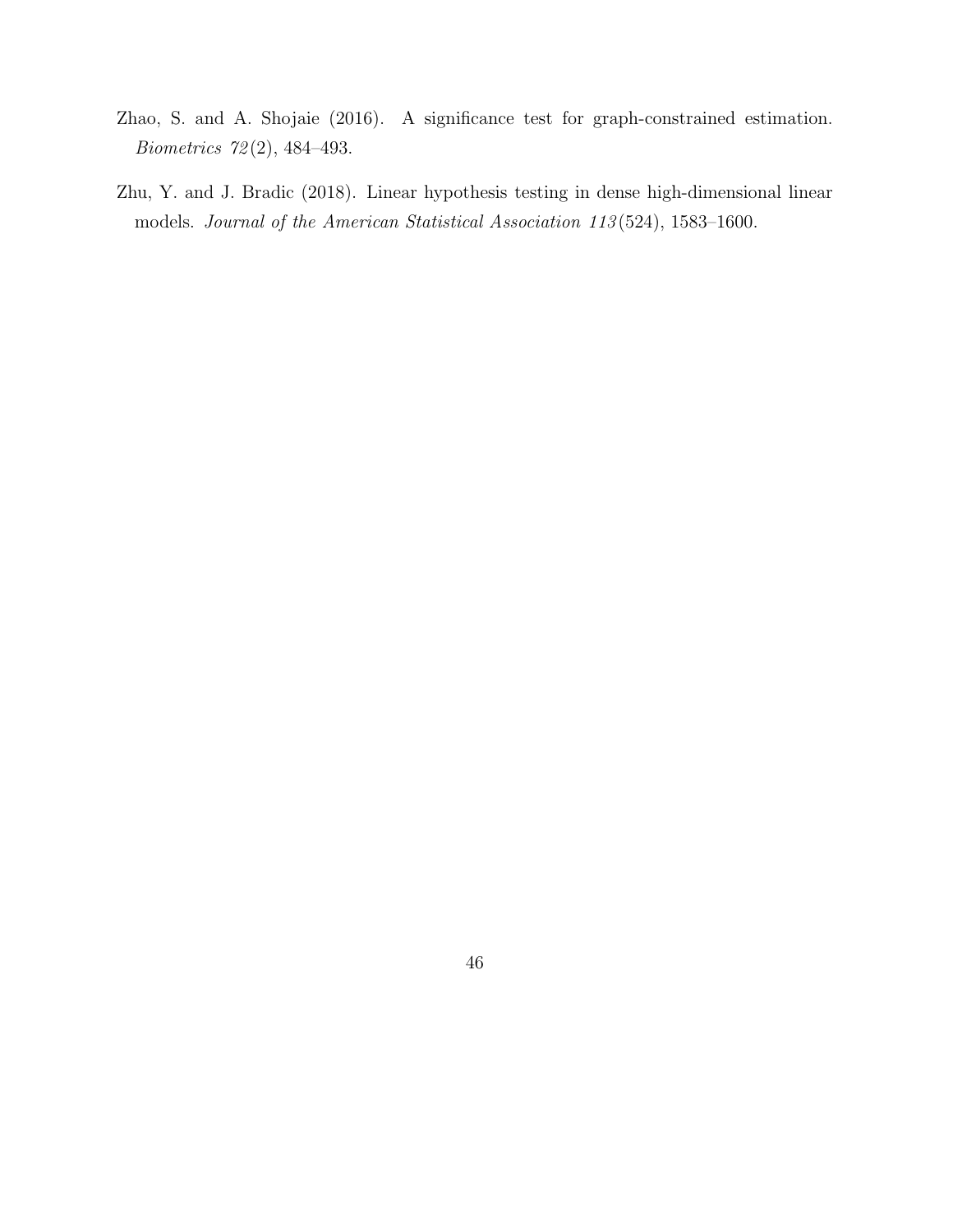Zhao, S. and A. Shojaie (2016). A significance test for graph-constrained estimation. *Biometrics 72*(2), 484–493.

Zhu, Y. and J. Bradic (2018). Linear hypothesis testing in dense high-dimensional linear models. *Journal of the American Statistical Association 113*(524), 1583–1600.